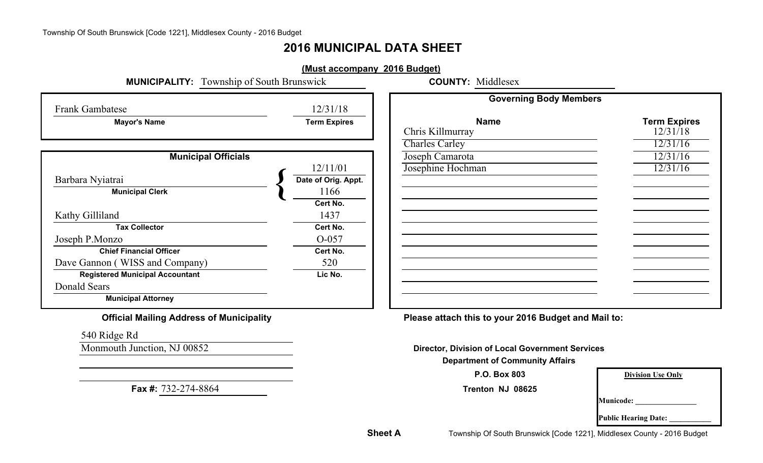# 2016 MUNICIPAL DATA SHEET

**(Must accompany 2016 Budget)**

**MUNICIPALITY:** Township of South Brunswick **COUNTY:** Middlesex

| Mayor's Name | Term Expires |
| --- | --- |
| Frank Gambatese | 12/31/18 |

**Municipal Officials**

| Name | Title | Date / Number |
| --- | --- | --- |
| Barbara Nyiatrai | Municipal Clerk | Date of Orig. Appt.: 12/11/01; Cert No.: 1166 |
| Kathy Gilliland | Tax Collector | Cert No.: 1437 |
| Joseph P.Monzo | Chief Financial Officer | Cert No.: O-057 |
| Dave Gannon ( WISS and Company) | Registered Municipal Accountant | Lic No.: 520 |
| Donald Sears | Municipal Attorney | |

**Governing Body Members**

| Name | Term Expires |
| --- | --- |
| Chris Killmurray | 12/31/18 |
| Charles Carley | 12/31/16 |
| Joseph Camarota | 12/31/16 |
| Josephine Hochman | 12/31/16 |

**Official Mailing Address of Municipality**

540 Ridge Rd
Monmouth Junction, NJ 00852

**Fax #:** 732-274-8864

**Please attach this to your 2016 Budget and Mail to:**

**Director, Division of Local Government Services**
**Department of Community Affairs**
**P.O. Box 803**
**Trenton NJ 08625**

| Division Use Only |
| --- |
| Municode: _______________ |
| Public Hearing Date: ___________ |

**Sheet A**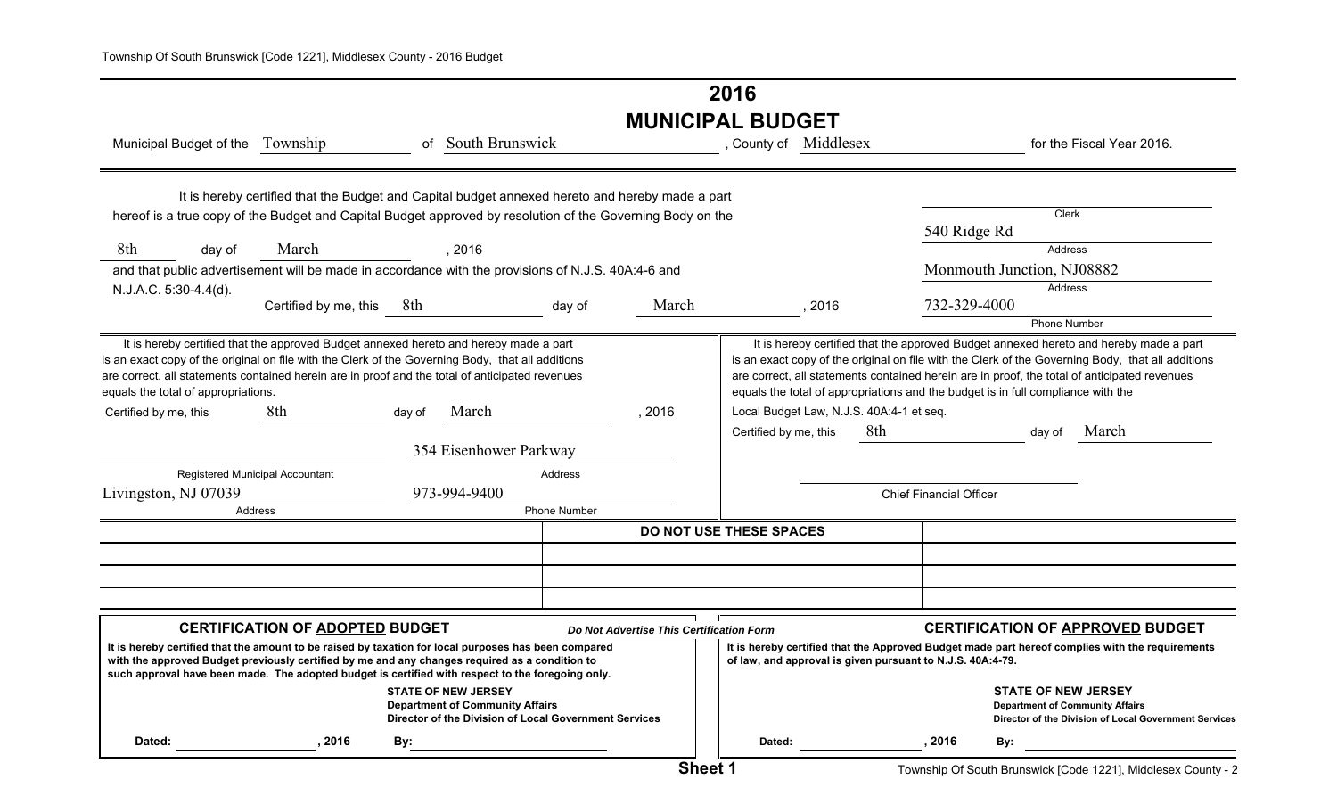# 2016

# MUNICIPAL BUDGET

Municipal Budget of the Township of South Brunswick, County of Middlesex for the Fiscal Year 2016.

It is hereby certified that the Budget and Capital budget annexed hereto and hereby made a part hereof is a true copy of the Budget and Capital Budget approved by resolution of the Governing Body on the 8th day of March, 2016 and that public advertisement will be made in accordance with the provisions of N.J.S. 40A:4-6 and N.J.A.C. 5:30-4.4(d).

Certified by me, this 8th day of March, 2016

Clerk
540 Ridge Rd
Address
Monmouth Junction, NJ08882
Address
732-329-4000
Phone Number

It is hereby certified that the approved Budget annexed hereto and hereby made a part is an exact copy of the original on file with the Clerk of the Governing Body, that all additions are correct, all statements contained herein are in proof and the total of anticipated revenues equals the total of appropriations.

Certified by me, this 8th day of March, 2016

Registered Municipal Accountant
354 Eisenhower Parkway
Address
Livingston, NJ 07039
Address
973-994-9400
Phone Number

It is hereby certified that the approved Budget annexed hereto and hereby made a part is an exact copy of the original on file with the Clerk of the Governing Body, that all additions are correct, all statements contained herein are in proof, the total of anticipated revenues equals the total of appropriations and the budget is in full compliance with the Local Budget Law, N.J.S. 40A:4-1 et seq.

Certified by me, this 8th day of March

Chief Financial Officer

**DO NOT USE THESE SPACES**

### CERTIFICATION OF ADOPTED BUDGET

*Do Not Advertise This Certification Form*

**It is hereby certified that the amount to be raised by taxation for local purposes has been compared with the approved Budget previously certified by me and any changes required as a condition to such approval have been made. The adopted budget is certified with respect to the foregoing only.**

**STATE OF NEW JERSEY**
**Department of Community Affairs**
**Director of the Division of Local Government Services**

**Dated:** ______, 2016 **By:** ______

### CERTIFICATION OF APPROVED BUDGET

**It is hereby certified that the Approved Budget made part hereof complies with the requirements of law, and approval is given pursuant to N.J.S. 40A:4-79.**

**STATE OF NEW JERSEY**
**Department of Community Affairs**
**Director of the Division of Local Government Services**

**Dated:** ______, 2016 **By:** ______

**Sheet 1**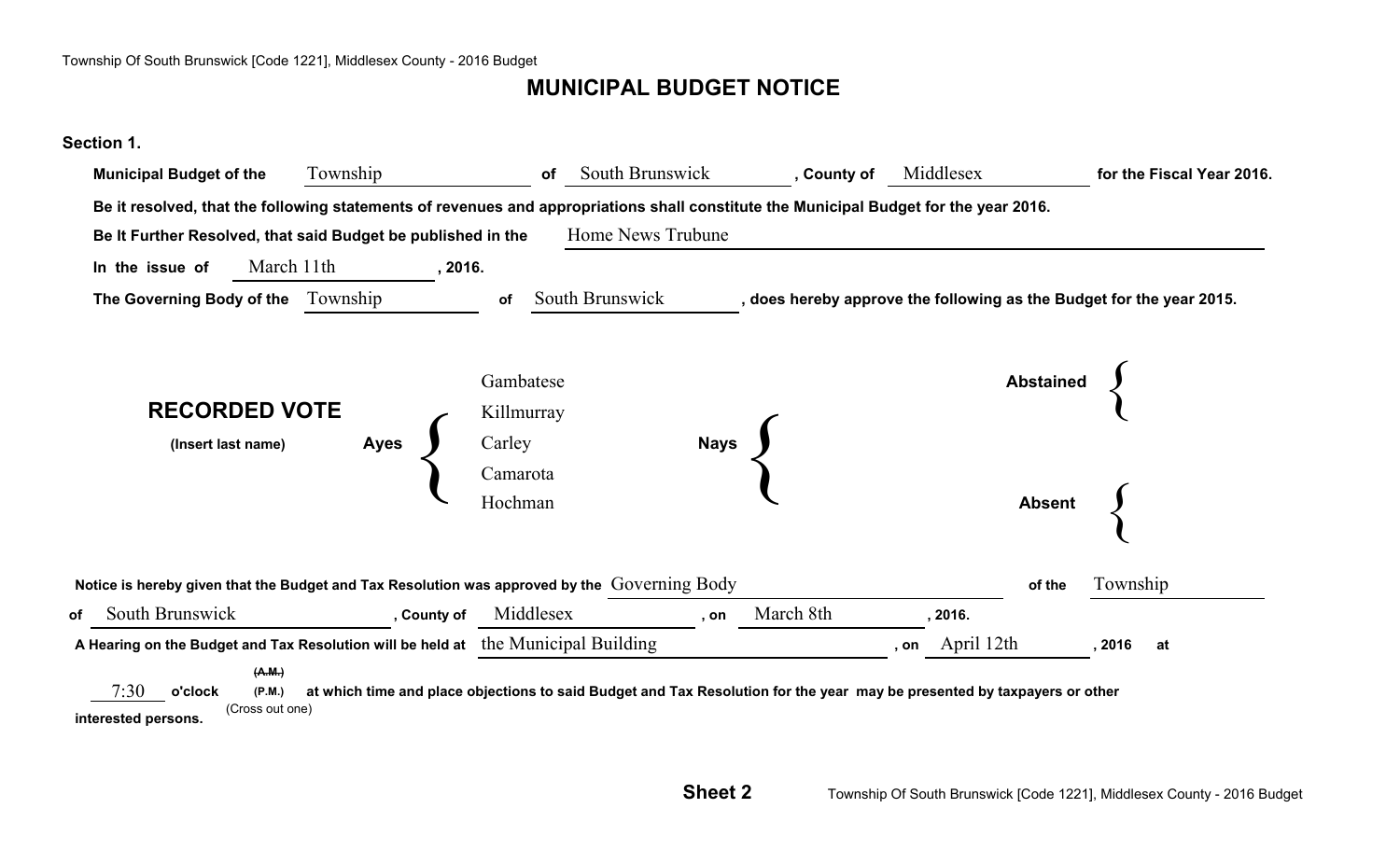# MUNICIPAL BUDGET NOTICE

**Section 1.**

**Municipal Budget of the** Township **of** South Brunswick **, County of** Middlesex **for the Fiscal Year 2016.**

**Be it resolved, that the following statements of revenues and appropriations shall constitute the Municipal Budget for the year 2016.**

**Be It Further Resolved, that said Budget be published in the** Home News Trubune

**In the issue of** March 11th **, 2016.**

**The Governing Body of the** Township **of** South Brunswick **, does hereby approve the following as the Budget for the year 2015.**

**RECORDED VOTE**
**(Insert last name)**

| | |
|---|---|
| **Ayes** | Gambatese<br>Killmurray<br>Carley<br>Camarota<br>Hochman |
| **Nays** | |
| **Abstained** | |
| **Absent** | |

**Notice is hereby given that the Budget and Tax Resolution was approved by the** Governing Body **of the** Township **of** South Brunswick **, County of** Middlesex **, on** March 8th **, 2016.**

**A Hearing on the Budget and Tax Resolution will be held at** the Municipal Building **, on** April 12th **, 2016 at** 7:30 **o'clock** ~~**(A.M.)**~~ **(P.M.)** (Cross out one) **at which time and place objections to said Budget and Tax Resolution for the year may be presented by taxpayers or other interested persons.**

**Sheet 2**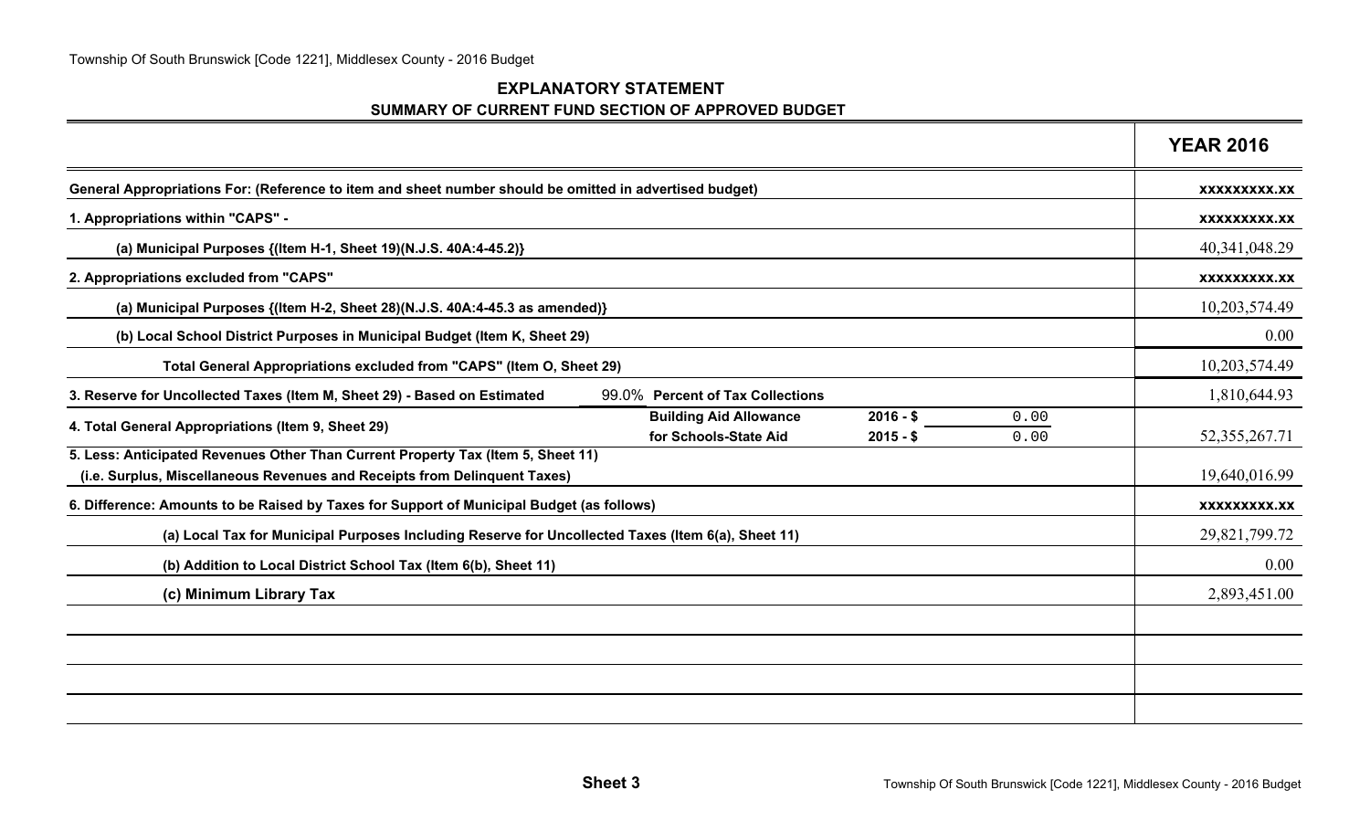## EXPLANATORY STATEMENT

### SUMMARY OF CURRENT FUND SECTION OF APPROVED BUDGET

| | | | | YEAR 2016 |
|---|---|---|---|---|
| General Appropriations For: (Reference to item and sheet number should be omitted in advertised budget) | | | | xxxxxxxxx.xx |
| 1. Appropriations within "CAPS" - | | | | xxxxxxxxx.xx |
| (a) Municipal Purposes {(Item H-1, Sheet 19)(N.J.S. 40A:4-45.2)} | | | | 40,341,048.29 |
| 2. Appropriations excluded from "CAPS" | | | | xxxxxxxxx.xx |
| (a) Municipal Purposes {(Item H-2, Sheet 28)(N.J.S. 40A:4-45.3 as amended)} | | | | 10,203,574.49 |
| (b) Local School District Purposes in Municipal Budget (Item K, Sheet 29) | | | | 0.00 |
| Total General Appropriations excluded from "CAPS" (Item O, Sheet 29) | | | | 10,203,574.49 |
| 3. Reserve for Uncollected Taxes (Item M, Sheet 29) - Based on Estimated | 99.0% Percent of Tax Collections | | | 1,810,644.93 |
| 4. Total General Appropriations (Item 9, Sheet 29) | Building Aid Allowance for Schools-State Aid | 2016 - $<br>2015 - $ | 0.00<br>0.00 | 52,355,267.71 |
| 5. Less: Anticipated Revenues Other Than Current Property Tax (Item 5, Sheet 11) (i.e. Surplus, Miscellaneous Revenues and Receipts from Delinquent Taxes) | | | | 19,640,016.99 |
| 6. Difference: Amounts to be Raised by Taxes for Support of Municipal Budget (as follows) | | | | xxxxxxxxx.xx |
| (a) Local Tax for Municipal Purposes Including Reserve for Uncollected Taxes (Item 6(a), Sheet 11) | | | | 29,821,799.72 |
| (b) Addition to Local District School Tax (Item 6(b), Sheet 11) | | | | 0.00 |
| (c) Minimum Library Tax | | | | 2,893,451.00 |
| | | | | |
| | | | | |
| | | | | |
| | | | | |

**Sheet 3**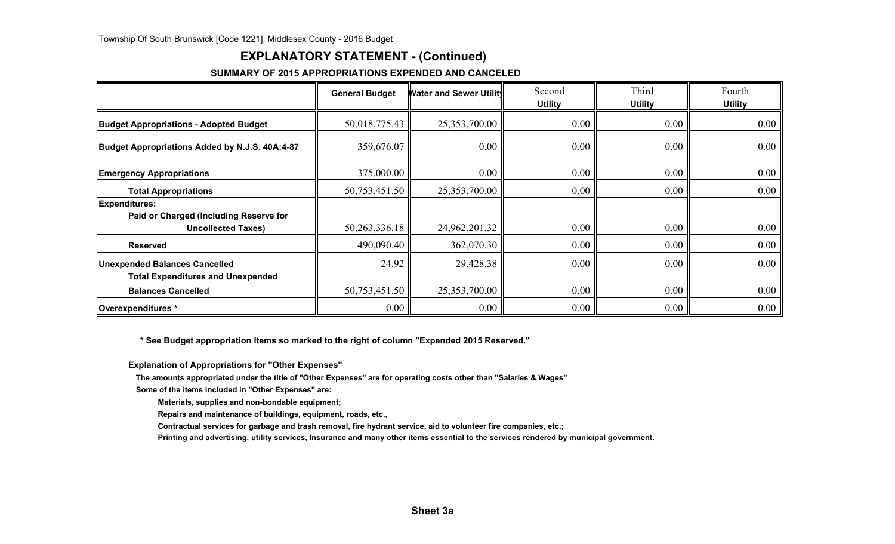## EXPLANATORY STATEMENT - (Continued)

### SUMMARY OF 2015 APPROPRIATIONS EXPENDED AND CANCELED

| | General Budget | Water and Sewer Utility | Second Utility | Third Utility | Fourth Utility |
|---|---|---|---|---|---|
| **Budget Appropriations - Adopted Budget** | 50,018,775.43 | 25,353,700.00 | 0.00 | 0.00 | 0.00 |
| **Budget Appropriations Added by N.J.S. 40A:4-87** | 359,676.07 | 0.00 | 0.00 | 0.00 | 0.00 |
| **Emergency Appropriations** | 375,000.00 | 0.00 | 0.00 | 0.00 | 0.00 |
| **Total Appropriations** | 50,753,451.50 | 25,353,700.00 | 0.00 | 0.00 | 0.00 |
| **Expenditures:** | | | | | |
| **Paid or Charged (Including Reserve for Uncollected Taxes)** | 50,263,336.18 | 24,962,201.32 | 0.00 | 0.00 | 0.00 |
| **Reserved** | 490,090.40 | 362,070.30 | 0.00 | 0.00 | 0.00 |
| **Unexpended Balances Cancelled** | 24.92 | 29,428.38 | 0.00 | 0.00 | 0.00 |
| **Total Expenditures and Unexpended Balances Cancelled** | 50,753,451.50 | 25,353,700.00 | 0.00 | 0.00 | 0.00 |
| **Overexpenditures *** | 0.00 | 0.00 | 0.00 | 0.00 | 0.00 |

**\* See Budget appropriation Items so marked to the right of column "Expended 2015 Reserved."**

**Explanation of Appropriations for "Other Expenses"**

**The amounts appropriated under the title of "Other Expenses" are for operating costs other than "Salaries & Wages"**

**Some of the items included in "Other Expenses" are:**

- **Materials, supplies and non-bondable equipment;**
- **Repairs and maintenance of buildings, equipment, roads, etc.,**
- **Contractual services for garbage and trash removal, fire hydrant service, aid to volunteer fire companies, etc.;**
- **Printing and advertising, utility services, Insurance and many other items essential to the services rendered by municipal government.**

**Sheet 3a**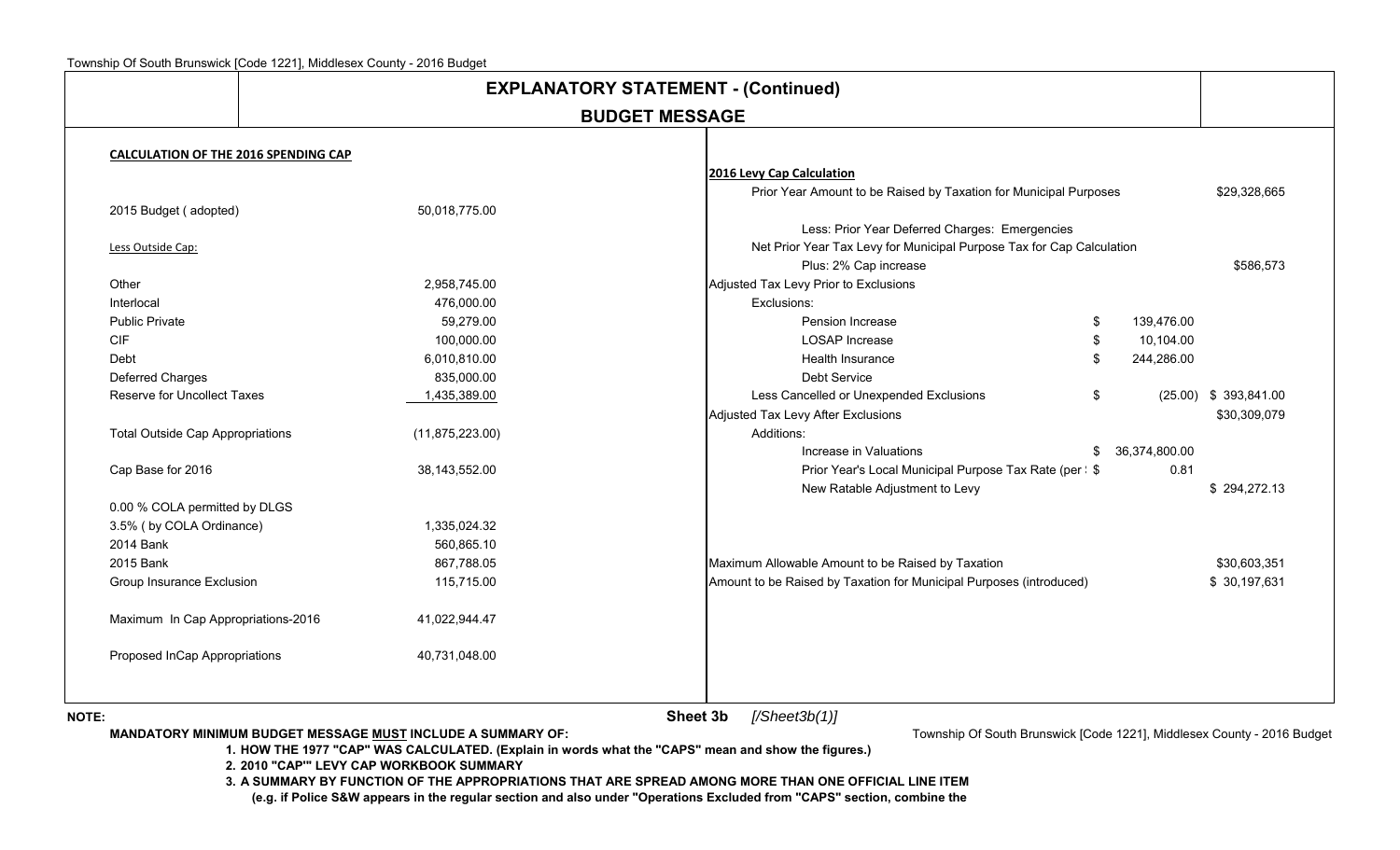# EXPLANATORY STATEMENT - (Continued)

## BUDGET MESSAGE

### CALCULATION OF THE 2016 SPENDING CAP

| | |
|---|---|
| 2015 Budget ( adopted) | 50,018,775.00 |
| Less Outside Cap: | |
| Other | 2,958,745.00 |
| Interlocal | 476,000.00 |
| Public Private | 59,279.00 |
| CIF | 100,000.00 |
| Debt | 6,010,810.00 |
| Deferred Charges | 835,000.00 |
| Reserve for Uncollect Taxes | 1,435,389.00 |
| Total Outside Cap Appropriations | (11,875,223.00) |
| Cap Base for 2016 | 38,143,552.00 |
| 0.00 % COLA permitted by DLGS | |
| 3.5% ( by COLA Ordinance) | 1,335,024.32 |
| 2014 Bank | 560,865.10 |
| 2015 Bank | 867,788.05 |
| Group Insurance Exclusion | 115,715.00 |
| Maximum In Cap Appropriations-2016 | 41,022,944.47 |
| Proposed InCap Appropriations | 40,731,048.00 |

### 2016 Levy Cap Calculation

| | | |
|---|---|---|
| Prior Year Amount to be Raised by Taxation for Municipal Purposes | | $29,328,665 |
| Less: Prior Year Deferred Charges: Emergencies | | |
| Net Prior Year Tax Levy for Municipal Purpose Tax for Cap Calculation | | |
| Plus: 2% Cap increase | | $586,573 |
| Adjusted Tax Levy Prior to Exclusions | | |
| Exclusions: | | |
| Pension Increase | $ 139,476.00 | |
| LOSAP Increase | $ 10,104.00 | |
| Health Insurance | $ 244,286.00 | |
| Debt Service | | |
| Less Cancelled or Unexpended Exclusions | $ (25.00) | $ 393,841.00 |
| Adjusted Tax Levy After Exclusions | | $30,309,079 |
| Additions: | | |
| Increase in Valuations | $ 36,374,800.00 | |
| Prior Year's Local Municipal Purpose Tax Rate (per $ | $ 0.81 | |
| New Ratable Adjustment to Levy | | $ 294,272.13 |
| Maximum Allowable Amount to be Raised by Taxation | | $30,603,351 |
| Amount to be Raised by Taxation for Municipal Purposes (introduced) | | $ 30,197,631 |

**NOTE:**

Sheet 3b *[/Sheet3b(1)]*

**MANDATORY MINIMUM BUDGET MESSAGE MUST INCLUDE A SUMMARY OF:**

1. **HOW THE 1977 "CAP" WAS CALCULATED. (Explain in words what the "CAPS" mean and show the figures.)**
2. **2010 "CAP'" LEVY CAP WORKBOOK SUMMARY**
3. **A SUMMARY BY FUNCTION OF THE APPROPRIATIONS THAT ARE SPREAD AMONG MORE THAN ONE OFFICIAL LINE ITEM (e.g. if Police S&W appears in the regular section and also under "Operations Excluded from "CAPS" section, combine the**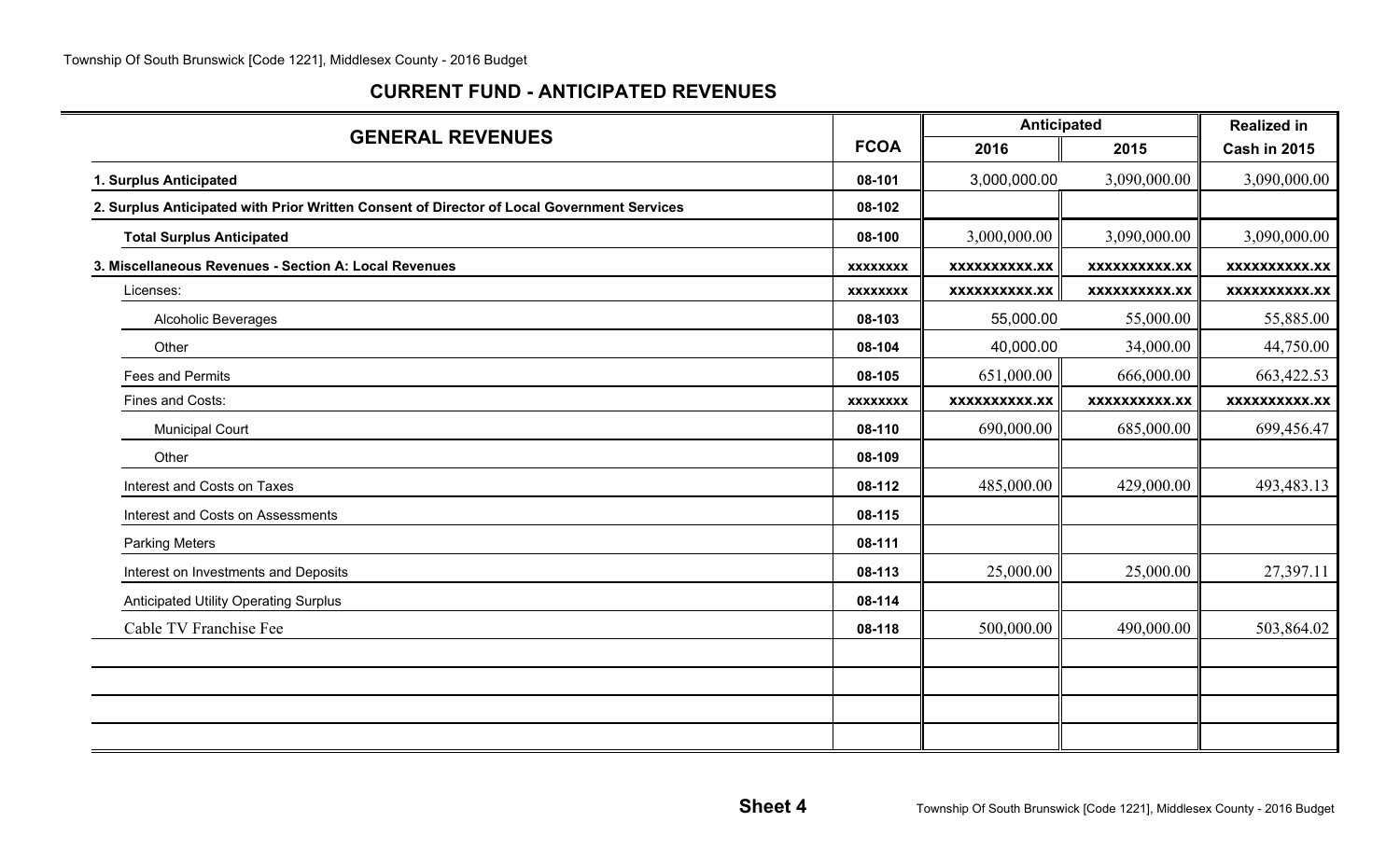## CURRENT FUND - ANTICIPATED REVENUES

| GENERAL REVENUES | FCOA | Anticipated | | Realized in |
|---|---|---|---|---|
| | | 2016 | 2015 | Cash in 2015 |
| **1. Surplus Anticipated** | 08-101 | 3,000,000.00 | 3,090,000.00 | 3,090,000.00 |
| **2. Surplus Anticipated with Prior Written Consent of Director of Local Government Services** | 08-102 | | | |
| **Total Surplus Anticipated** | 08-100 | 3,000,000.00 | 3,090,000.00 | 3,090,000.00 |
| **3. Miscellaneous Revenues - Section A: Local Revenues** | xxxxxxxx | xxxxxxxxxx.xx | xxxxxxxxxx.xx | xxxxxxxxxx.xx |
| Licenses: | xxxxxxxx | xxxxxxxxxx.xx | xxxxxxxxxx.xx | xxxxxxxxxx.xx |
| Alcoholic Beverages | 08-103 | 55,000.00 | 55,000.00 | 55,885.00 |
| Other | 08-104 | 40,000.00 | 34,000.00 | 44,750.00 |
| Fees and Permits | 08-105 | 651,000.00 | 666,000.00 | 663,422.53 |
| Fines and Costs: | xxxxxxxx | xxxxxxxxxx.xx | xxxxxxxxxx.xx | xxxxxxxxxx.xx |
| Municipal Court | 08-110 | 690,000.00 | 685,000.00 | 699,456.47 |
| Other | 08-109 | | | |
| Interest and Costs on Taxes | 08-112 | 485,000.00 | 429,000.00 | 493,483.13 |
| Interest and Costs on Assessments | 08-115 | | | |
| Parking Meters | 08-111 | | | |
| Interest on Investments and Deposits | 08-113 | 25,000.00 | 25,000.00 | 27,397.11 |
| Anticipated Utility Operating Surplus | 08-114 | | | |
| Cable TV Franchise Fee | 08-118 | 500,000.00 | 490,000.00 | 503,864.02 |
| | | | | |
| | | | | |
| | | | | |
| | | | | |

**Sheet 4**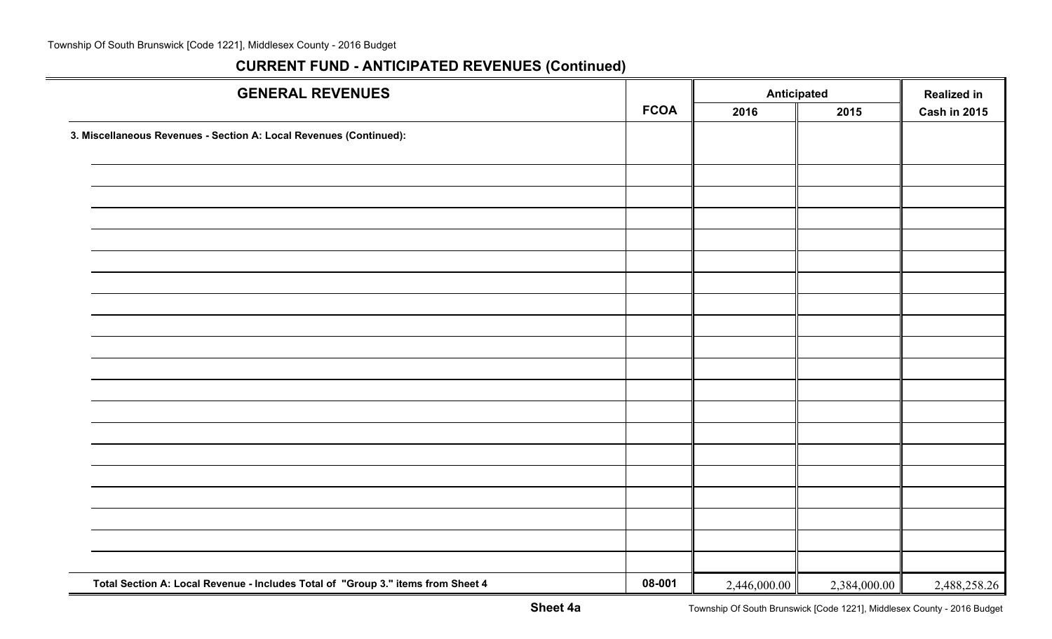## CURRENT FUND - ANTICIPATED REVENUES (Continued)

| GENERAL REVENUES | FCOA | Anticipated | | Realized in |
|---|---|---|---|---|
| | | 2016 | 2015 | Cash in 2015 |
| 3. Miscellaneous Revenues - Section A: Local Revenues (Continued): | | | | |
| | | | | |
| | | | | |
| | | | | |
| | | | | |
| | | | | |
| | | | | |
| | | | | |
| | | | | |
| | | | | |
| | | | | |
| | | | | |
| | | | | |
| | | | | |
| | | | | |
| | | | | |
| | | | | |
| | | | | |
| | | | | |
| | | | | |
| | | | | |
| Total Section A: Local Revenue - Includes Total of "Group 3." items from Sheet 4 | 08-001 | 2,446,000.00 | 2,384,000.00 | 2,488,258.26 |

**Sheet 4a**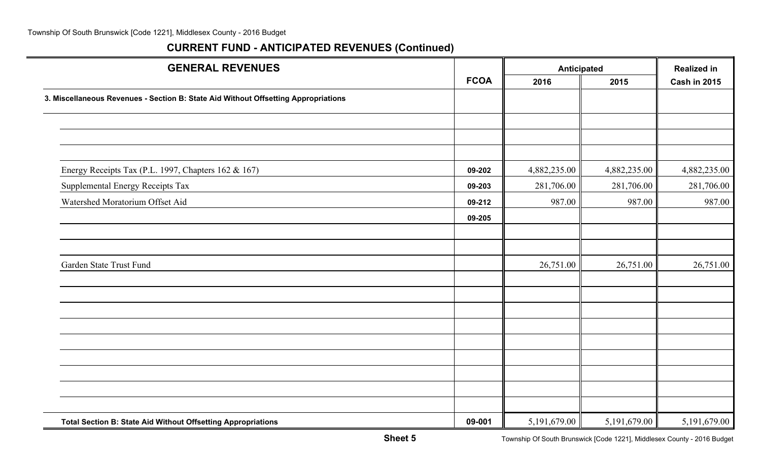## CURRENT FUND - ANTICIPATED REVENUES (Continued)

| GENERAL REVENUES | FCOA | Anticipated | | Realized in |
|---|---|---|---|---|
| | | 2016 | 2015 | Cash in 2015 |
| **3. Miscellaneous Revenues - Section B: State Aid Without Offsetting Appropriations** | | | | |
| Energy Receipts Tax (P.L. 1997, Chapters 162 & 167) | 09-202 | 4,882,235.00 | 4,882,235.00 | 4,882,235.00 |
| Supplemental Energy Receipts Tax | 09-203 | 281,706.00 | 281,706.00 | 281,706.00 |
| Watershed Moratorium Offset Aid | 09-212 | 987.00 | 987.00 | 987.00 |
| | 09-205 | | | |
| Garden State Trust Fund | | 26,751.00 | 26,751.00 | 26,751.00 |
| **Total Section B: State Aid Without Offsetting Appropriations** | 09-001 | 5,191,679.00 | 5,191,679.00 | 5,191,679.00 |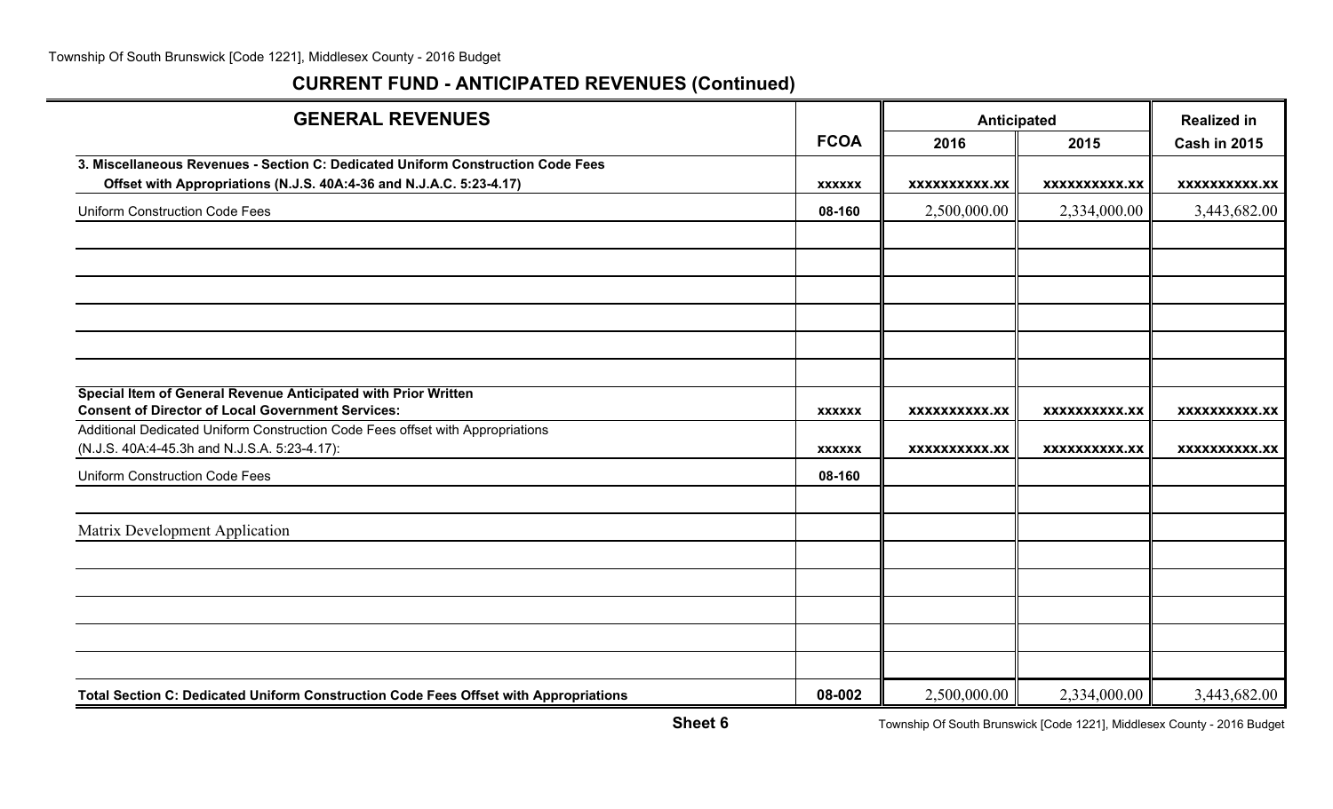## CURRENT FUND - ANTICIPATED REVENUES (Continued)

| GENERAL REVENUES | FCOA | Anticipated 2016 | Anticipated 2015 | Realized in Cash in 2015 |
|---|---|---|---|---|
| **3. Miscellaneous Revenues - Section C: Dedicated Uniform Construction Code Fees Offset with Appropriations (N.J.S. 40A:4-36 and N.J.A.C. 5:23-4.17)** | xxxxxx | xxxxxxxxxx.xx | xxxxxxxxxx.xx | xxxxxxxxxx.xx |
| Uniform Construction Code Fees | 08-160 | 2,500,000.00 | 2,334,000.00 | 3,443,682.00 |
| | | | | |
| | | | | |
| | | | | |
| | | | | |
| | | | | |
| | | | | |
| **Special Item of General Revenue Anticipated with Prior Written Consent of Director of Local Government Services:** | xxxxxx | xxxxxxxxxx.xx | xxxxxxxxxx.xx | xxxxxxxxxx.xx |
| Additional Dedicated Uniform Construction Code Fees offset with Appropriations (N.J.S. 40A:4-45.3h and N.J.S.A. 5:23-4.17): | xxxxxx | xxxxxxxxxx.xx | xxxxxxxxxx.xx | xxxxxxxxxx.xx |
| Uniform Construction Code Fees | 08-160 | | | |
| | | | | |
| Matrix Development Application | | | | |
| | | | | |
| | | | | |
| | | | | |
| | | | | |
| | | | | |
| **Total Section C: Dedicated Uniform Construction Code Fees Offset with Appropriations** | 08-002 | 2,500,000.00 | 2,334,000.00 | 3,443,682.00 |

**Sheet 6**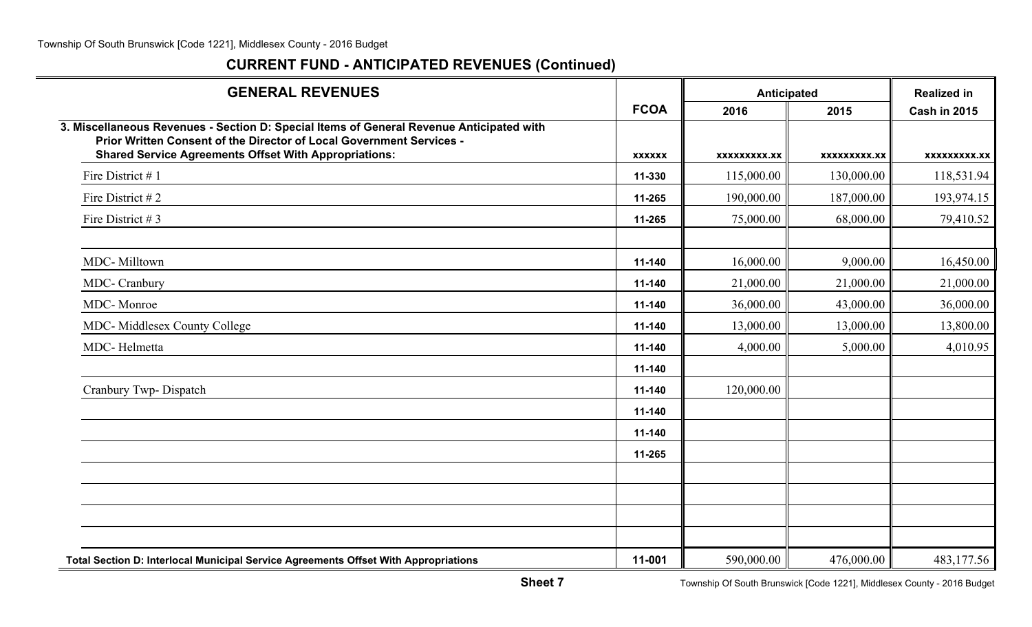## CURRENT FUND - ANTICIPATED REVENUES (Continued)

| GENERAL REVENUES | FCOA | Anticipated | | Realized in |
|---|---|---|---|---|
| | | 2016 | 2015 | Cash in 2015 |
| **3. Miscellaneous Revenues - Section D: Special Items of General Revenue Anticipated with Prior Written Consent of the Director of Local Government Services - Shared Service Agreements Offset With Appropriations:** | xxxxxx | xxxxxxxxx.xx | xxxxxxxxx.xx | xxxxxxxxx.xx |
| Fire District # 1 | 11-330 | 115,000.00 | 130,000.00 | 118,531.94 |
| Fire District # 2 | 11-265 | 190,000.00 | 187,000.00 | 193,974.15 |
| Fire District # 3 | 11-265 | 75,000.00 | 68,000.00 | 79,410.52 |
| | | | | |
| MDC- Milltown | 11-140 | 16,000.00 | 9,000.00 | 16,450.00 |
| MDC- Cranbury | 11-140 | 21,000.00 | 21,000.00 | 21,000.00 |
| MDC- Monroe | 11-140 | 36,000.00 | 43,000.00 | 36,000.00 |
| MDC- Middlesex County College | 11-140 | 13,000.00 | 13,000.00 | 13,800.00 |
| MDC- Helmetta | 11-140 | 4,000.00 | 5,000.00 | 4,010.95 |
| | 11-140 | | | |
| Cranbury Twp- Dispatch | 11-140 | 120,000.00 | | |
| | 11-140 | | | |
| | 11-140 | | | |
| | 11-265 | | | |
| | | | | |
| | | | | |
| | | | | |
| | | | | |
| **Total Section D: Interlocal Municipal Service Agreements Offset With Appropriations** | 11-001 | 590,000.00 | 476,000.00 | 483,177.56 |

**Sheet 7**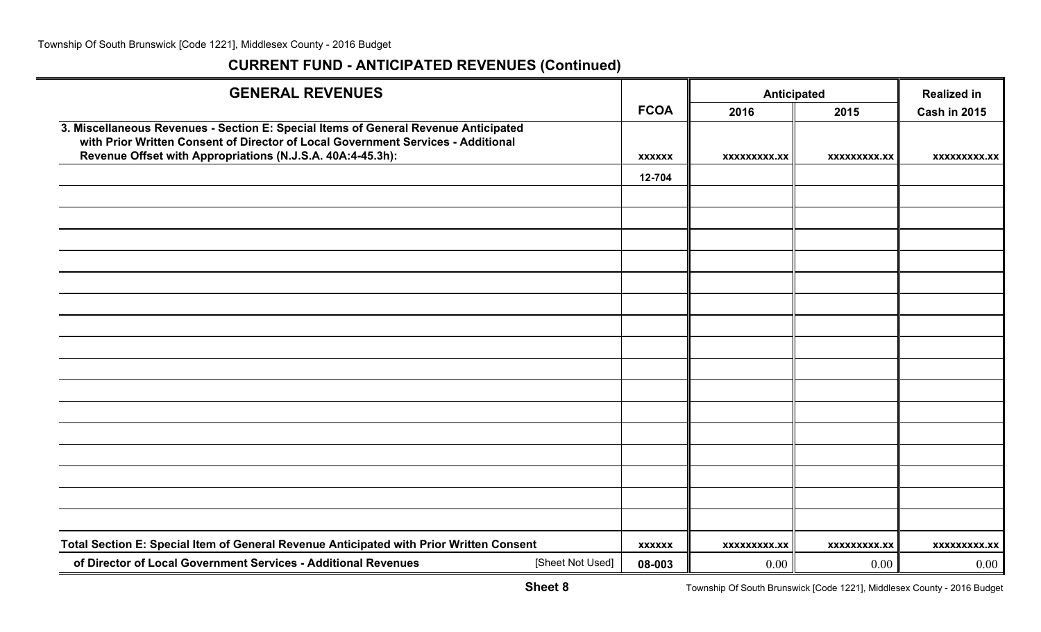## CURRENT FUND - ANTICIPATED REVENUES (Continued)

| GENERAL REVENUES | FCOA | Anticipated 2016 | Anticipated 2015 | Realized in Cash in 2015 |
|---|---|---|---|---|
| **3. Miscellaneous Revenues - Section E: Special Items of General Revenue Anticipated with Prior Written Consent of Director of Local Government Services - Additional Revenue Offset with Appropriations (N.J.S.A. 40A:4-45.3h):** | xxxxxx | xxxxxxxxx.xx | xxxxxxxxx.xx | xxxxxxxxx.xx |
| | 12-704 | | | |
| | | | | |
| | | | | |
| | | | | |
| | | | | |
| | | | | |
| | | | | |
| | | | | |
| | | | | |
| | | | | |
| | | | | |
| | | | | |
| | | | | |
| | | | | |
| | | | | |
| | | | | |
| | | | | |
| **Total Section E: Special Item of General Revenue Anticipated with Prior Written Consent** | xxxxxx | xxxxxxxxx.xx | xxxxxxxxx.xx | xxxxxxxxx.xx |
| **of Director of Local Government Services - Additional Revenues** [Sheet Not Used] | 08-003 | 0.00 | 0.00 | 0.00 |

**Sheet 8**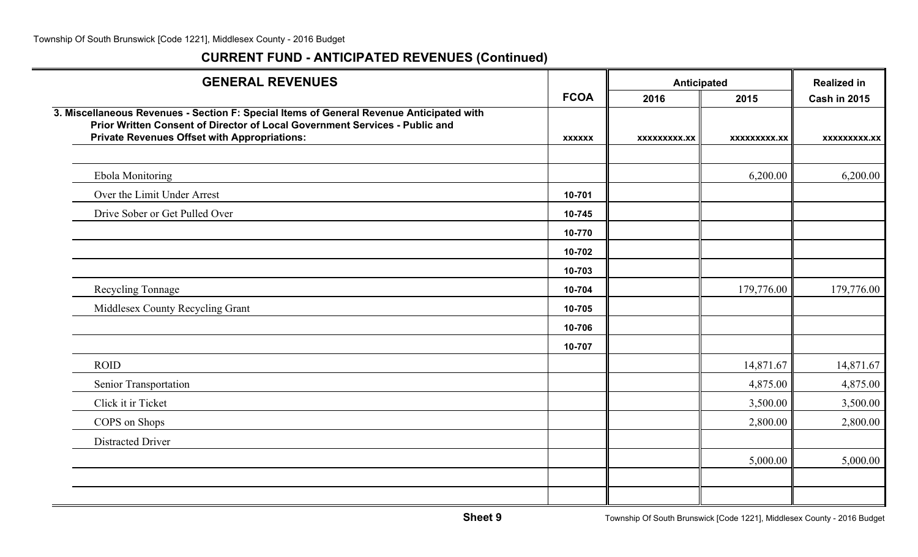## CURRENT FUND - ANTICIPATED REVENUES (Continued)

| GENERAL REVENUES | FCOA | Anticipated | | Realized in |
|---|---|---|---|---|
| | | 2016 | 2015 | Cash in 2015 |
| **3. Miscellaneous Revenues - Section F: Special Items of General Revenue Anticipated with Prior Written Consent of Director of Local Government Services - Public and Private Revenues Offset with Appropriations:** | xxxxxx | xxxxxxxxx.xx | xxxxxxxxx.xx | xxxxxxxxx.xx |
| | | | | |
| Ebola Monitoring | | | 6,200.00 | 6,200.00 |
| Over the Limit Under Arrest | 10-701 | | | |
| Drive Sober or Get Pulled Over | 10-745 | | | |
| | 10-770 | | | |
| | 10-702 | | | |
| | 10-703 | | | |
| Recycling Tonnage | 10-704 | | 179,776.00 | 179,776.00 |
| Middlesex County Recycling Grant | 10-705 | | | |
| | 10-706 | | | |
| | 10-707 | | | |
| ROID | | | 14,871.67 | 14,871.67 |
| Senior Transportation | | | 4,875.00 | 4,875.00 |
| Click it ir Ticket | | | 3,500.00 | 3,500.00 |
| COPS on Shops | | | 2,800.00 | 2,800.00 |
| Distracted Driver | | | | |
| | | | 5,000.00 | 5,000.00 |
| | | | | |
| | | | | |

Sheet 9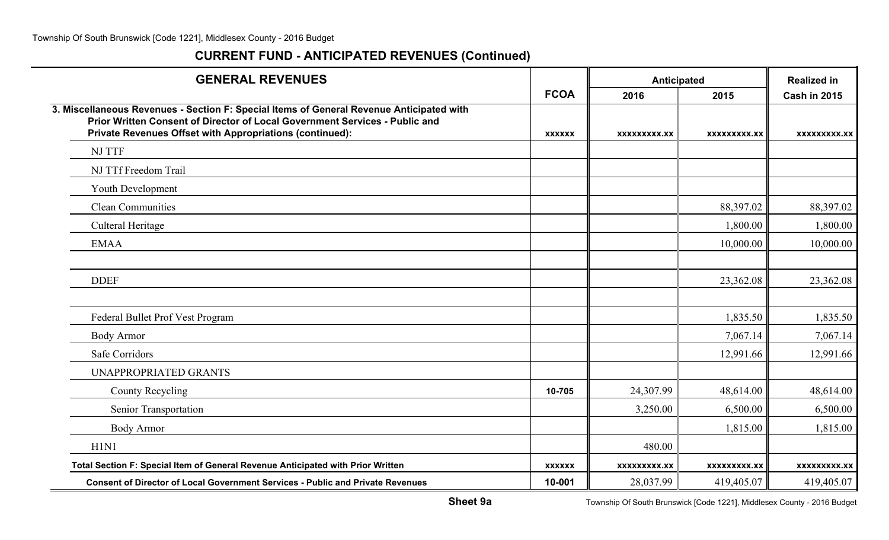## CURRENT FUND - ANTICIPATED REVENUES (Continued)

| GENERAL REVENUES | FCOA | Anticipated 2016 | Anticipated 2015 | Realized in Cash in 2015 |
|---|---|---|---|---|
| **3. Miscellaneous Revenues - Section F: Special Items of General Revenue Anticipated with Prior Written Consent of Director of Local Government Services - Public and Private Revenues Offset with Appropriations (continued):** | xxxxxx | xxxxxxxxx.xx | xxxxxxxxx.xx | xxxxxxxxx.xx |
| NJ TTF | | | | |
| NJ TTf Freedom Trail | | | | |
| Youth Development | | | | |
| Clean Communities | | | 88,397.02 | 88,397.02 |
| Culteral Heritage | | | 1,800.00 | 1,800.00 |
| EMAA | | | 10,000.00 | 10,000.00 |
| | | | | |
| DDEF | | | 23,362.08 | 23,362.08 |
| | | | | |
| Federal Bullet Prof Vest Program | | | 1,835.50 | 1,835.50 |
| Body Armor | | | 7,067.14 | 7,067.14 |
| Safe Corridors | | | 12,991.66 | 12,991.66 |
| UNAPPROPRIATED GRANTS | | | | |
| County Recycling | 10-705 | 24,307.99 | 48,614.00 | 48,614.00 |
| Senior Transportation | | 3,250.00 | 6,500.00 | 6,500.00 |
| Body Armor | | | 1,815.00 | 1,815.00 |
| H1N1 | | 480.00 | | |
| **Total Section F: Special Item of General Revenue Anticipated with Prior Written** | xxxxxx | xxxxxxxxx.xx | xxxxxxxxx.xx | xxxxxxxxx.xx |
| **Consent of Director of Local Government Services - Public and Private Revenues** | 10-001 | 28,037.99 | 419,405.07 | 419,405.07 |

**Sheet 9a**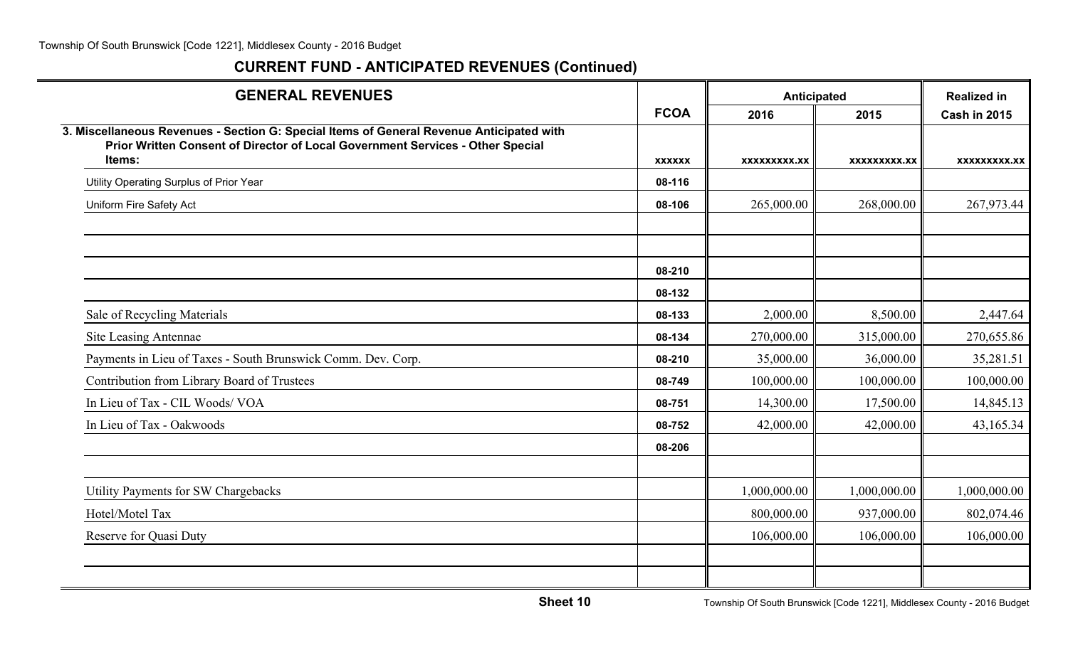## CURRENT FUND - ANTICIPATED REVENUES (Continued)

| GENERAL REVENUES | FCOA | Anticipated 2016 | Anticipated 2015 | Realized in Cash in 2015 |
|---|---|---|---|---|
| **3. Miscellaneous Revenues - Section G: Special Items of General Revenue Anticipated with Prior Written Consent of Director of Local Government Services - Other Special Items:** | **xxxxxx** | **xxxxxxxxx.xx** | **xxxxxxxxx.xx** | **xxxxxxxxx.xx** |
| Utility Operating Surplus of Prior Year | 08-116 | | | |
| Uniform Fire Safety Act | 08-106 | 265,000.00 | 268,000.00 | 267,973.44 |
| | | | | |
| | | | | |
| | 08-210 | | | |
| | 08-132 | | | |
| Sale of Recycling Materials | 08-133 | 2,000.00 | 8,500.00 | 2,447.64 |
| Site Leasing Antennae | 08-134 | 270,000.00 | 315,000.00 | 270,655.86 |
| Payments in Lieu of Taxes - South Brunswick Comm. Dev. Corp. | 08-210 | 35,000.00 | 36,000.00 | 35,281.51 |
| Contribution from Library Board of Trustees | 08-749 | 100,000.00 | 100,000.00 | 100,000.00 |
| In Lieu of Tax - CIL Woods/ VOA | 08-751 | 14,300.00 | 17,500.00 | 14,845.13 |
| In Lieu of Tax - Oakwoods | 08-752 | 42,000.00 | 42,000.00 | 43,165.34 |
| | 08-206 | | | |
| | | | | |
| Utility Payments for SW Chargebacks | | 1,000,000.00 | 1,000,000.00 | 1,000,000.00 |
| Hotel/Motel Tax | | 800,000.00 | 937,000.00 | 802,074.46 |
| Reserve for Quasi Duty | | 106,000.00 | 106,000.00 | 106,000.00 |
| | | | | |
| | | | | |

Sheet 10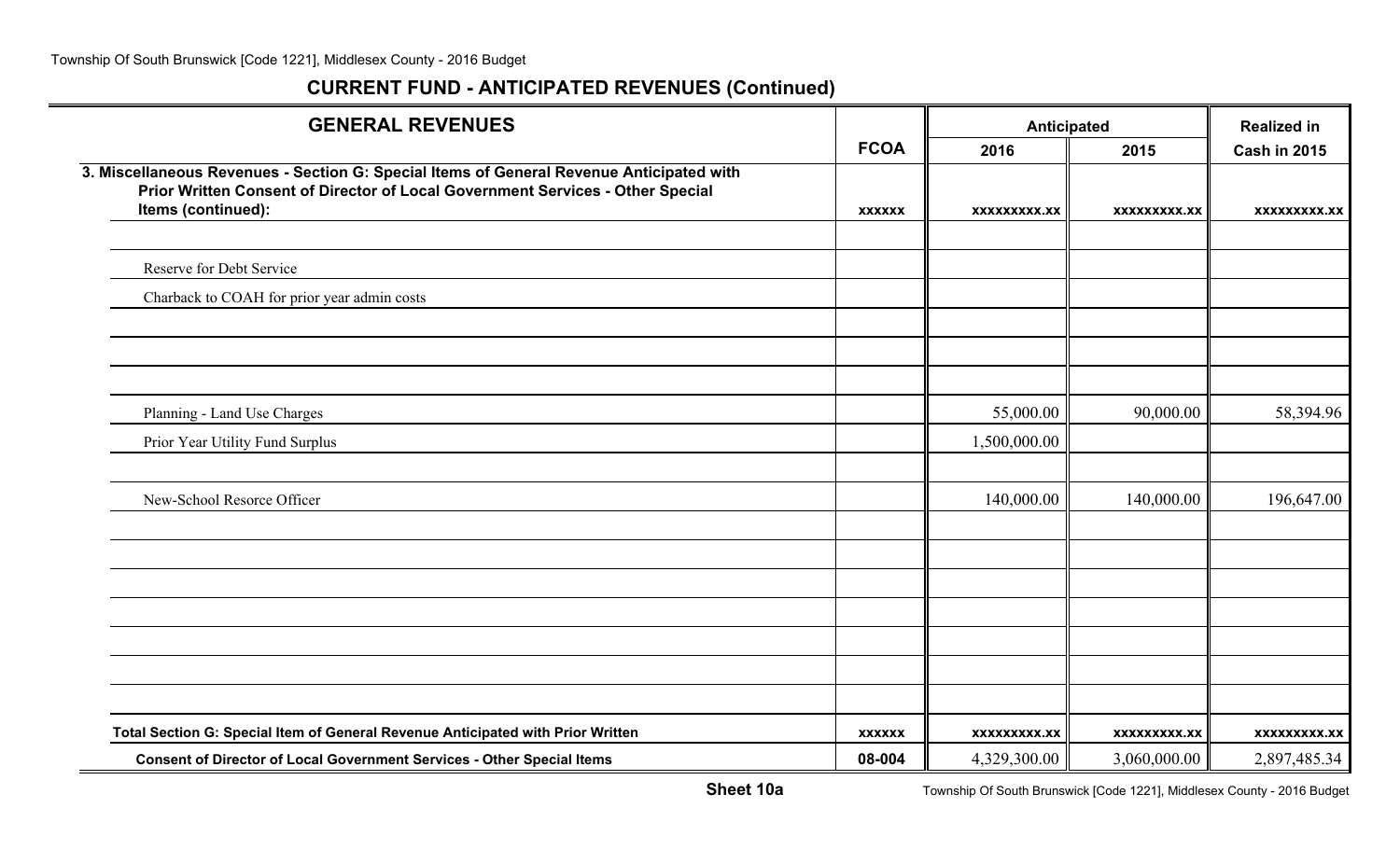## CURRENT FUND - ANTICIPATED REVENUES (Continued)

| GENERAL REVENUES | FCOA | Anticipated 2016 | Anticipated 2015 | Realized in Cash in 2015 |
|---|---|---|---|---|
| **3. Miscellaneous Revenues - Section G: Special Items of General Revenue Anticipated with Prior Written Consent of Director of Local Government Services - Other Special Items (continued):** | **xxxxxx** | **xxxxxxxxx.xx** | **xxxxxxxxx.xx** | **xxxxxxxxx.xx** |
| | | | | |
| Reserve for Debt Service | | | | |
| Charback to COAH for prior year admin costs | | | | |
| | | | | |
| | | | | |
| | | | | |
| Planning - Land Use Charges | | 55,000.00 | 90,000.00 | 58,394.96 |
| Prior Year Utility Fund Surplus | | 1,500,000.00 | | |
| | | | | |
| New-School Resorce Officer | | 140,000.00 | 140,000.00 | 196,647.00 |
| | | | | |
| | | | | |
| | | | | |
| | | | | |
| | | | | |
| | | | | |
| | | | | |
| **Total Section G: Special Item of General Revenue Anticipated with Prior Written** | **xxxxxx** | **xxxxxxxxx.xx** | **xxxxxxxxx.xx** | **xxxxxxxxx.xx** |
| **Consent of Director of Local Government Services - Other Special Items** | **08-004** | 4,329,300.00 | 3,060,000.00 | 2,897,485.34 |

**Sheet 10a**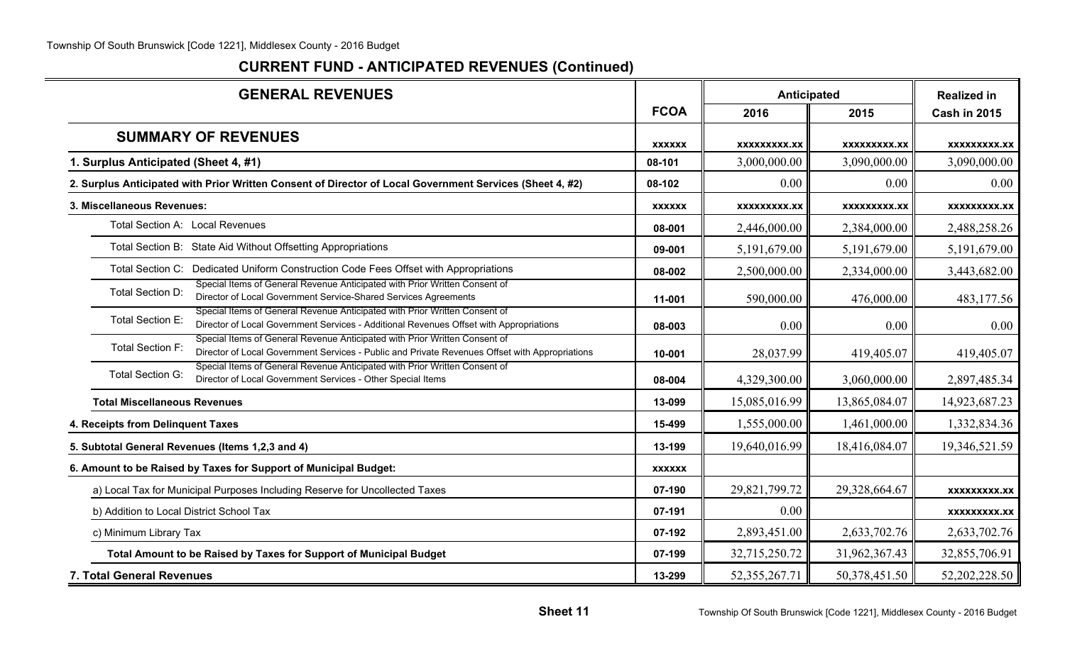## CURRENT FUND - ANTICIPATED REVENUES (Continued)

| GENERAL REVENUES | FCOA | Anticipated 2016 | Anticipated 2015 | Realized in Cash in 2015 |
|---|---|---|---|---|
| **SUMMARY OF REVENUES** | xxxxxx | xxxxxxxxx.xx | xxxxxxxxx.xx | xxxxxxxxx.xx |
| **1. Surplus Anticipated (Sheet 4, #1)** | 08-101 | 3,000,000.00 | 3,090,000.00 | 3,090,000.00 |
| **2. Surplus Anticipated with Prior Written Consent of Director of Local Government Services (Sheet 4, #2)** | 08-102 | 0.00 | 0.00 | 0.00 |
| **3. Miscellaneous Revenues:** | xxxxxx | xxxxxxxxx.xx | xxxxxxxxx.xx | xxxxxxxxx.xx |
| Total Section A: Local Revenues | 08-001 | 2,446,000.00 | 2,384,000.00 | 2,488,258.26 |
| Total Section B: State Aid Without Offsetting Appropriations | 09-001 | 5,191,679.00 | 5,191,679.00 | 5,191,679.00 |
| Total Section C: Dedicated Uniform Construction Code Fees Offset with Appropriations | 08-002 | 2,500,000.00 | 2,334,000.00 | 3,443,682.00 |
| Total Section D: Special Items of General Revenue Anticipated with Prior Written Consent of Director of Local Government Service-Shared Services Agreements | 11-001 | 590,000.00 | 476,000.00 | 483,177.56 |
| Total Section E: Special Items of General Revenue Anticipated with Prior Written Consent of Director of Local Government Services - Additional Revenues Offset with Appropriations | 08-003 | 0.00 | 0.00 | 0.00 |
| Total Section F: Special Items of General Revenue Anticipated with Prior Written Consent of Director of Local Government Services - Public and Private Revenues Offset with Appropriations | 10-001 | 28,037.99 | 419,405.07 | 419,405.07 |
| Total Section G: Special Items of General Revenue Anticipated with Prior Written Consent of Director of Local Government Services - Other Special Items | 08-004 | 4,329,300.00 | 3,060,000.00 | 2,897,485.34 |
| **Total Miscellaneous Revenues** | 13-099 | 15,085,016.99 | 13,865,084.07 | 14,923,687.23 |
| **4. Receipts from Delinquent Taxes** | 15-499 | 1,555,000.00 | 1,461,000.00 | 1,332,834.36 |
| **5. Subtotal General Revenues (Items 1,2,3 and 4)** | 13-199 | 19,640,016.99 | 18,416,084.07 | 19,346,521.59 |
| **6. Amount to be Raised by Taxes for Support of Municipal Budget:** | xxxxxx | | | |
| a) Local Tax for Municipal Purposes Including Reserve for Uncollected Taxes | 07-190 | 29,821,799.72 | 29,328,664.67 | xxxxxxxxx.xx |
| b) Addition to Local District School Tax | 07-191 | 0.00 | | xxxxxxxxx.xx |
| c) Minimum Library Tax | 07-192 | 2,893,451.00 | 2,633,702.76 | 2,633,702.76 |
| **Total Amount to be Raised by Taxes for Support of Municipal Budget** | 07-199 | 32,715,250.72 | 31,962,367.43 | 32,855,706.91 |
| **7. Total General Revenues** | 13-299 | 52,355,267.71 | 50,378,451.50 | 52,202,228.50 |

**Sheet 11**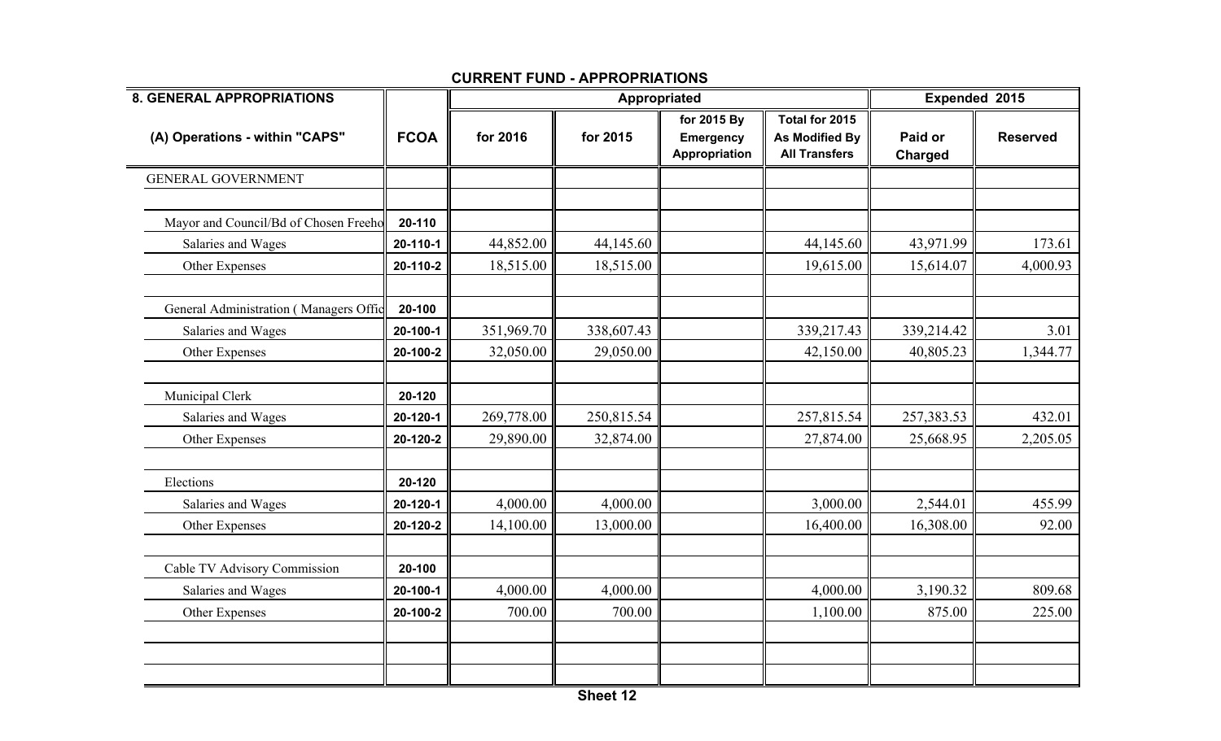## CURRENT FUND - APPROPRIATIONS

| 8. GENERAL APPROPRIATIONS | | Appropriated | | | | Expended 2015 | |
|---|---|---|---|---|---|---|---|
| (A) Operations - within "CAPS" | FCOA | for 2016 | for 2015 | for 2015 By Emergency Appropriation | Total for 2015 As Modified By All Transfers | Paid or Charged | Reserved |
| GENERAL GOVERNMENT | | | | | | | |
| | | | | | | | |
| Mayor and Council/Bd of Chosen Freeho | 20-110 | | | | | | |
| Salaries and Wages | 20-110-1 | 44,852.00 | 44,145.60 | | 44,145.60 | 43,971.99 | 173.61 |
| Other Expenses | 20-110-2 | 18,515.00 | 18,515.00 | | 19,615.00 | 15,614.07 | 4,000.93 |
| | | | | | | | |
| General Administration ( Managers Offic | 20-100 | | | | | | |
| Salaries and Wages | 20-100-1 | 351,969.70 | 338,607.43 | | 339,217.43 | 339,214.42 | 3.01 |
| Other Expenses | 20-100-2 | 32,050.00 | 29,050.00 | | 42,150.00 | 40,805.23 | 1,344.77 |
| | | | | | | | |
| Municipal Clerk | 20-120 | | | | | | |
| Salaries and Wages | 20-120-1 | 269,778.00 | 250,815.54 | | 257,815.54 | 257,383.53 | 432.01 |
| Other Expenses | 20-120-2 | 29,890.00 | 32,874.00 | | 27,874.00 | 25,668.95 | 2,205.05 |
| | | | | | | | |
| Elections | 20-120 | | | | | | |
| Salaries and Wages | 20-120-1 | 4,000.00 | 4,000.00 | | 3,000.00 | 2,544.01 | 455.99 |
| Other Expenses | 20-120-2 | 14,100.00 | 13,000.00 | | 16,400.00 | 16,308.00 | 92.00 |
| | | | | | | | |
| Cable TV Advisory Commission | 20-100 | | | | | | |
| Salaries and Wages | 20-100-1 | 4,000.00 | 4,000.00 | | 4,000.00 | 3,190.32 | 809.68 |
| Other Expenses | 20-100-2 | 700.00 | 700.00 | | 1,100.00 | 875.00 | 225.00 |

Sheet 12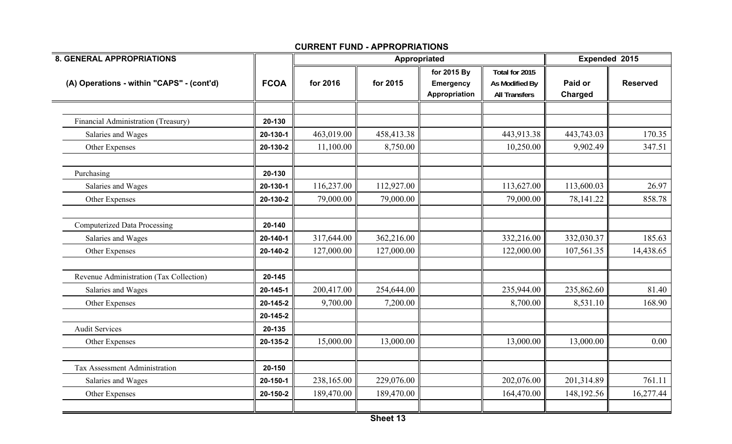## CURRENT FUND - APPROPRIATIONS

| 8. GENERAL APPROPRIATIONS | | Appropriated | | | | Expended 2015 | |
|---|---|---|---|---|---|---|---|
| (A) Operations - within "CAPS" - (cont'd) | FCOA | for 2016 | for 2015 | for 2015 By Emergency Appropriation | Total for 2015 As Modified By All Transfers | Paid or Charged | Reserved |
| | | | | | | | |
| Financial Administration (Treasury) | 20-130 | | | | | | |
| Salaries and Wages | 20-130-1 | 463,019.00 | 458,413.38 | | 443,913.38 | 443,743.03 | 170.35 |
| Other Expenses | 20-130-2 | 11,100.00 | 8,750.00 | | 10,250.00 | 9,902.49 | 347.51 |
| | | | | | | | |
| Purchasing | 20-130 | | | | | | |
| Salaries and Wages | 20-130-1 | 116,237.00 | 112,927.00 | | 113,627.00 | 113,600.03 | 26.97 |
| Other Expenses | 20-130-2 | 79,000.00 | 79,000.00 | | 79,000.00 | 78,141.22 | 858.78 |
| | | | | | | | |
| Computerized Data Processing | 20-140 | | | | | | |
| Salaries and Wages | 20-140-1 | 317,644.00 | 362,216.00 | | 332,216.00 | 332,030.37 | 185.63 |
| Other Expenses | 20-140-2 | 127,000.00 | 127,000.00 | | 122,000.00 | 107,561.35 | 14,438.65 |
| | | | | | | | |
| Revenue Administration (Tax Collection) | 20-145 | | | | | | |
| Salaries and Wages | 20-145-1 | 200,417.00 | 254,644.00 | | 235,944.00 | 235,862.60 | 81.40 |
| Other Expenses | 20-145-2 | 9,700.00 | 7,200.00 | | 8,700.00 | 8,531.10 | 168.90 |
| | 20-145-2 | | | | | | |
| Audit Services | 20-135 | | | | | | |
| Other Expenses | 20-135-2 | 15,000.00 | 13,000.00 | | 13,000.00 | 13,000.00 | 0.00 |
| | | | | | | | |
| Tax Assessment Administration | 20-150 | | | | | | |
| Salaries and Wages | 20-150-1 | 238,165.00 | 229,076.00 | | 202,076.00 | 201,314.89 | 761.11 |
| Other Expenses | 20-150-2 | 189,470.00 | 189,470.00 | | 164,470.00 | 148,192.56 | 16,277.44 |
| | | | | | | | |

Sheet 13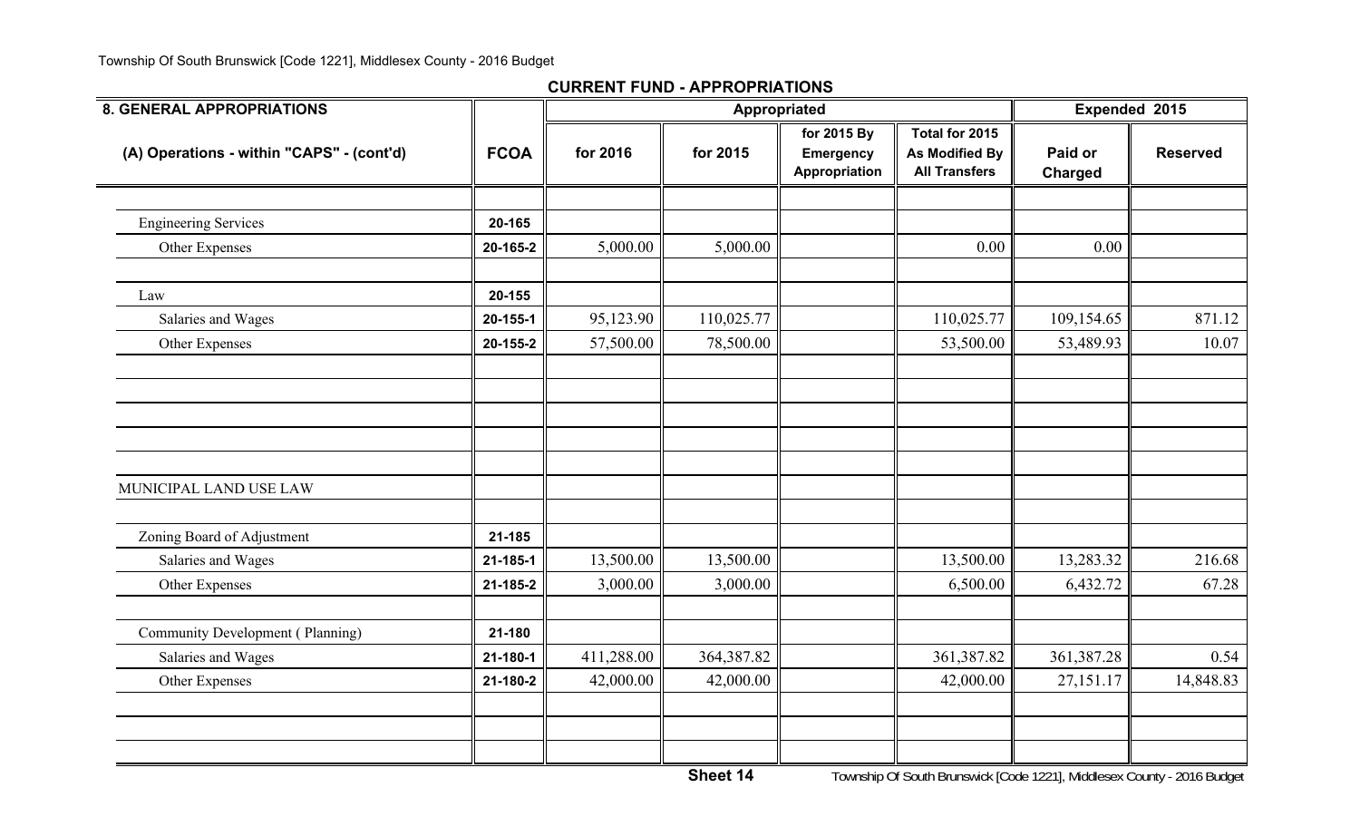## CURRENT FUND - APPROPRIATIONS

| 8. GENERAL APPROPRIATIONS | | Appropriated | | | | Expended 2015 | |
|---|---|---|---|---|---|---|---|
| (A) Operations - within "CAPS" - (cont'd) | FCOA | for 2016 | for 2015 | for 2015 By Emergency Appropriation | Total for 2015 As Modified By All Transfers | Paid or Charged | Reserved |
| | | | | | | | |
| Engineering Services | 20-165 | | | | | | |
| Other Expenses | 20-165-2 | 5,000.00 | 5,000.00 | | 0.00 | 0.00 | |
| | | | | | | | |
| Law | 20-155 | | | | | | |
| Salaries and Wages | 20-155-1 | 95,123.90 | 110,025.77 | | 110,025.77 | 109,154.65 | 871.12 |
| Other Expenses | 20-155-2 | 57,500.00 | 78,500.00 | | 53,500.00 | 53,489.93 | 10.07 |
| | | | | | | | |
| | | | | | | | |
| | | | | | | | |
| | | | | | | | |
| | | | | | | | |
| MUNICIPAL LAND USE LAW | | | | | | | |
| | | | | | | | |
| Zoning Board of Adjustment | 21-185 | | | | | | |
| Salaries and Wages | 21-185-1 | 13,500.00 | 13,500.00 | | 13,500.00 | 13,283.32 | 216.68 |
| Other Expenses | 21-185-2 | 3,000.00 | 3,000.00 | | 6,500.00 | 6,432.72 | 67.28 |
| | | | | | | | |
| Community Development ( Planning) | 21-180 | | | | | | |
| Salaries and Wages | 21-180-1 | 411,288.00 | 364,387.82 | | 361,387.82 | 361,387.28 | 0.54 |
| Other Expenses | 21-180-2 | 42,000.00 | 42,000.00 | | 42,000.00 | 27,151.17 | 14,848.83 |
| | | | | | | | |
| | | | | | | | |
| | | | | | | | |

Sheet 14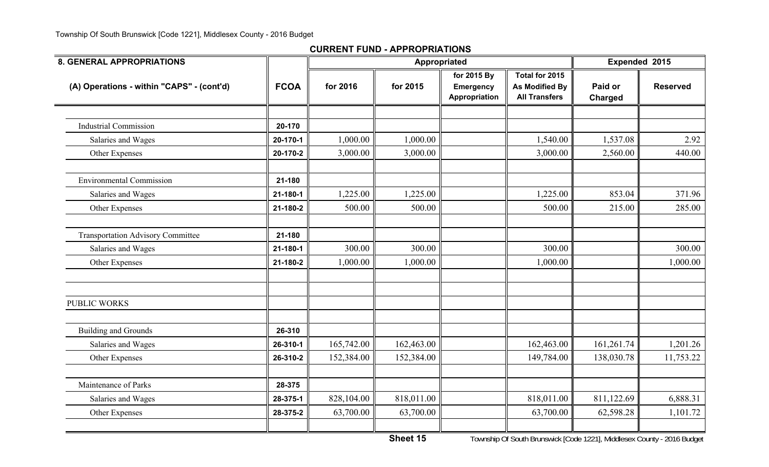## CURRENT FUND - APPROPRIATIONS

| 8. GENERAL APPROPRIATIONS | | Appropriated | | | | Expended 2015 | |
|---|---|---|---|---|---|---|---|
| (A) Operations - within "CAPS" - (cont'd) | FCOA | for 2016 | for 2015 | for 2015 By Emergency Appropriation | Total for 2015 As Modified By All Transfers | Paid or Charged | Reserved |
| | | | | | | | |
| Industrial Commission | 20-170 | | | | | | |
| Salaries and Wages | 20-170-1 | 1,000.00 | 1,000.00 | | 1,540.00 | 1,537.08 | 2.92 |
| Other Expenses | 20-170-2 | 3,000.00 | 3,000.00 | | 3,000.00 | 2,560.00 | 440.00 |
| | | | | | | | |
| Environmental Commission | 21-180 | | | | | | |
| Salaries and Wages | 21-180-1 | 1,225.00 | 1,225.00 | | 1,225.00 | 853.04 | 371.96 |
| Other Expenses | 21-180-2 | 500.00 | 500.00 | | 500.00 | 215.00 | 285.00 |
| | | | | | | | |
| Transportation Advisory Committee | 21-180 | | | | | | |
| Salaries and Wages | 21-180-1 | 300.00 | 300.00 | | 300.00 | | 300.00 |
| Other Expenses | 21-180-2 | 1,000.00 | 1,000.00 | | 1,000.00 | | 1,000.00 |
| | | | | | | | |
| | | | | | | | |
| PUBLIC WORKS | | | | | | | |
| | | | | | | | |
| Building and Grounds | 26-310 | | | | | | |
| Salaries and Wages | 26-310-1 | 165,742.00 | 162,463.00 | | 162,463.00 | 161,261.74 | 1,201.26 |
| Other Expenses | 26-310-2 | 152,384.00 | 152,384.00 | | 149,784.00 | 138,030.78 | 11,753.22 |
| | | | | | | | |
| Maintenance of Parks | 28-375 | | | | | | |
| Salaries and Wages | 28-375-1 | 828,104.00 | 818,011.00 | | 818,011.00 | 811,122.69 | 6,888.31 |
| Other Expenses | 28-375-2 | 63,700.00 | 63,700.00 | | 63,700.00 | 62,598.28 | 1,101.72 |

Sheet 15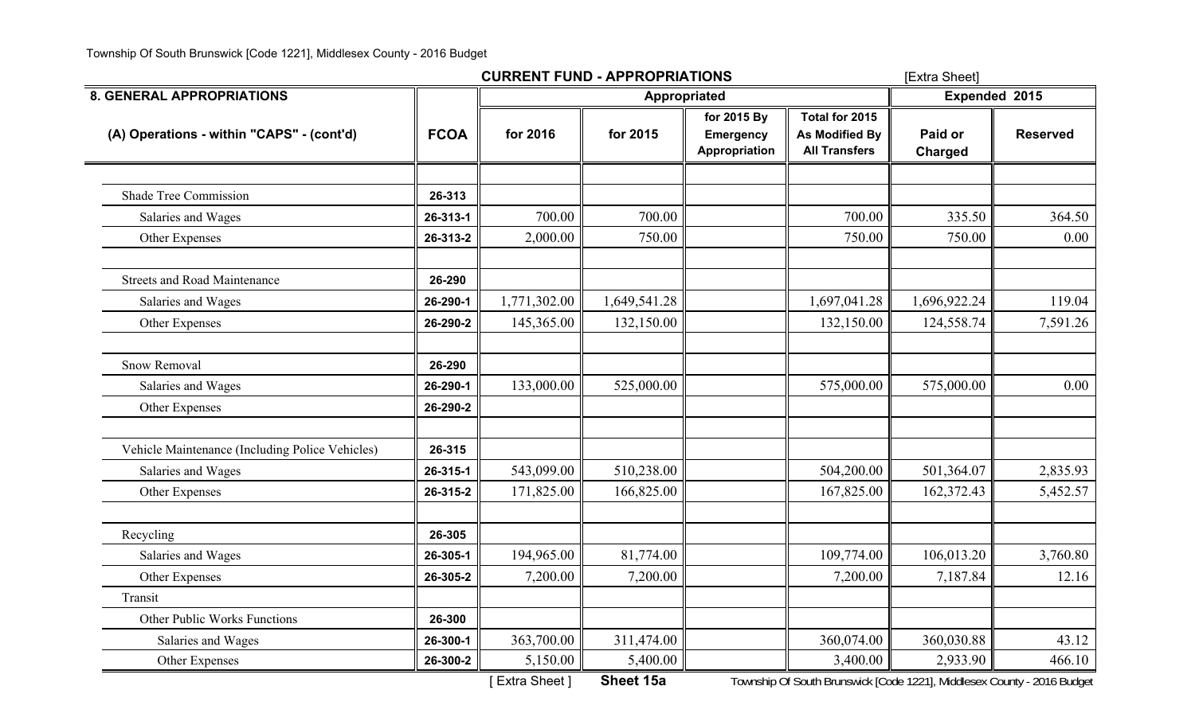Township Of South Brunswick [Code 1221], Middlesex County - 2016 Budget

## CURRENT FUND - APPROPRIATIONS

[Extra Sheet]

| 8. GENERAL APPROPRIATIONS | | Appropriated | | | | Expended 2015 | |
|---|---|---|---|---|---|---|---|
| (A) Operations - within "CAPS" - (cont'd) | FCOA | for 2016 | for 2015 | for 2015 By Emergency Appropriation | Total for 2015 As Modified By All Transfers | Paid or Charged | Reserved |
| | | | | | | | |
| Shade Tree Commission | 26-313 | | | | | | |
| Salaries and Wages | 26-313-1 | 700.00 | 700.00 | | 700.00 | 335.50 | 364.50 |
| Other Expenses | 26-313-2 | 2,000.00 | 750.00 | | 750.00 | 750.00 | 0.00 |
| | | | | | | | |
| Streets and Road Maintenance | 26-290 | | | | | | |
| Salaries and Wages | 26-290-1 | 1,771,302.00 | 1,649,541.28 | | 1,697,041.28 | 1,696,922.24 | 119.04 |
| Other Expenses | 26-290-2 | 145,365.00 | 132,150.00 | | 132,150.00 | 124,558.74 | 7,591.26 |
| | | | | | | | |
| Snow Removal | 26-290 | | | | | | |
| Salaries and Wages | 26-290-1 | 133,000.00 | 525,000.00 | | 575,000.00 | 575,000.00 | 0.00 |
| Other Expenses | 26-290-2 | | | | | | |
| | | | | | | | |
| Vehicle Maintenance (Including Police Vehicles) | 26-315 | | | | | | |
| Salaries and Wages | 26-315-1 | 543,099.00 | 510,238.00 | | 504,200.00 | 501,364.07 | 2,835.93 |
| Other Expenses | 26-315-2 | 171,825.00 | 166,825.00 | | 167,825.00 | 162,372.43 | 5,452.57 |
| | | | | | | | |
| Recycling | 26-305 | | | | | | |
| Salaries and Wages | 26-305-1 | 194,965.00 | 81,774.00 | | 109,774.00 | 106,013.20 | 3,760.80 |
| Other Expenses | 26-305-2 | 7,200.00 | 7,200.00 | | 7,200.00 | 7,187.84 | 12.16 |
| Transit | | | | | | | |
| Other Public Works Functions | 26-300 | | | | | | |
| Salaries and Wages | 26-300-1 | 363,700.00 | 311,474.00 | | 360,074.00 | 360,030.88 | 43.12 |
| Other Expenses | 26-300-2 | 5,150.00 | 5,400.00 | | 3,400.00 | 2,933.90 | 466.10 |

[ Extra Sheet ] **Sheet 15a**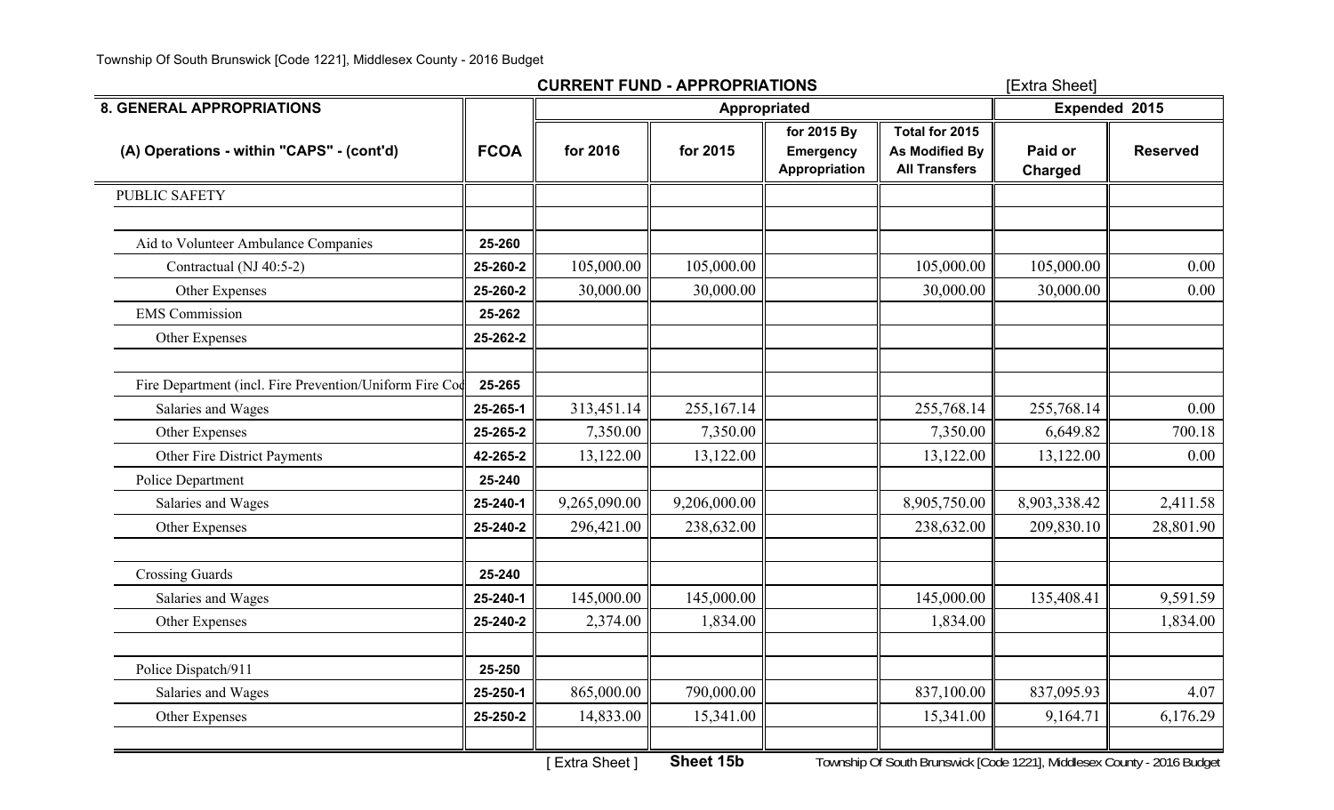## CURRENT FUND - APPROPRIATIONS

[Extra Sheet]

| 8. GENERAL APPROPRIATIONS | | Appropriated | | | | Expended 2015 | |
|---|---|---|---|---|---|---|---|
| (A) Operations - within "CAPS" - (cont'd) | FCOA | for 2016 | for 2015 | for 2015 By Emergency Appropriation | Total for 2015 As Modified By All Transfers | Paid or Charged | Reserved |
| PUBLIC SAFETY | | | | | | | |
| | | | | | | | |
| Aid to Volunteer Ambulance Companies | 25-260 | | | | | | |
| Contractual (NJ 40:5-2) | 25-260-2 | 105,000.00 | 105,000.00 | | 105,000.00 | 105,000.00 | 0.00 |
| Other Expenses | 25-260-2 | 30,000.00 | 30,000.00 | | 30,000.00 | 30,000.00 | 0.00 |
| EMS Commission | 25-262 | | | | | | |
| Other Expenses | 25-262-2 | | | | | | |
| | | | | | | | |
| Fire Department (incl. Fire Prevention/Uniform Fire Cod | 25-265 | | | | | | |
| Salaries and Wages | 25-265-1 | 313,451.14 | 255,167.14 | | 255,768.14 | 255,768.14 | 0.00 |
| Other Expenses | 25-265-2 | 7,350.00 | 7,350.00 | | 7,350.00 | 6,649.82 | 700.18 |
| Other Fire District Payments | 42-265-2 | 13,122.00 | 13,122.00 | | 13,122.00 | 13,122.00 | 0.00 |
| Police Department | 25-240 | | | | | | |
| Salaries and Wages | 25-240-1 | 9,265,090.00 | 9,206,000.00 | | 8,905,750.00 | 8,903,338.42 | 2,411.58 |
| Other Expenses | 25-240-2 | 296,421.00 | 238,632.00 | | 238,632.00 | 209,830.10 | 28,801.90 |
| | | | | | | | |
| Crossing Guards | 25-240 | | | | | | |
| Salaries and Wages | 25-240-1 | 145,000.00 | 145,000.00 | | 145,000.00 | 135,408.41 | 9,591.59 |
| Other Expenses | 25-240-2 | 2,374.00 | 1,834.00 | | 1,834.00 | | 1,834.00 |
| | | | | | | | |
| Police Dispatch/911 | 25-250 | | | | | | |
| Salaries and Wages | 25-250-1 | 865,000.00 | 790,000.00 | | 837,100.00 | 837,095.93 | 4.07 |
| Other Expenses | 25-250-2 | 14,833.00 | 15,341.00 | | 15,341.00 | 9,164.71 | 6,176.29 |

[ Extra Sheet ] **Sheet 15b**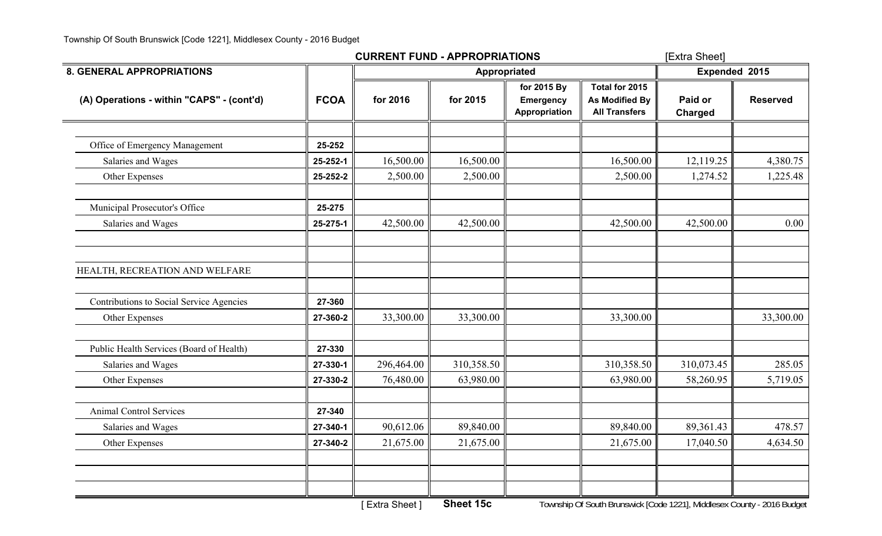## CURRENT FUND - APPROPRIATIONS

[Extra Sheet]

| 8. GENERAL APPROPRIATIONS | | Appropriated | | | | Expended 2015 | |
|---|---|---|---|---|---|---|---|
| (A) Operations - within "CAPS" - (cont'd) | FCOA | for 2016 | for 2015 | for 2015 By Emergency Appropriation | Total for 2015 As Modified By All Transfers | Paid or Charged | Reserved |
| | | | | | | | |
| Office of Emergency Management | 25-252 | | | | | | |
| Salaries and Wages | 25-252-1 | 16,500.00 | 16,500.00 | | 16,500.00 | 12,119.25 | 4,380.75 |
| Other Expenses | 25-252-2 | 2,500.00 | 2,500.00 | | 2,500.00 | 1,274.52 | 1,225.48 |
| | | | | | | | |
| Municipal Prosecutor's Office | 25-275 | | | | | | |
| Salaries and Wages | 25-275-1 | 42,500.00 | 42,500.00 | | 42,500.00 | 42,500.00 | 0.00 |
| | | | | | | | |
| | | | | | | | |
| HEALTH, RECREATION AND WELFARE | | | | | | | |
| | | | | | | | |
| Contributions to Social Service Agencies | 27-360 | | | | | | |
| Other Expenses | 27-360-2 | 33,300.00 | 33,300.00 | | 33,300.00 | | 33,300.00 |
| | | | | | | | |
| Public Health Services (Board of Health) | 27-330 | | | | | | |
| Salaries and Wages | 27-330-1 | 296,464.00 | 310,358.50 | | 310,358.50 | 310,073.45 | 285.05 |
| Other Expenses | 27-330-2 | 76,480.00 | 63,980.00 | | 63,980.00 | 58,260.95 | 5,719.05 |
| | | | | | | | |
| Animal Control Services | 27-340 | | | | | | |
| Salaries and Wages | 27-340-1 | 90,612.06 | 89,840.00 | | 89,840.00 | 89,361.43 | 478.57 |
| Other Expenses | 27-340-2 | 21,675.00 | 21,675.00 | | 21,675.00 | 17,040.50 | 4,634.50 |

[ Extra Sheet ] **Sheet 15c**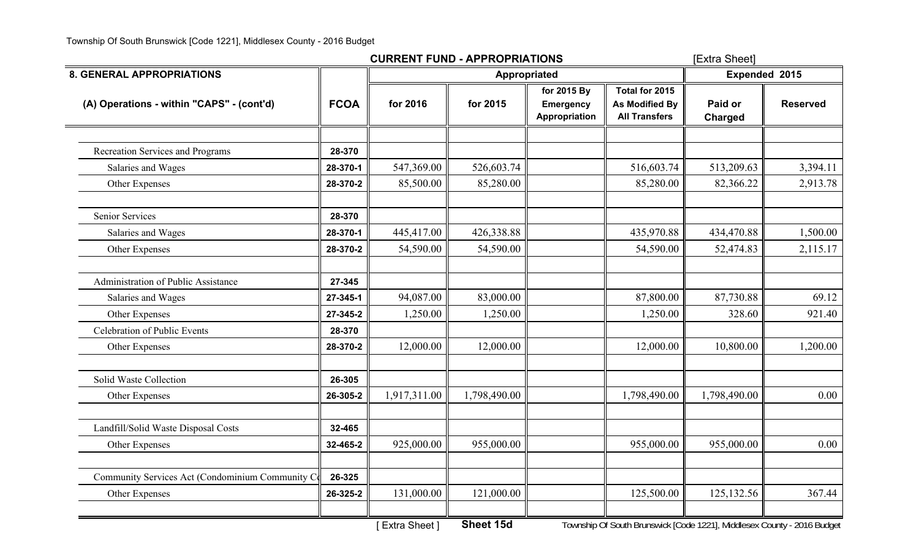## CURRENT FUND - APPROPRIATIONS

[Extra Sheet]

| 8. GENERAL APPROPRIATIONS | | Appropriated | | | | Expended 2015 | |
|---|---|---|---|---|---|---|---|
| (A) Operations - within "CAPS" - (cont'd) | FCOA | for 2016 | for 2015 | for 2015 By Emergency Appropriation | Total for 2015 As Modified By All Transfers | Paid or Charged | Reserved |
| | | | | | | | |
| Recreation Services and Programs | 28-370 | | | | | | |
| Salaries and Wages | 28-370-1 | 547,369.00 | 526,603.74 | | 516,603.74 | 513,209.63 | 3,394.11 |
| Other Expenses | 28-370-2 | 85,500.00 | 85,280.00 | | 85,280.00 | 82,366.22 | 2,913.78 |
| | | | | | | | |
| Senior Services | 28-370 | | | | | | |
| Salaries and Wages | 28-370-1 | 445,417.00 | 426,338.88 | | 435,970.88 | 434,470.88 | 1,500.00 |
| Other Expenses | 28-370-2 | 54,590.00 | 54,590.00 | | 54,590.00 | 52,474.83 | 2,115.17 |
| | | | | | | | |
| Administration of Public Assistance | 27-345 | | | | | | |
| Salaries and Wages | 27-345-1 | 94,087.00 | 83,000.00 | | 87,800.00 | 87,730.88 | 69.12 |
| Other Expenses | 27-345-2 | 1,250.00 | 1,250.00 | | 1,250.00 | 328.60 | 921.40 |
| Celebration of Public Events | 28-370 | | | | | | |
| Other Expenses | 28-370-2 | 12,000.00 | 12,000.00 | | 12,000.00 | 10,800.00 | 1,200.00 |
| | | | | | | | |
| Solid Waste Collection | 26-305 | | | | | | |
| Other Expenses | 26-305-2 | 1,917,311.00 | 1,798,490.00 | | 1,798,490.00 | 1,798,490.00 | 0.00 |
| | | | | | | | |
| Landfill/Solid Waste Disposal Costs | 32-465 | | | | | | |
| Other Expenses | 32-465-2 | 925,000.00 | 955,000.00 | | 955,000.00 | 955,000.00 | 0.00 |
| | | | | | | | |
| Community Services Act (Condominium Community C | 26-325 | | | | | | |
| Other Expenses | 26-325-2 | 131,000.00 | 121,000.00 | | 125,500.00 | 125,132.56 | 367.44 |
| | | | | | | | |

[ Extra Sheet ] **Sheet 15d**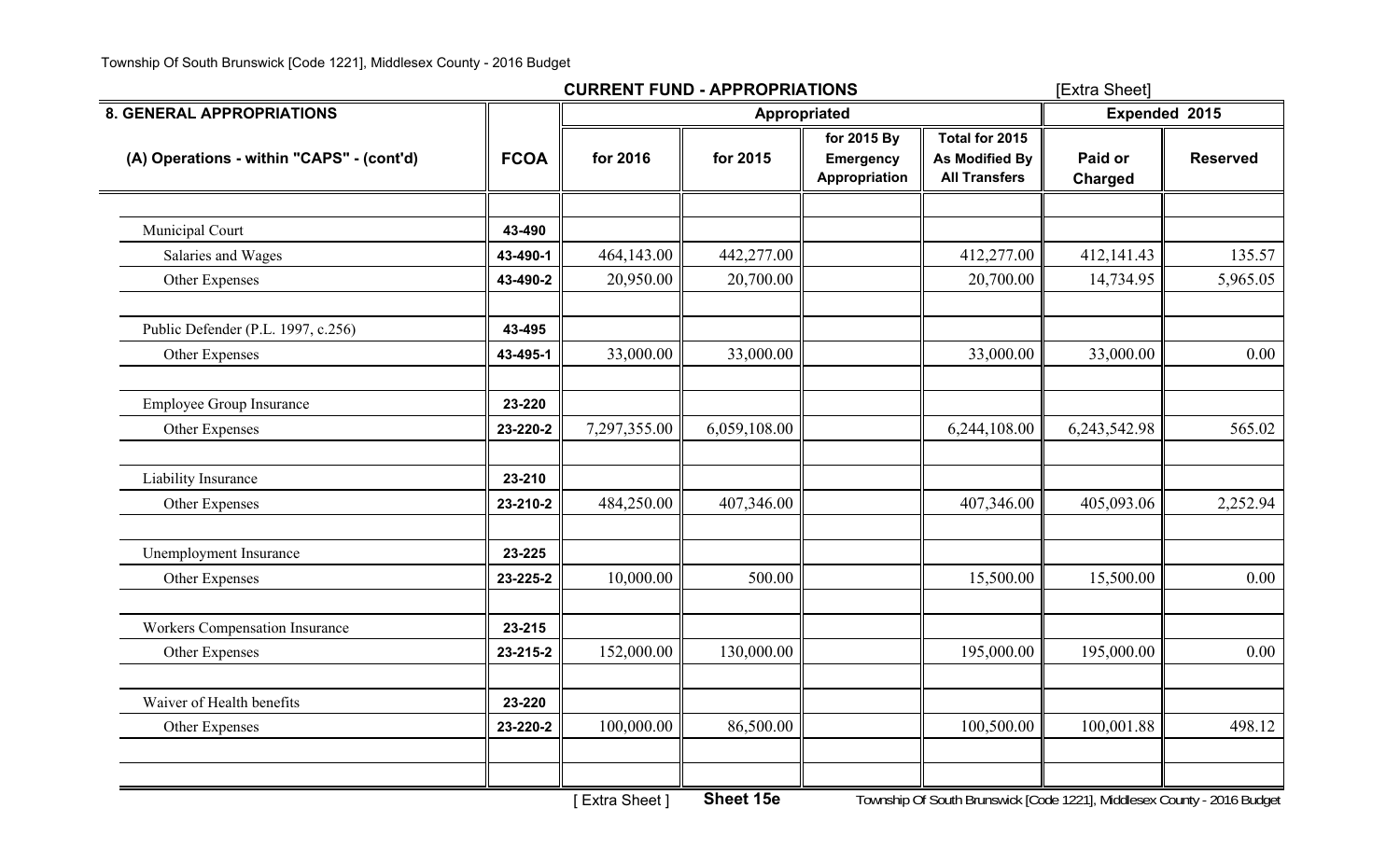## CURRENT FUND - APPROPRIATIONS

[Extra Sheet]

| 8. GENERAL APPROPRIATIONS | | Appropriated | | | | Expended 2015 | |
|---|---|---|---|---|---|---|---|
| (A) Operations - within "CAPS" - (cont'd) | FCOA | for 2016 | for 2015 | for 2015 By Emergency Appropriation | Total for 2015 As Modified By All Transfers | Paid or Charged | Reserved |
| | | | | | | | |
| Municipal Court | 43-490 | | | | | | |
| Salaries and Wages | 43-490-1 | 464,143.00 | 442,277.00 | | 412,277.00 | 412,141.43 | 135.57 |
| Other Expenses | 43-490-2 | 20,950.00 | 20,700.00 | | 20,700.00 | 14,734.95 | 5,965.05 |
| | | | | | | | |
| Public Defender (P.L. 1997, c.256) | 43-495 | | | | | | |
| Other Expenses | 43-495-1 | 33,000.00 | 33,000.00 | | 33,000.00 | 33,000.00 | 0.00 |
| | | | | | | | |
| Employee Group Insurance | 23-220 | | | | | | |
| Other Expenses | 23-220-2 | 7,297,355.00 | 6,059,108.00 | | 6,244,108.00 | 6,243,542.98 | 565.02 |
| | | | | | | | |
| Liability Insurance | 23-210 | | | | | | |
| Other Expenses | 23-210-2 | 484,250.00 | 407,346.00 | | 407,346.00 | 405,093.06 | 2,252.94 |
| | | | | | | | |
| Unemployment Insurance | 23-225 | | | | | | |
| Other Expenses | 23-225-2 | 10,000.00 | 500.00 | | 15,500.00 | 15,500.00 | 0.00 |
| | | | | | | | |
| Workers Compensation Insurance | 23-215 | | | | | | |
| Other Expenses | 23-215-2 | 152,000.00 | 130,000.00 | | 195,000.00 | 195,000.00 | 0.00 |
| | | | | | | | |
| Waiver of Health benefits | 23-220 | | | | | | |
| Other Expenses | 23-220-2 | 100,000.00 | 86,500.00 | | 100,500.00 | 100,001.88 | 498.12 |

[ Extra Sheet ] **Sheet 15e**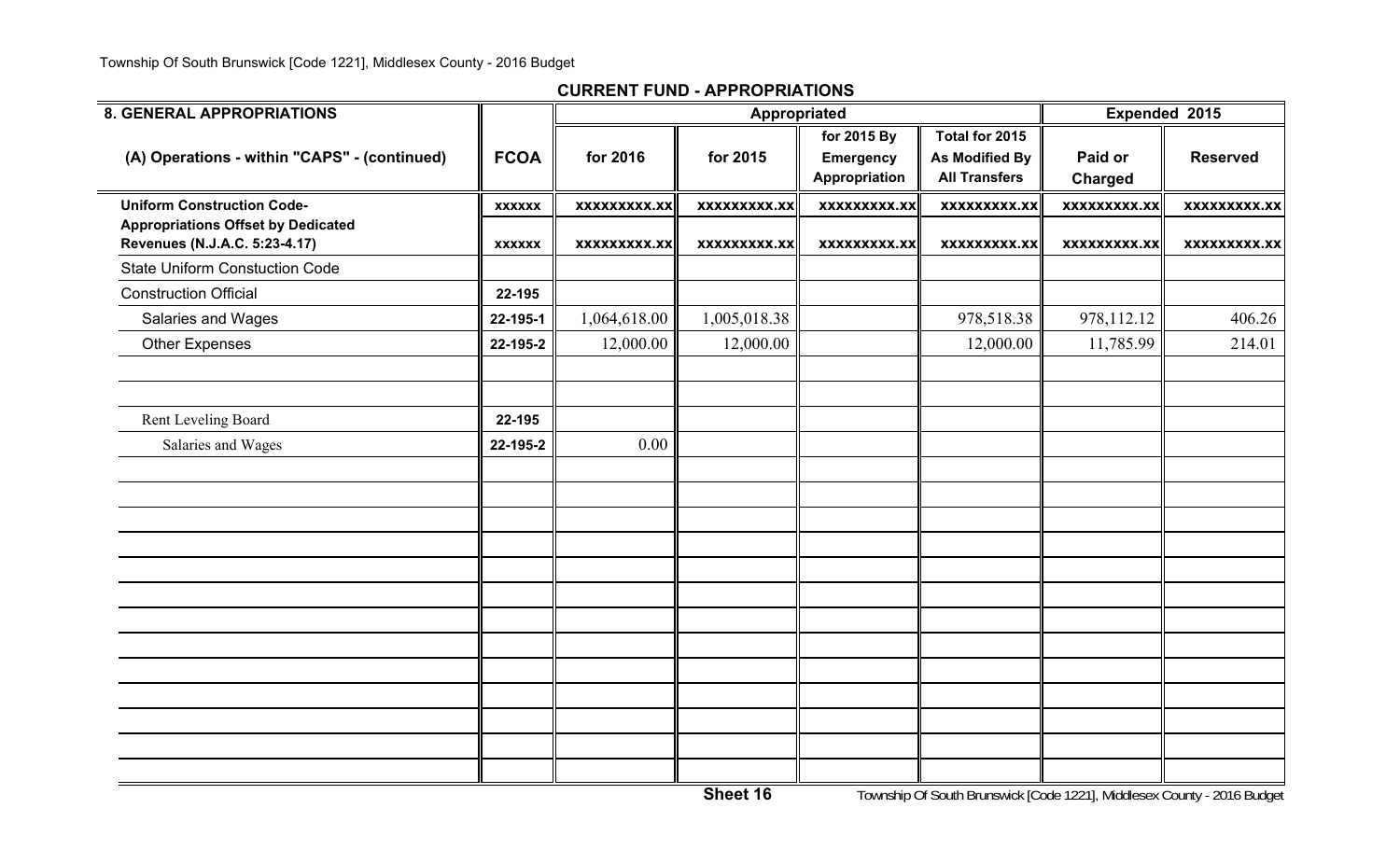## CURRENT FUND - APPROPRIATIONS

| 8. GENERAL APPROPRIATIONS | | Appropriated | | | | Expended 2015 | |
|---|---|---|---|---|---|---|---|
| (A) Operations - within "CAPS" - (continued) | FCOA | for 2016 | for 2015 | for 2015 By Emergency Appropriation | Total for 2015 As Modified By All Transfers | Paid or Charged | Reserved |
| **Uniform Construction Code-** | xxxxxx | xxxxxxxxx.xx | xxxxxxxxx.xx | xxxxxxxxx.xx | xxxxxxxxx.xx | xxxxxxxxx.xx | xxxxxxxxx.xx |
| **Appropriations Offset by Dedicated Revenues (N.J.A.C. 5:23-4.17)** | xxxxxx | xxxxxxxxx.xx | xxxxxxxxx.xx | xxxxxxxxx.xx | xxxxxxxxx.xx | xxxxxxxxx.xx | xxxxxxxxx.xx |
| State Uniform Constuction Code | | | | | | | |
| Construction Official | 22-195 | | | | | | |
| Salaries and Wages | 22-195-1 | 1,064,618.00 | 1,005,018.38 | | 978,518.38 | 978,112.12 | 406.26 |
| Other Expenses | 22-195-2 | 12,000.00 | 12,000.00 | | 12,000.00 | 11,785.99 | 214.01 |
| Rent Leveling Board | 22-195 | | | | | | |
| Salaries and Wages | 22-195-2 | 0.00 | | | | | |

Sheet 16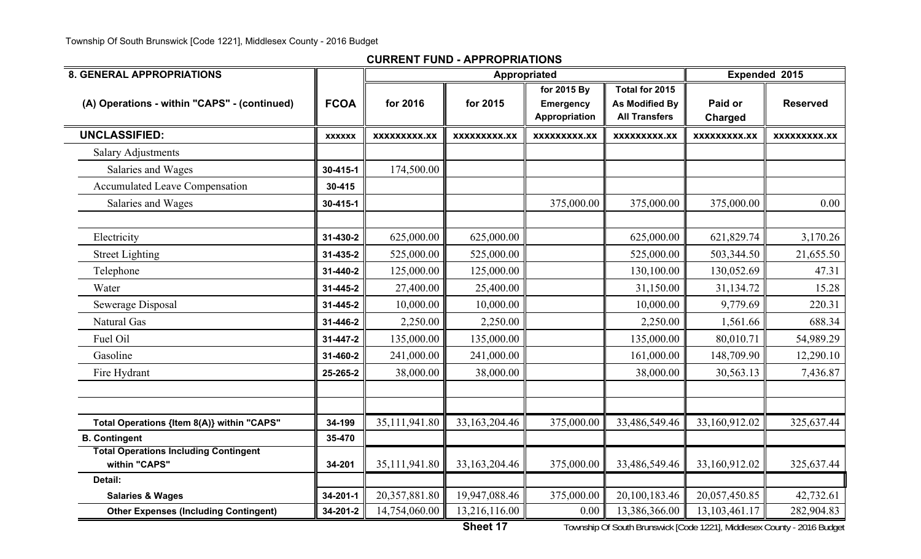## CURRENT FUND - APPROPRIATIONS

| 8. GENERAL APPROPRIATIONS | | Appropriated | | | | Expended 2015 | |
|---|---|---|---|---|---|---|---|
| (A) Operations - within "CAPS" - (continued) | FCOA | for 2016 | for 2015 | for 2015 By Emergency Appropriation | Total for 2015 As Modified By All Transfers | Paid or Charged | Reserved |
| **UNCLASSIFIED:** | xxxxxx | xxxxxxxxx.xx | xxxxxxxxx.xx | xxxxxxxxx.xx | xxxxxxxxx.xx | xxxxxxxxx.xx | xxxxxxxxx.xx |
| Salary Adjustments | | | | | | | |
| Salaries and Wages | 30-415-1 | 174,500.00 | | | | | |
| Accumulated Leave Compensation | 30-415 | | | | | | |
| Salaries and Wages | 30-415-1 | | | 375,000.00 | 375,000.00 | 375,000.00 | 0.00 |
| | | | | | | | |
| Electricity | 31-430-2 | 625,000.00 | 625,000.00 | | 625,000.00 | 621,829.74 | 3,170.26 |
| Street Lighting | 31-435-2 | 525,000.00 | 525,000.00 | | 525,000.00 | 503,344.50 | 21,655.50 |
| Telephone | 31-440-2 | 125,000.00 | 125,000.00 | | 130,100.00 | 130,052.69 | 47.31 |
| Water | 31-445-2 | 27,400.00 | 25,400.00 | | 31,150.00 | 31,134.72 | 15.28 |
| Sewerage Disposal | 31-445-2 | 10,000.00 | 10,000.00 | | 10,000.00 | 9,779.69 | 220.31 |
| Natural Gas | 31-446-2 | 2,250.00 | 2,250.00 | | 2,250.00 | 1,561.66 | 688.34 |
| Fuel Oil | 31-447-2 | 135,000.00 | 135,000.00 | | 135,000.00 | 80,010.71 | 54,989.29 |
| Gasoline | 31-460-2 | 241,000.00 | 241,000.00 | | 161,000.00 | 148,709.90 | 12,290.10 |
| Fire Hydrant | 25-265-2 | 38,000.00 | 38,000.00 | | 38,000.00 | 30,563.13 | 7,436.87 |
| | | | | | | | |
| | | | | | | | |
| **Total Operations {Item 8(A)} within "CAPS"** | 34-199 | 35,111,941.80 | 33,163,204.46 | 375,000.00 | 33,486,549.46 | 33,160,912.02 | 325,637.44 |
| **B. Contingent** | 35-470 | | | | | | |
| **Total Operations Including Contingent within "CAPS"** | 34-201 | 35,111,941.80 | 33,163,204.46 | 375,000.00 | 33,486,549.46 | 33,160,912.02 | 325,637.44 |
| **Detail:** | | | | | | | |
| **Salaries & Wages** | 34-201-1 | 20,357,881.80 | 19,947,088.46 | 375,000.00 | 20,100,183.46 | 20,057,450.85 | 42,732.61 |
| **Other Expenses (Including Contingent)** | 34-201-2 | 14,754,060.00 | 13,216,116.00 | 0.00 | 13,386,366.00 | 13,103,461.17 | 282,904.83 |

Sheet 17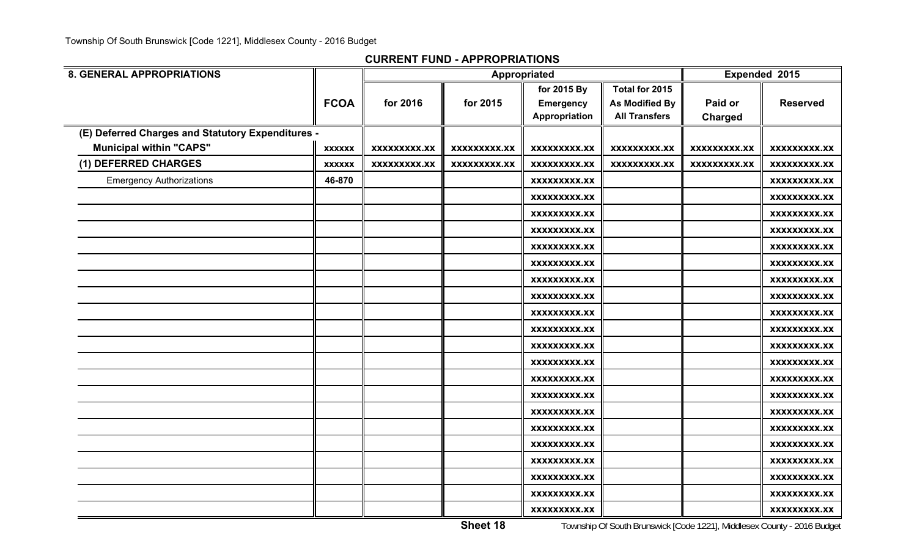## CURRENT FUND - APPROPRIATIONS

| 8. GENERAL APPROPRIATIONS | FCOA | Appropriated for 2016 | Appropriated for 2015 | for 2015 By Emergency Appropriation | Total for 2015 As Modified By All Transfers | Expended 2015 Paid or Charged | Expended 2015 Reserved |
|---|---|---|---|---|---|---|---|
| **(E) Deferred Charges and Statutory Expenditures - Municipal within "CAPS"** | xxxxxx | xxxxxxxxx.xx | xxxxxxxxx.xx | xxxxxxxxx.xx | xxxxxxxxx.xx | xxxxxxxxx.xx | xxxxxxxxx.xx |
| **(1) DEFERRED CHARGES** | xxxxxx | xxxxxxxxx.xx | xxxxxxxxx.xx | xxxxxxxxx.xx | xxxxxxxxx.xx | xxxxxxxxx.xx | xxxxxxxxx.xx |
| Emergency Authorizations | 46-870 | | | xxxxxxxxx.xx | | | xxxxxxxxx.xx |
| | | | | xxxxxxxxx.xx | | | xxxxxxxxx.xx |
| | | | | xxxxxxxxx.xx | | | xxxxxxxxx.xx |
| | | | | xxxxxxxxx.xx | | | xxxxxxxxx.xx |
| | | | | xxxxxxxxx.xx | | | xxxxxxxxx.xx |
| | | | | xxxxxxxxx.xx | | | xxxxxxxxx.xx |
| | | | | xxxxxxxxx.xx | | | xxxxxxxxx.xx |
| | | | | xxxxxxxxx.xx | | | xxxxxxxxx.xx |
| | | | | xxxxxxxxx.xx | | | xxxxxxxxx.xx |
| | | | | xxxxxxxxx.xx | | | xxxxxxxxx.xx |
| | | | | xxxxxxxxx.xx | | | xxxxxxxxx.xx |
| | | | | xxxxxxxxx.xx | | | xxxxxxxxx.xx |
| | | | | xxxxxxxxx.xx | | | xxxxxxxxx.xx |
| | | | | xxxxxxxxx.xx | | | xxxxxxxxx.xx |
| | | | | xxxxxxxxx.xx | | | xxxxxxxxx.xx |
| | | | | xxxxxxxxx.xx | | | xxxxxxxxx.xx |
| | | | | xxxxxxxxx.xx | | | xxxxxxxxx.xx |
| | | | | xxxxxxxxx.xx | | | xxxxxxxxx.xx |
| | | | | xxxxxxxxx.xx | | | xxxxxxxxx.xx |
| | | | | xxxxxxxxx.xx | | | xxxxxxxxx.xx |
| | | | | xxxxxxxxx.xx | | | xxxxxxxxx.xx |

Sheet 18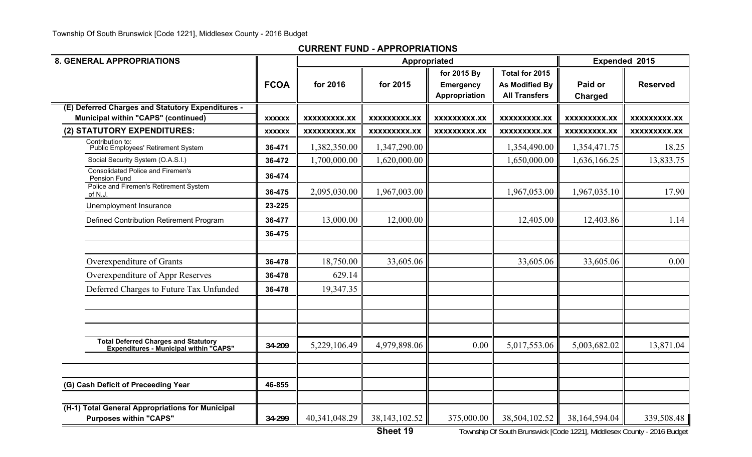## CURRENT FUND - APPROPRIATIONS

| 8. GENERAL APPROPRIATIONS | FCOA | Appropriated for 2016 | Appropriated for 2015 | for 2015 By Emergency Appropriation | Total for 2015 As Modified By All Transfers | Expended 2015 Paid or Charged | Expended 2015 Reserved |
|---|---|---|---|---|---|---|---|
| **(E) Deferred Charges and Statutory Expenditures - Municipal within "CAPS" (continued)** | xxxxxx | xxxxxxxxx.xx | xxxxxxxxx.xx | xxxxxxxxx.xx | xxxxxxxxx.xx | xxxxxxxxx.xx | xxxxxxxxx.xx |
| **(2) STATUTORY EXPENDITURES:** | xxxxxx | xxxxxxxxx.xx | xxxxxxxxx.xx | xxxxxxxxx.xx | xxxxxxxxx.xx | xxxxxxxxx.xx | xxxxxxxxx.xx |
| Contribution to: Public Employees' Retirement System | 36-471 | 1,382,350.00 | 1,347,290.00 | | 1,354,490.00 | 1,354,471.75 | 18.25 |
| Social Security System (O.A.S.I.) | 36-472 | 1,700,000.00 | 1,620,000.00 | | 1,650,000.00 | 1,636,166.25 | 13,833.75 |
| Consolidated Police and Firemen's Pension Fund | 36-474 | | | | | | |
| Police and Firemen's Retirement System of N.J. | 36-475 | 2,095,030.00 | 1,967,003.00 | | 1,967,053.00 | 1,967,035.10 | 17.90 |
| Unemployment Insurance | 23-225 | | | | | | |
| Defined Contribution Retirement Program | 36-477 | 13,000.00 | 12,000.00 | | 12,405.00 | 12,403.86 | 1.14 |
| | 36-475 | | | | | | |
| | | | | | | | |
| Overexpenditure of Grants | 36-478 | 18,750.00 | 33,605.06 | | 33,605.06 | 33,605.06 | 0.00 |
| Overexpenditure of Appr Reserves | 36-478 | 629.14 | | | | | |
| Deferred Charges to Future Tax Unfunded | 36-478 | 19,347.35 | | | | | |
| | | | | | | | |
| | | | | | | | |
| | | | | | | | |
| **Total Deferred Charges and Statutory Expenditures - Municipal within "CAPS"** | 34-209 | 5,229,106.49 | 4,979,898.06 | 0.00 | 5,017,553.06 | 5,003,682.02 | 13,871.04 |
| | | | | | | | |
| | | | | | | | |
| **(G) Cash Deficit of Preceeding Year** | 46-855 | | | | | | |
| | | | | | | | |
| **(H-1) Total General Appropriations for Municipal Purposes within "CAPS"** | 34-299 | 40,341,048.29 | 38,143,102.52 | 375,000.00 | 38,504,102.52 | 38,164,594.04 | 339,508.48 |

Sheet 19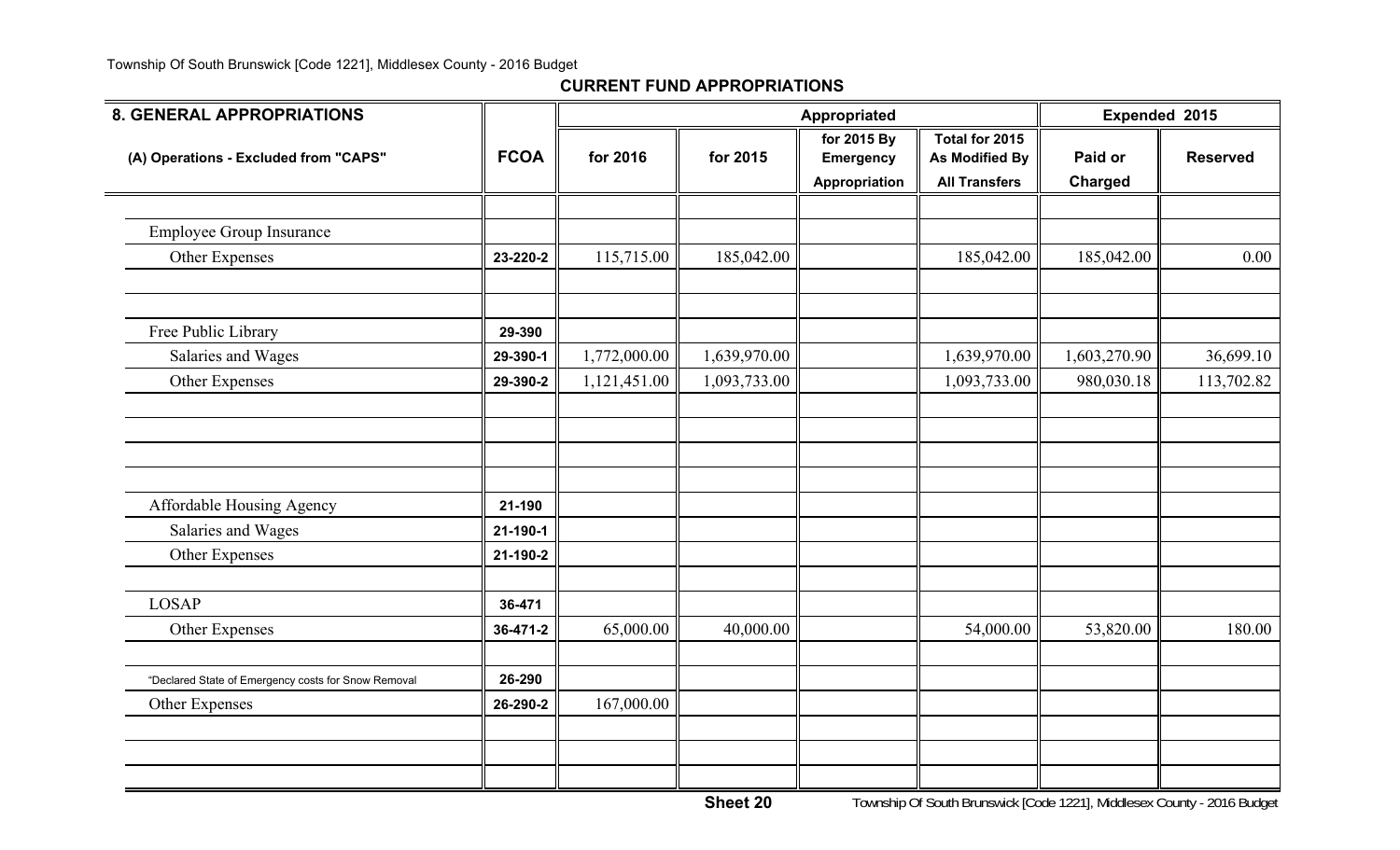**CURRENT FUND APPROPRIATIONS**

| 8. GENERAL APPROPRIATIONS | | Appropriated | | | | Expended 2015 | |
|---|---|---|---|---|---|---|---|
| (A) Operations - Excluded from "CAPS" | FCOA | for 2016 | for 2015 | for 2015 By Emergency Appropriation | Total for 2015 As Modified By All Transfers | Paid or Charged | Reserved |
| | | | | | | | |
| Employee Group Insurance | | | | | | | |
| Other Expenses | 23-220-2 | 115,715.00 | 185,042.00 | | 185,042.00 | 185,042.00 | 0.00 |
| | | | | | | | |
| | | | | | | | |
| Free Public Library | 29-390 | | | | | | |
| Salaries and Wages | 29-390-1 | 1,772,000.00 | 1,639,970.00 | | 1,639,970.00 | 1,603,270.90 | 36,699.10 |
| Other Expenses | 29-390-2 | 1,121,451.00 | 1,093,733.00 | | 1,093,733.00 | 980,030.18 | 113,702.82 |
| | | | | | | | |
| | | | | | | | |
| | | | | | | | |
| | | | | | | | |
| Affordable Housing Agency | 21-190 | | | | | | |
| Salaries and Wages | 21-190-1 | | | | | | |
| Other Expenses | 21-190-2 | | | | | | |
| | | | | | | | |
| LOSAP | 36-471 | | | | | | |
| Other Expenses | 36-471-2 | 65,000.00 | 40,000.00 | | 54,000.00 | 53,820.00 | 180.00 |
| | | | | | | | |
| "Declared State of Emergency costs for Snow Removal | 26-290 | | | | | | |
| Other Expenses | 26-290-2 | 167,000.00 | | | | | |
| | | | | | | | |
| | | | | | | | |
| | | | | | | | |

Sheet 20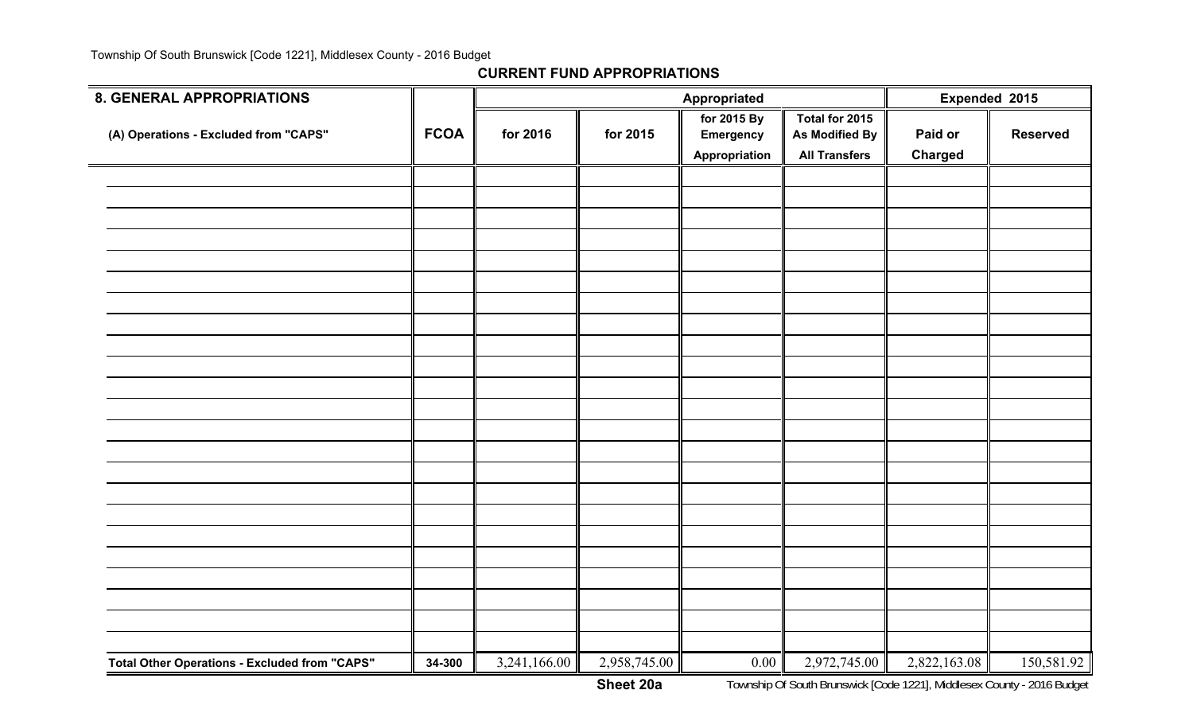## CURRENT FUND APPROPRIATIONS

| 8. GENERAL APPROPRIATIONS | | Appropriated | | | | Expended 2015 | |
|---|---|---|---|---|---|---|---|
| (A) Operations - Excluded from "CAPS" | FCOA | for 2016 | for 2015 | for 2015 By Emergency Appropriation | Total for 2015 As Modified By All Transfers | Paid or Charged | Reserved |
| | | | | | | | |
| | | | | | | | |
| | | | | | | | |
| | | | | | | | |
| | | | | | | | |
| | | | | | | | |
| | | | | | | | |
| | | | | | | | |
| | | | | | | | |
| | | | | | | | |
| | | | | | | | |
| | | | | | | | |
| | | | | | | | |
| | | | | | | | |
| | | | | | | | |
| | | | | | | | |
| | | | | | | | |
| | | | | | | | |
| | | | | | | | |
| | | | | | | | |
| | | | | | | | |
| | | | | | | | |
| | | | | | | | |
| **Total Other Operations - Excluded from "CAPS"** | **34-300** | 3,241,166.00 | 2,958,745.00 | 0.00 | 2,972,745.00 | 2,822,163.08 | 150,581.92 |

**Sheet 20a**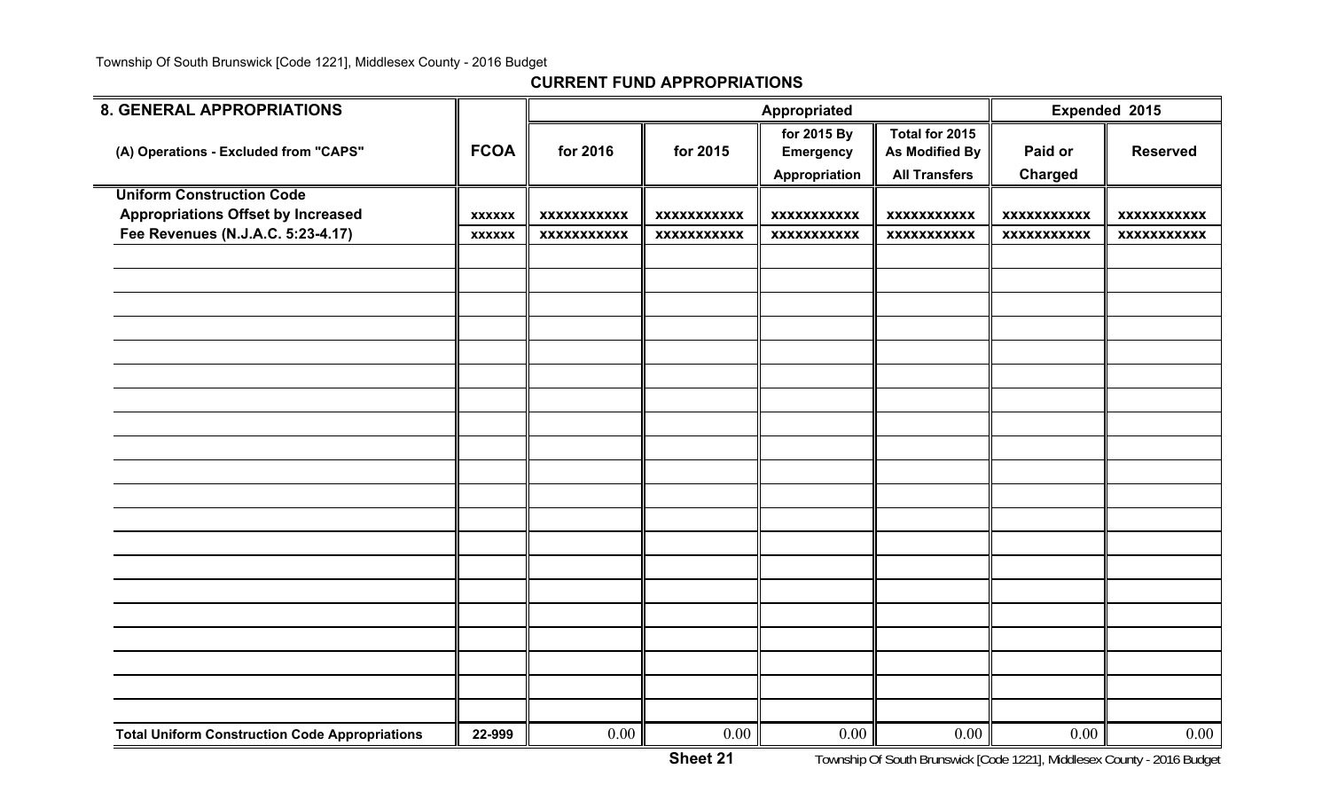## CURRENT FUND APPROPRIATIONS

| 8. GENERAL APPROPRIATIONS | | Appropriated | | | | Expended 2015 | |
|---|---|---|---|---|---|---|---|
| (A) Operations - Excluded from "CAPS" | FCOA | for 2016 | for 2015 | for 2015 By Emergency Appropriation | Total for 2015 As Modified By All Transfers | Paid or Charged | Reserved |
| **Uniform Construction Code** | | | | | | | |
| **Appropriations Offset by Increased** | xxxxxx | xxxxxxxxxxx | xxxxxxxxxxx | xxxxxxxxxxx | xxxxxxxxxxx | xxxxxxxxxxx | xxxxxxxxxxx |
| **Fee Revenues (N.J.A.C. 5:23-4.17)** | xxxxxx | xxxxxxxxxxx | xxxxxxxxxxx | xxxxxxxxxxx | xxxxxxxxxxx | xxxxxxxxxxx | xxxxxxxxxxx |
| | | | | | | | |
| | | | | | | | |
| | | | | | | | |
| | | | | | | | |
| | | | | | | | |
| | | | | | | | |
| | | | | | | | |
| | | | | | | | |
| | | | | | | | |
| | | | | | | | |
| | | | | | | | |
| | | | | | | | |
| | | | | | | | |
| | | | | | | | |
| | | | | | | | |
| | | | | | | | |
| | | | | | | | |
| | | | | | | | |
| | | | | | | | |
| | | | | | | | |
| **Total Uniform Construction Code Appropriations** | 22-999 | 0.00 | 0.00 | 0.00 | 0.00 | 0.00 | 0.00 |

**Sheet 21**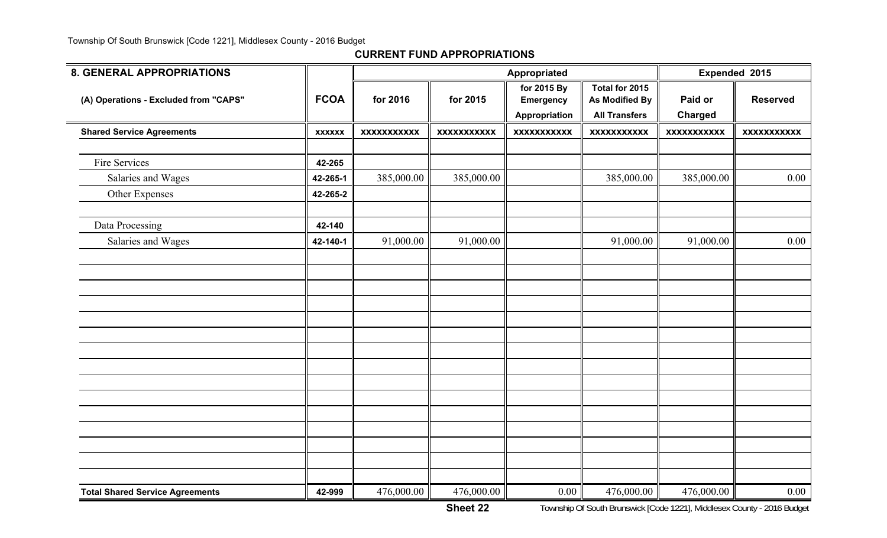## CURRENT FUND APPROPRIATIONS

| 8. GENERAL APPROPRIATIONS | | Appropriated | | | | Expended 2015 | |
|---|---|---|---|---|---|---|---|
| (A) Operations - Excluded from "CAPS" | FCOA | for 2016 | for 2015 | for 2015 By Emergency Appropriation | Total for 2015 As Modified By All Transfers | Paid or Charged | Reserved |
| **Shared Service Agreements** | xxxxxx | xxxxxxxxxxx | xxxxxxxxxxx | xxxxxxxxxxx | xxxxxxxxxxx | xxxxxxxxxxx | xxxxxxxxxxx |
| | | | | | | | |
| Fire Services | 42-265 | | | | | | |
| Salaries and Wages | 42-265-1 | 385,000.00 | 385,000.00 | | 385,000.00 | 385,000.00 | 0.00 |
| Other Expenses | 42-265-2 | | | | | | |
| | | | | | | | |
| Data Processing | 42-140 | | | | | | |
| Salaries and Wages | 42-140-1 | 91,000.00 | 91,000.00 | | 91,000.00 | 91,000.00 | 0.00 |
| **Total Shared Service Agreements** | 42-999 | 476,000.00 | 476,000.00 | 0.00 | 476,000.00 | 476,000.00 | 0.00 |

Sheet 22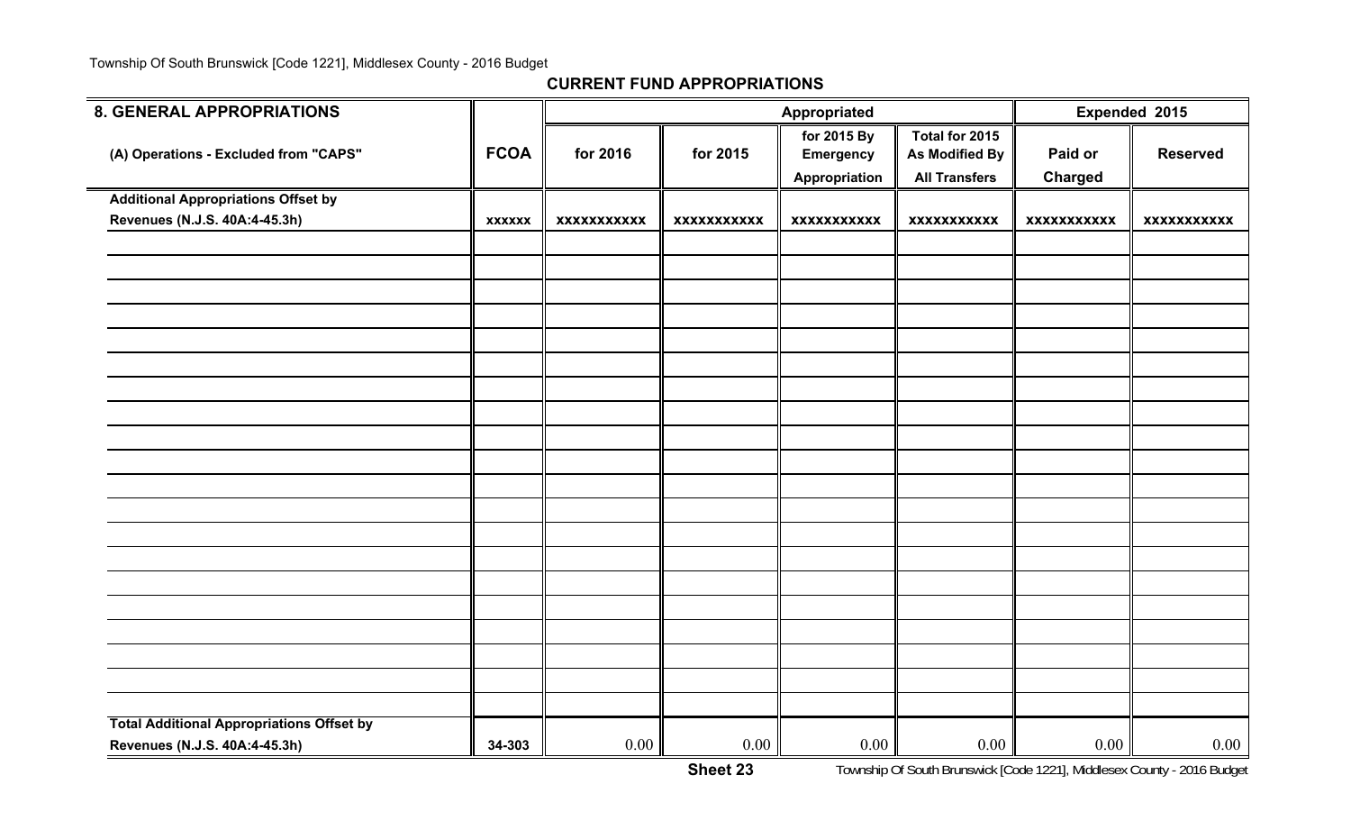## CURRENT FUND APPROPRIATIONS

| 8. GENERAL APPROPRIATIONS | | Appropriated | | | | Expended 2015 | |
|---|---|---|---|---|---|---|---|
| (A) Operations - Excluded from "CAPS" | FCOA | for 2016 | for 2015 | for 2015 By Emergency Appropriation | Total for 2015 As Modified By All Transfers | Paid or Charged | Reserved |
| Additional Appropriations Offset by Revenues (N.J.S. 40A:4-45.3h) | xxxxxx | xxxxxxxxxxx | xxxxxxxxxxx | xxxxxxxxxxx | xxxxxxxxxxx | xxxxxxxxxxx | xxxxxxxxxxx |
| | | | | | | | |
| | | | | | | | |
| | | | | | | | |
| | | | | | | | |
| | | | | | | | |
| | | | | | | | |
| | | | | | | | |
| | | | | | | | |
| | | | | | | | |
| | | | | | | | |
| | | | | | | | |
| | | | | | | | |
| | | | | | | | |
| | | | | | | | |
| | | | | | | | |
| | | | | | | | |
| | | | | | | | |
| | | | | | | | |
| | | | | | | | |
| | | | | | | | |
| Total Additional Appropriations Offset by Revenues (N.J.S. 40A:4-45.3h) | 34-303 | 0.00 | 0.00 | 0.00 | 0.00 | 0.00 | 0.00 |

Sheet 23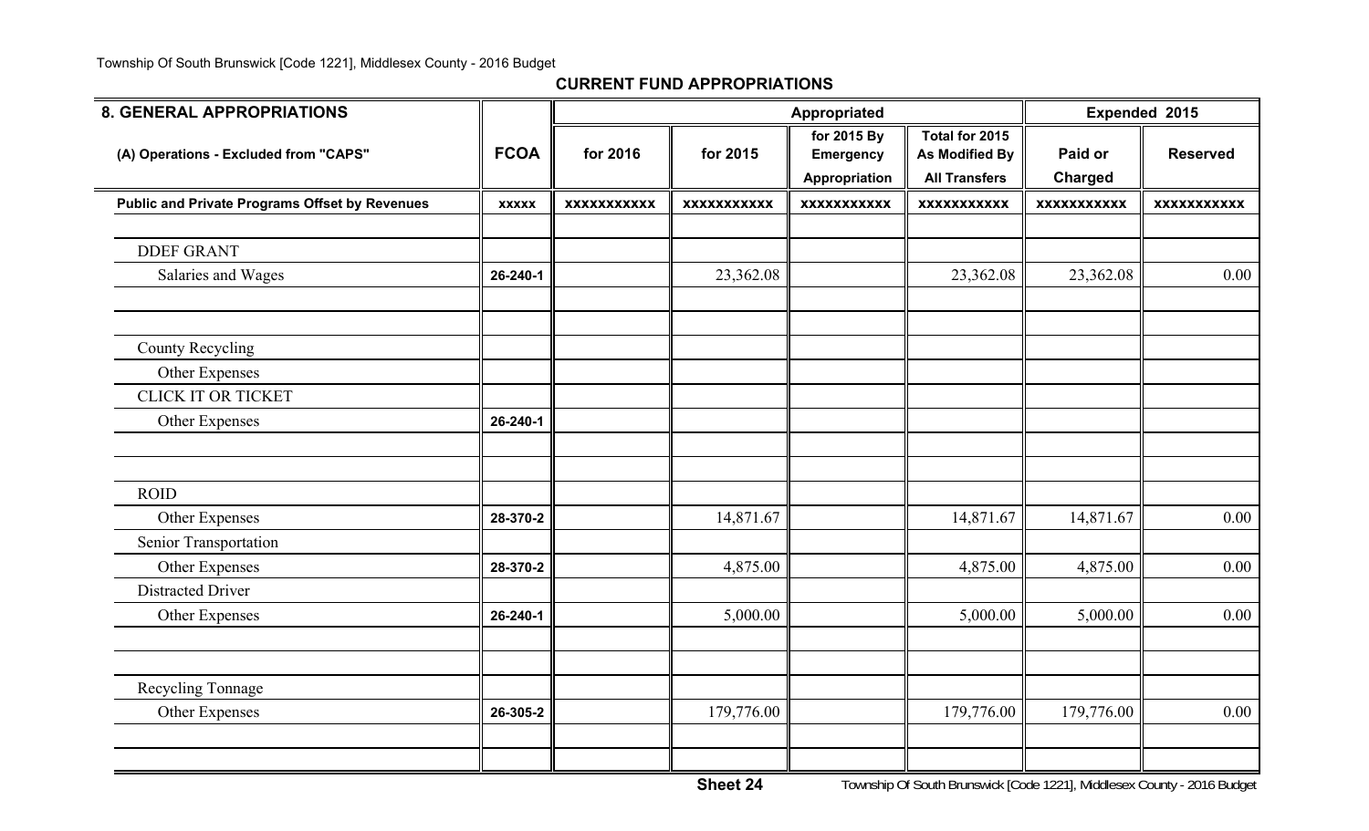## CURRENT FUND APPROPRIATIONS

| 8. GENERAL APPROPRIATIONS | | Appropriated | | | | Expended 2015 | |
|---|---|---|---|---|---|---|---|
| (A) Operations - Excluded from "CAPS" | FCOA | for 2016 | for 2015 | for 2015 By Emergency Appropriation | Total for 2015 As Modified By All Transfers | Paid or Charged | Reserved |
| **Public and Private Programs Offset by Revenues** | xxxxx | xxxxxxxxxxx | xxxxxxxxxxx | xxxxxxxxxxx | xxxxxxxxxxx | xxxxxxxxxxx | xxxxxxxxxxx |
| | | | | | | | |
| DDEF GRANT | | | | | | | |
| Salaries and Wages | 26-240-1 | | 23,362.08 | | 23,362.08 | 23,362.08 | 0.00 |
| | | | | | | | |
| | | | | | | | |
| County Recycling | | | | | | | |
| Other Expenses | | | | | | | |
| CLICK IT OR TICKET | | | | | | | |
| Other Expenses | 26-240-1 | | | | | | |
| | | | | | | | |
| | | | | | | | |
| ROID | | | | | | | |
| Other Expenses | 28-370-2 | | 14,871.67 | | 14,871.67 | 14,871.67 | 0.00 |
| Senior Transportation | | | | | | | |
| Other Expenses | 28-370-2 | | 4,875.00 | | 4,875.00 | 4,875.00 | 0.00 |
| Distracted Driver | | | | | | | |
| Other Expenses | 26-240-1 | | 5,000.00 | | 5,000.00 | 5,000.00 | 0.00 |
| | | | | | | | |
| | | | | | | | |
| Recycling Tonnage | | | | | | | |
| Other Expenses | 26-305-2 | | 179,776.00 | | 179,776.00 | 179,776.00 | 0.00 |
| | | | | | | | |
| | | | | | | | |

Sheet 24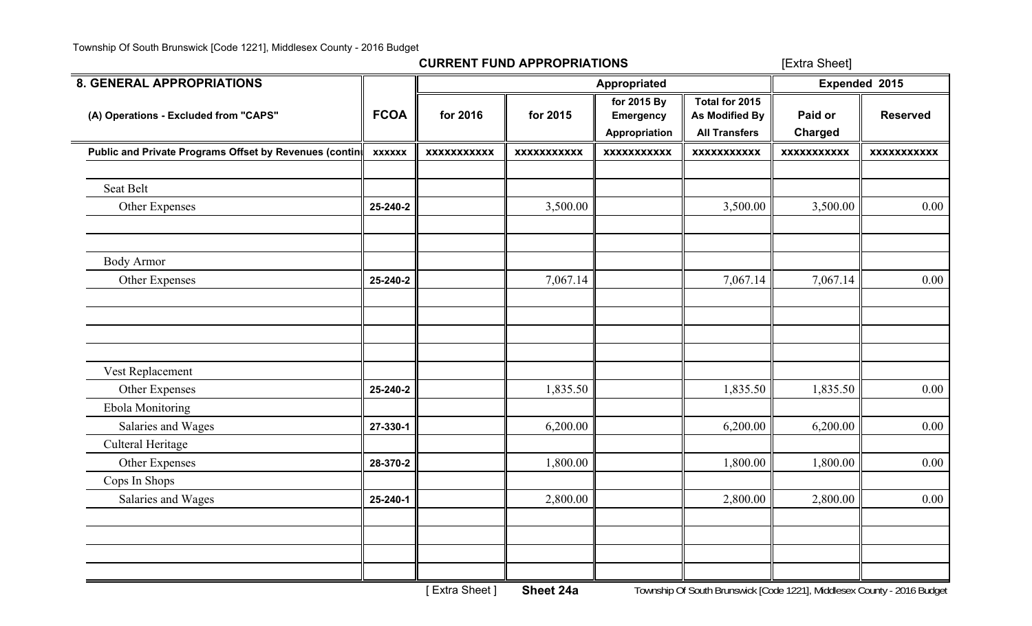**CURRENT FUND APPROPRIATIONS** [Extra Sheet]

| 8. GENERAL APPROPRIATIONS | | Appropriated | | | | Expended 2015 | |
|---|---|---|---|---|---|---|---|
| (A) Operations - Excluded from "CAPS" | FCOA | for 2016 | for 2015 | for 2015 By Emergency Appropriation | Total for 2015 As Modified By All Transfers | Paid or Charged | Reserved |
| Public and Private Programs Offset by Revenues (contin | xxxxxx | xxxxxxxxxxx | xxxxxxxxxxx | xxxxxxxxxxx | xxxxxxxxxxx | xxxxxxxxxxx | xxxxxxxxxxx |
| | | | | | | | |
| Seat Belt | | | | | | | |
| Other Expenses | 25-240-2 | | 3,500.00 | | 3,500.00 | 3,500.00 | 0.00 |
| | | | | | | | |
| | | | | | | | |
| Body Armor | | | | | | | |
| Other Expenses | 25-240-2 | | 7,067.14 | | 7,067.14 | 7,067.14 | 0.00 |
| | | | | | | | |
| | | | | | | | |
| | | | | | | | |
| | | | | | | | |
| Vest Replacement | | | | | | | |
| Other Expenses | 25-240-2 | | 1,835.50 | | 1,835.50 | 1,835.50 | 0.00 |
| Ebola Monitoring | | | | | | | |
| Salaries and Wages | 27-330-1 | | 6,200.00 | | 6,200.00 | 6,200.00 | 0.00 |
| Culteral Heritage | | | | | | | |
| Other Expenses | 28-370-2 | | 1,800.00 | | 1,800.00 | 1,800.00 | 0.00 |
| Cops In Shops | | | | | | | |
| Salaries and Wages | 25-240-1 | | 2,800.00 | | 2,800.00 | 2,800.00 | 0.00 |
| | | | | | | | |
| | | | | | | | |
| | | | | | | | |
| | | | | | | | |

[ Extra Sheet ] **Sheet 24a**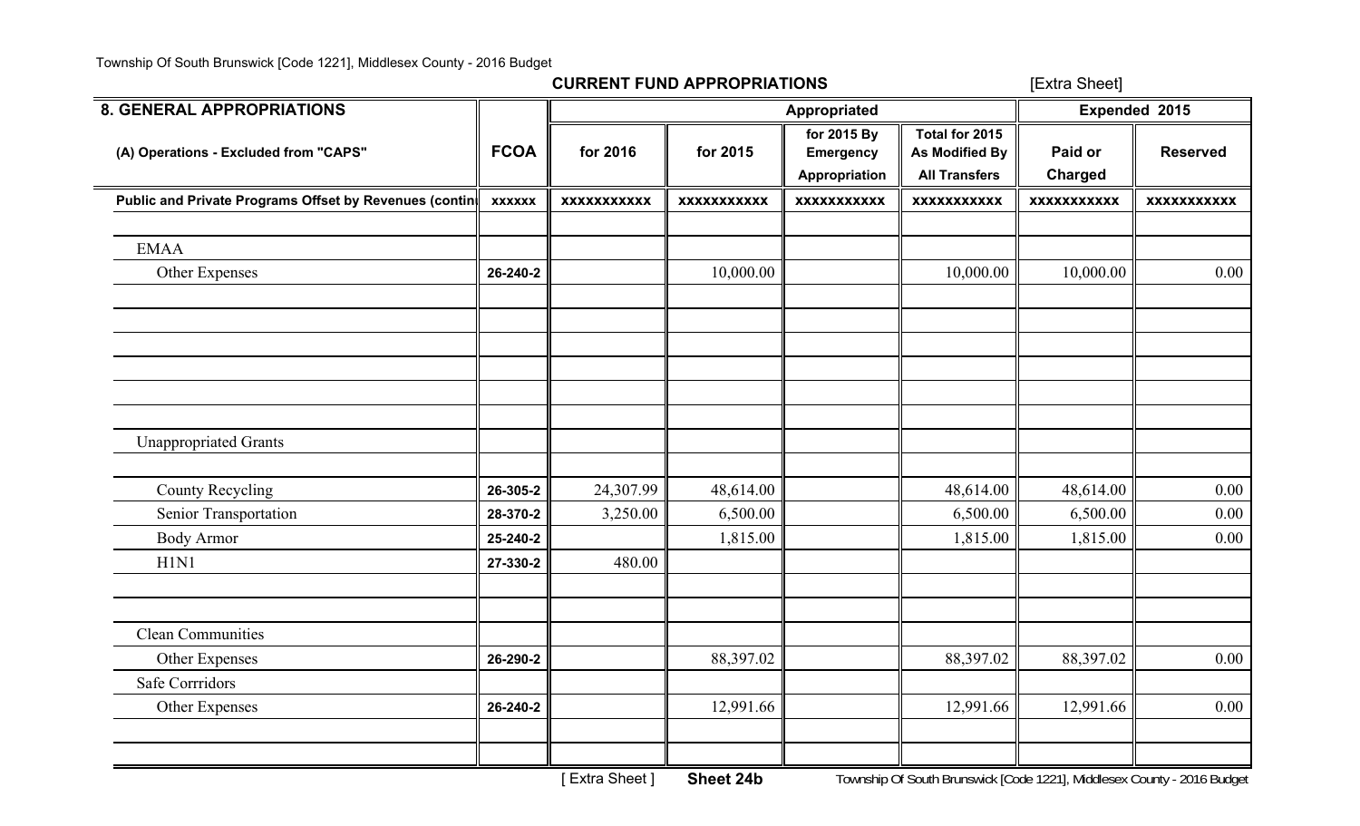Township Of South Brunswick [Code 1221], Middlesex County - 2016 Budget

**CURRENT FUND APPROPRIATIONS** [Extra Sheet]

| 8. GENERAL APPROPRIATIONS | | Appropriated | | | | Expended 2015 | |
|---|---|---|---|---|---|---|---|
| (A) Operations - Excluded from "CAPS" | FCOA | for 2016 | for 2015 | for 2015 By Emergency Appropriation | Total for 2015 As Modified By All Transfers | Paid or Charged | Reserved |
| **Public and Private Programs Offset by Revenues (contin** | xxxxxx | xxxxxxxxxxx | xxxxxxxxxxx | xxxxxxxxxxx | xxxxxxxxxxx | xxxxxxxxxxx | xxxxxxxxxxx |
| | | | | | | | |
| EMAA | | | | | | | |
| Other Expenses | 26-240-2 | | 10,000.00 | | 10,000.00 | 10,000.00 | 0.00 |
| | | | | | | | |
| | | | | | | | |
| | | | | | | | |
| | | | | | | | |
| | | | | | | | |
| | | | | | | | |
| Unappropriated Grants | | | | | | | |
| | | | | | | | |
| County Recycling | 26-305-2 | 24,307.99 | 48,614.00 | | 48,614.00 | 48,614.00 | 0.00 |
| Senior Transportation | 28-370-2 | 3,250.00 | 6,500.00 | | 6,500.00 | 6,500.00 | 0.00 |
| Body Armor | 25-240-2 | | 1,815.00 | | 1,815.00 | 1,815.00 | 0.00 |
| H1N1 | 27-330-2 | 480.00 | | | | | |
| | | | | | | | |
| | | | | | | | |
| Clean Communities | | | | | | | |
| Other Expenses | 26-290-2 | | 88,397.02 | | 88,397.02 | 88,397.02 | 0.00 |
| Safe Corrridors | | | | | | | |
| Other Expenses | 26-240-2 | | 12,991.66 | | 12,991.66 | 12,991.66 | 0.00 |
| | | | | | | | |
| | | | | | | | |

[ Extra Sheet ] **Sheet 24b**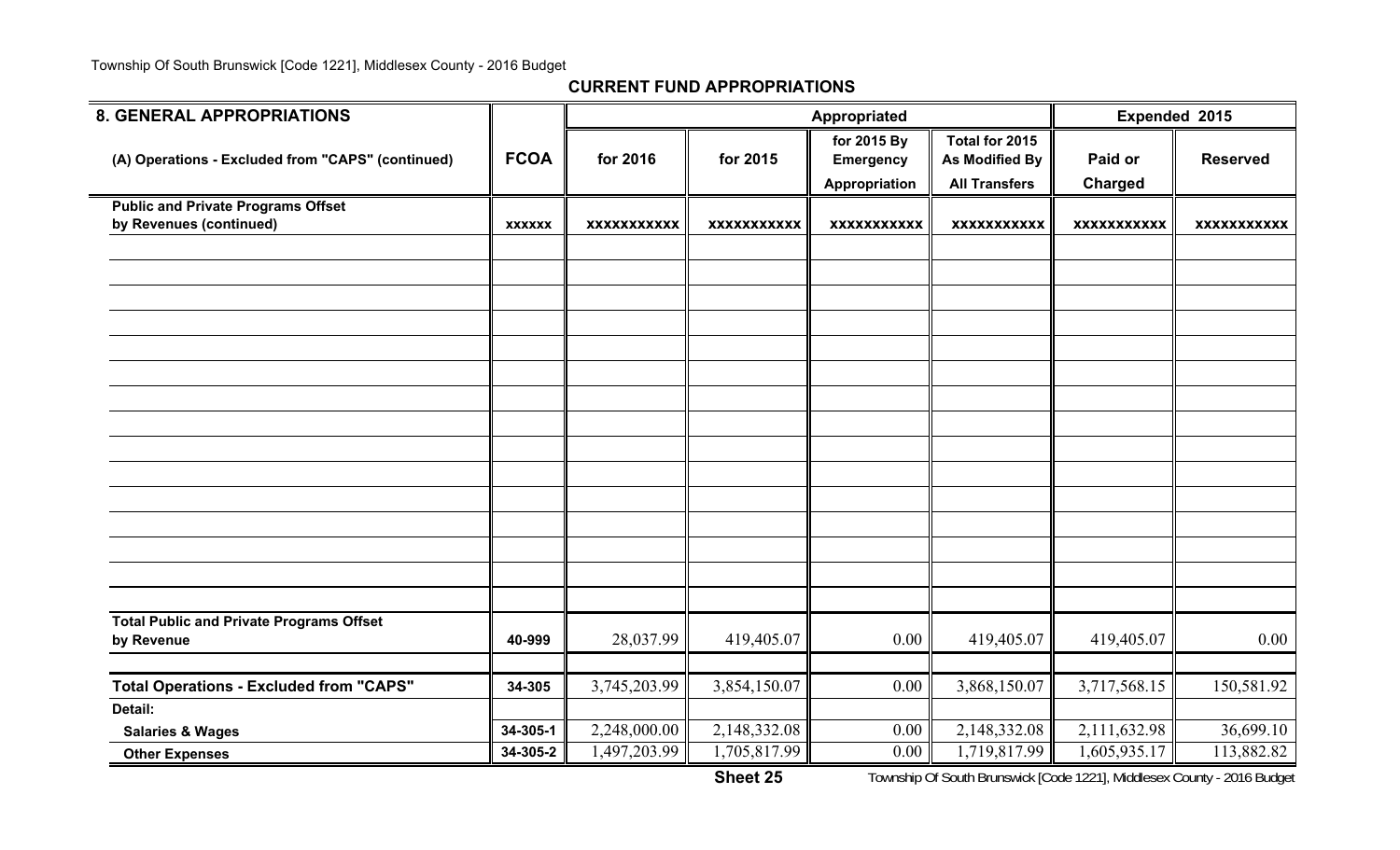## CURRENT FUND APPROPRIATIONS

| 8. GENERAL APPROPRIATIONS | | Appropriated | | | | Expended 2015 | |
|---|---|---|---|---|---|---|---|
| (A) Operations - Excluded from "CAPS" (continued) | FCOA | for 2016 | for 2015 | for 2015 By Emergency Appropriation | Total for 2015 As Modified By All Transfers | Paid or Charged | Reserved |
| **Public and Private Programs Offset by Revenues (continued)** | xxxxxx | xxxxxxxxxxx | xxxxxxxxxxx | xxxxxxxxxxx | xxxxxxxxxxx | xxxxxxxxxxx | xxxxxxxxxxx |
| | | | | | | | |
| | | | | | | | |
| | | | | | | | |
| | | | | | | | |
| | | | | | | | |
| | | | | | | | |
| | | | | | | | |
| | | | | | | | |
| | | | | | | | |
| | | | | | | | |
| | | | | | | | |
| | | | | | | | |
| | | | | | | | |
| | | | | | | | |
| | | | | | | | |
| **Total Public and Private Programs Offset by Revenue** | 40-999 | 28,037.99 | 419,405.07 | 0.00 | 419,405.07 | 419,405.07 | 0.00 |
| | | | | | | | |
| **Total Operations - Excluded from "CAPS"** | 34-305 | 3,745,203.99 | 3,854,150.07 | 0.00 | 3,868,150.07 | 3,717,568.15 | 150,581.92 |
| **Detail:** | | | | | | | |
| **Salaries & Wages** | 34-305-1 | 2,248,000.00 | 2,148,332.08 | 0.00 | 2,148,332.08 | 2,111,632.98 | 36,699.10 |
| **Other Expenses** | 34-305-2 | 1,497,203.99 | 1,705,817.99 | 0.00 | 1,719,817.99 | 1,605,935.17 | 113,882.82 |

**Sheet 25**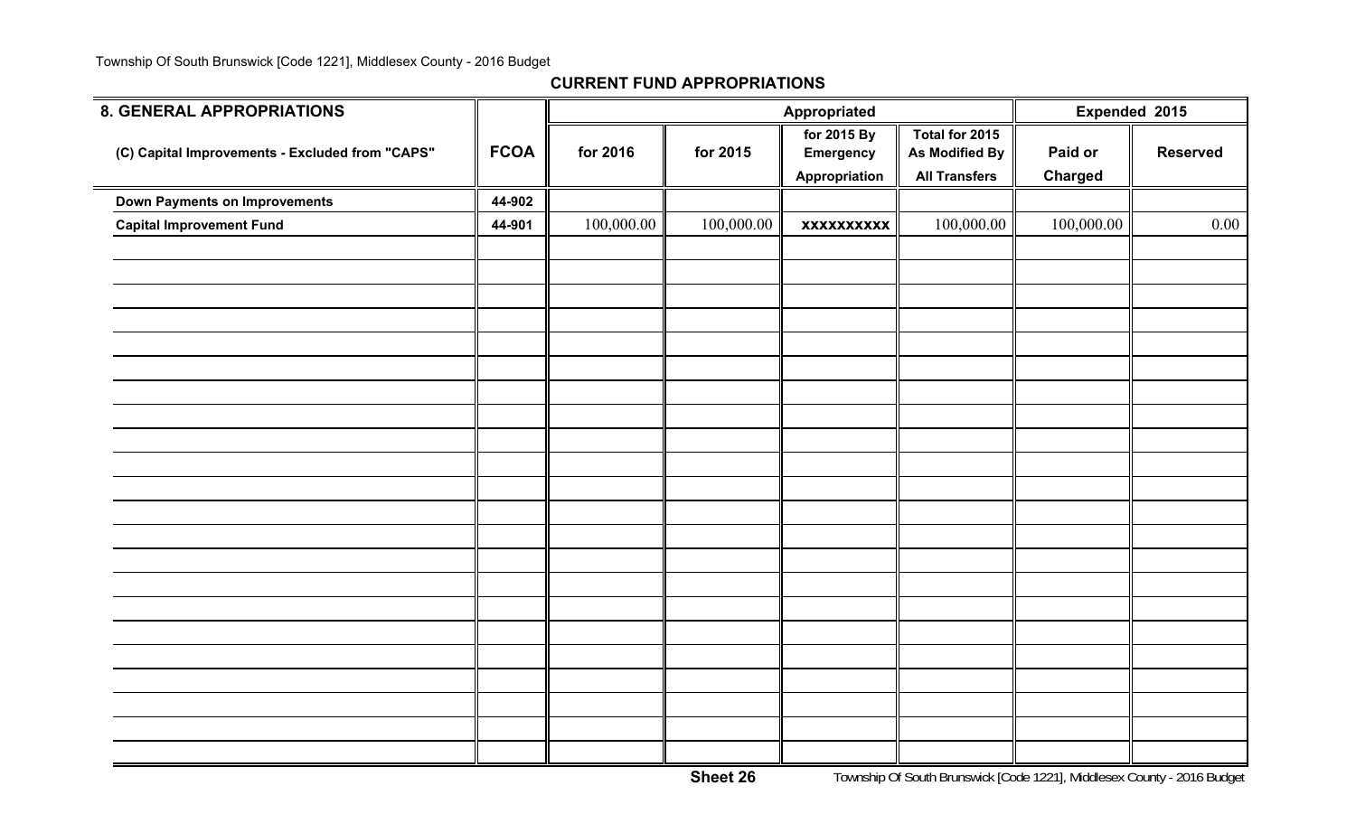## CURRENT FUND APPROPRIATIONS

| 8. GENERAL APPROPRIATIONS | | Appropriated | | | | Expended 2015 | |
|---|---|---|---|---|---|---|---|
| (C) Capital Improvements - Excluded from "CAPS" | FCOA | for 2016 | for 2015 | for 2015 By Emergency Appropriation | Total for 2015 As Modified By All Transfers | Paid or Charged | Reserved |
| Down Payments on Improvements | 44-902 | | | | | | |
| Capital Improvement Fund | 44-901 | 100,000.00 | 100,000.00 | xxxxxxxxxx | 100,000.00 | 100,000.00 | 0.00 |
| | | | | | | | |
| | | | | | | | |
| | | | | | | | |
| | | | | | | | |
| | | | | | | | |
| | | | | | | | |
| | | | | | | | |
| | | | | | | | |
| | | | | | | | |
| | | | | | | | |
| | | | | | | | |
| | | | | | | | |
| | | | | | | | |
| | | | | | | | |
| | | | | | | | |
| | | | | | | | |
| | | | | | | | |
| | | | | | | | |
| | | | | | | | |
| | | | | | | | |
| | | | | | | | |
| | | | | | | | |

Sheet 26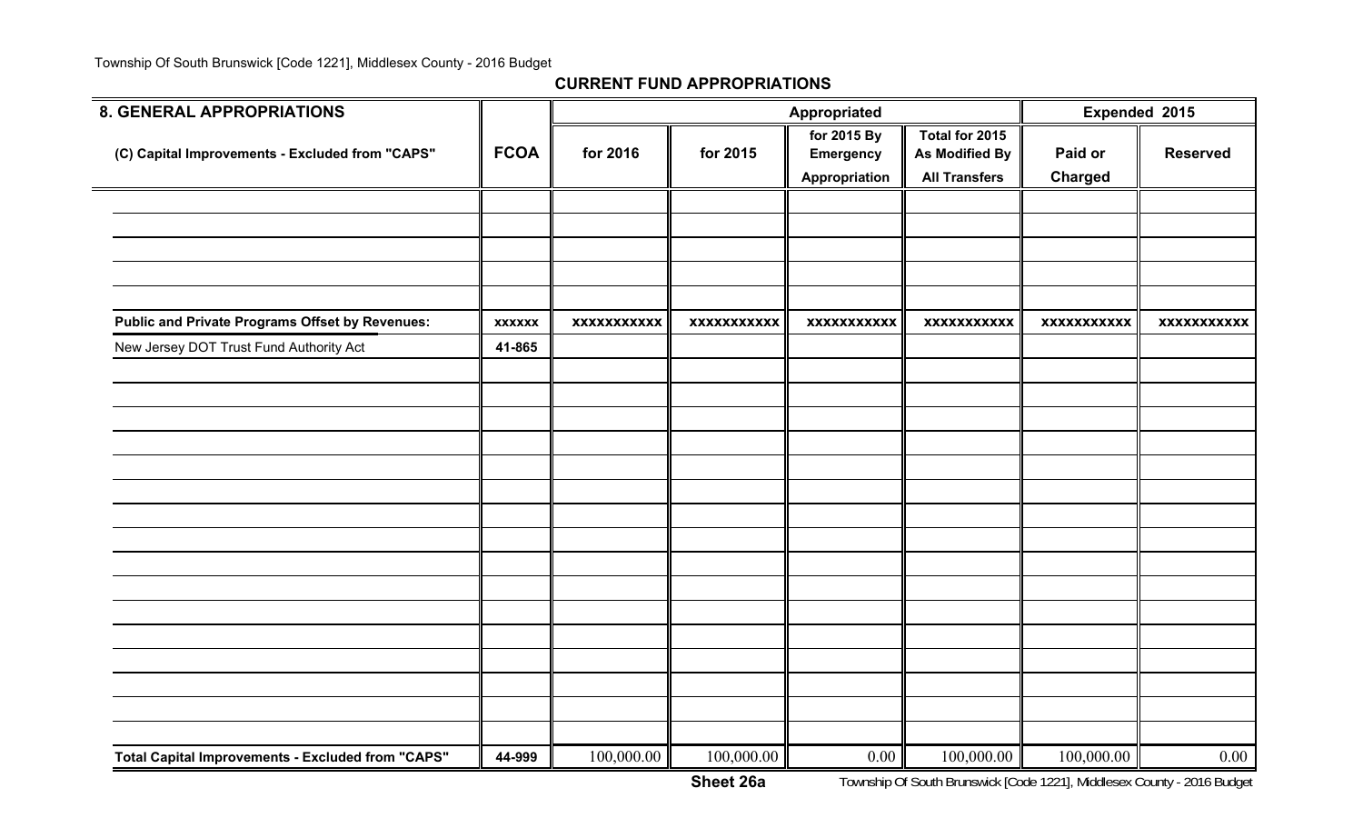## CURRENT FUND APPROPRIATIONS

| 8. GENERAL APPROPRIATIONS | | Appropriated | | | | Expended 2015 | |
|---|---|---|---|---|---|---|---|
| (C) Capital Improvements - Excluded from "CAPS" | FCOA | for 2016 | for 2015 | for 2015 By Emergency Appropriation | Total for 2015 As Modified By All Transfers | Paid or Charged | Reserved |
| | | | | | | | |
| | | | | | | | |
| | | | | | | | |
| | | | | | | | |
| | | | | | | | |
| **Public and Private Programs Offset by Revenues:** | **xxxxxx** | **xxxxxxxxxxx** | **xxxxxxxxxxx** | **xxxxxxxxxxx** | **xxxxxxxxxxx** | **xxxxxxxxxxx** | **xxxxxxxxxxx** |
| New Jersey DOT Trust Fund Authority Act | 41-865 | | | | | | |
| | | | | | | | |
| | | | | | | | |
| | | | | | | | |
| | | | | | | | |
| | | | | | | | |
| | | | | | | | |
| | | | | | | | |
| | | | | | | | |
| | | | | | | | |
| | | | | | | | |
| | | | | | | | |
| | | | | | | | |
| | | | | | | | |
| | | | | | | | |
| | | | | | | | |
| | | | | | | | |
| **Total Capital Improvements - Excluded from "CAPS"** | **44-999** | 100,000.00 | 100,000.00 | 0.00 | 100,000.00 | 100,000.00 | 0.00 |

**Sheet 26a**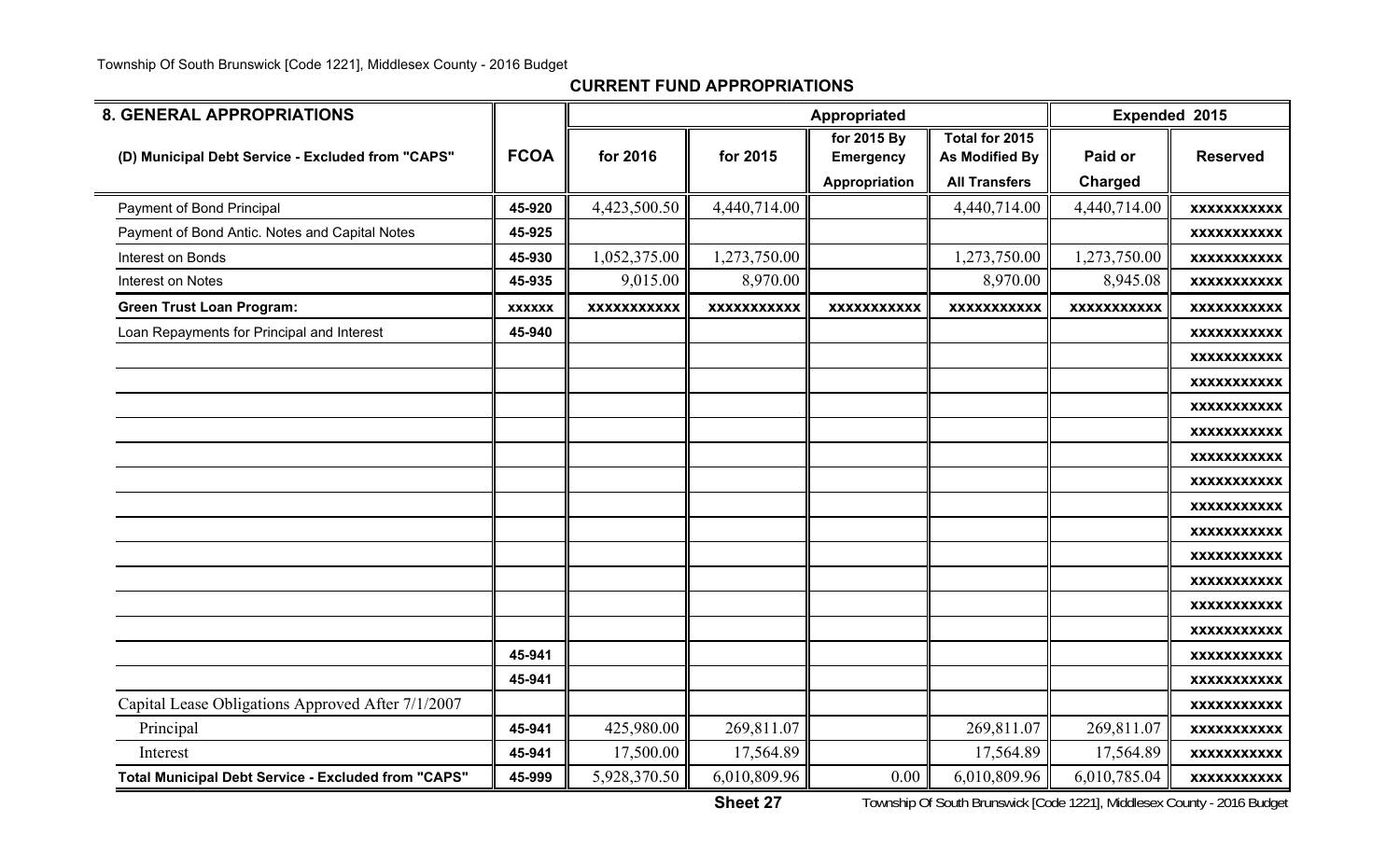## CURRENT FUND APPROPRIATIONS

| 8. GENERAL APPROPRIATIONS | | Appropriated | | | | Expended 2015 | |
|---|---|---|---|---|---|---|---|
| (D) Municipal Debt Service - Excluded from "CAPS" | FCOA | for 2016 | for 2015 | for 2015 By Emergency Appropriation | Total for 2015 As Modified By All Transfers | Paid or Charged | Reserved |
| Payment of Bond Principal | 45-920 | 4,423,500.50 | 4,440,714.00 | | 4,440,714.00 | 4,440,714.00 | xxxxxxxxxxx |
| Payment of Bond Antic. Notes and Capital Notes | 45-925 | | | | | | xxxxxxxxxxx |
| Interest on Bonds | 45-930 | 1,052,375.00 | 1,273,750.00 | | 1,273,750.00 | 1,273,750.00 | xxxxxxxxxxx |
| Interest on Notes | 45-935 | 9,015.00 | 8,970.00 | | 8,970.00 | 8,945.08 | xxxxxxxxxxx |
| **Green Trust Loan Program:** | xxxxxx | xxxxxxxxxxx | xxxxxxxxxxx | xxxxxxxxxxx | xxxxxxxxxxx | xxxxxxxxxxx | xxxxxxxxxxx |
| Loan Repayments for Principal and Interest | 45-940 | | | | | | xxxxxxxxxxx |
| | | | | | | | xxxxxxxxxxx |
| | | | | | | | xxxxxxxxxxx |
| | | | | | | | xxxxxxxxxxx |
| | | | | | | | xxxxxxxxxxx |
| | | | | | | | xxxxxxxxxxx |
| | | | | | | | xxxxxxxxxxx |
| | | | | | | | xxxxxxxxxxx |
| | | | | | | | xxxxxxxxxxx |
| | | | | | | | xxxxxxxxxxx |
| | | | | | | | xxxxxxxxxxx |
| | | | | | | | xxxxxxxxxxx |
| | | | | | | | xxxxxxxxxxx |
| | 45-941 | | | | | | xxxxxxxxxxx |
| | 45-941 | | | | | | xxxxxxxxxxx |
| Capital Lease Obligations Approved After 7/1/2007 | | | | | | | xxxxxxxxxxx |
| Principal | 45-941 | 425,980.00 | 269,811.07 | | 269,811.07 | 269,811.07 | xxxxxxxxxxx |
| Interest | 45-941 | 17,500.00 | 17,564.89 | | 17,564.89 | 17,564.89 | xxxxxxxxxxx |
| **Total Municipal Debt Service - Excluded from "CAPS"** | 45-999 | 5,928,370.50 | 6,010,809.96 | 0.00 | 6,010,809.96 | 6,010,785.04 | xxxxxxxxxxx |

Sheet 27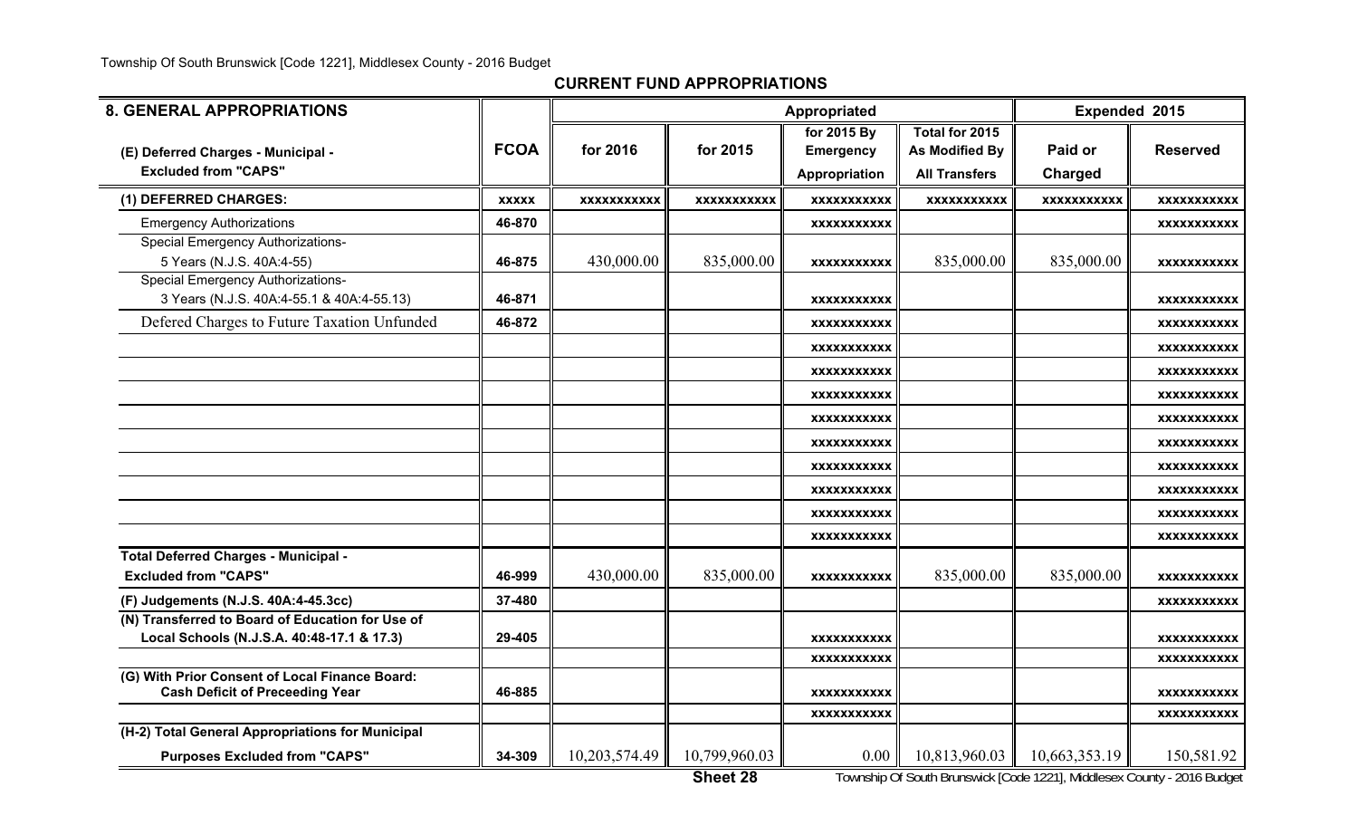## CURRENT FUND APPROPRIATIONS

| 8. GENERAL APPROPRIATIONS | | Appropriated | | | | Expended 2015 | |
|---|---|---|---|---|---|---|---|
| (E) Deferred Charges - Municipal - Excluded from "CAPS" | FCOA | for 2016 | for 2015 | for 2015 By Emergency Appropriation | Total for 2015 As Modified By All Transfers | Paid or Charged | Reserved |
| **(1) DEFERRED CHARGES:** | xxxxx | xxxxxxxxxxx | xxxxxxxxxxx | xxxxxxxxxxx | xxxxxxxxxxx | xxxxxxxxxxx | xxxxxxxxxxx |
| Emergency Authorizations | 46-870 | | | xxxxxxxxxxx | | | xxxxxxxxxxx |
| Special Emergency Authorizations- 5 Years (N.J.S. 40A:4-55) | 46-875 | 430,000.00 | 835,000.00 | xxxxxxxxxxx | 835,000.00 | 835,000.00 | xxxxxxxxxxx |
| Special Emergency Authorizations- 3 Years (N.J.S. 40A:4-55.1 & 40A:4-55.13) | 46-871 | | | xxxxxxxxxxx | | | xxxxxxxxxxx |
| Defered Charges to Future Taxation Unfunded | 46-872 | | | xxxxxxxxxxx | | | xxxxxxxxxxx |
| | | | | xxxxxxxxxxx | | | xxxxxxxxxxx |
| | | | | xxxxxxxxxxx | | | xxxxxxxxxxx |
| | | | | xxxxxxxxxxx | | | xxxxxxxxxxx |
| | | | | xxxxxxxxxxx | | | xxxxxxxxxxx |
| | | | | xxxxxxxxxxx | | | xxxxxxxxxxx |
| | | | | xxxxxxxxxxx | | | xxxxxxxxxxx |
| | | | | xxxxxxxxxxx | | | xxxxxxxxxxx |
| | | | | xxxxxxxxxxx | | | xxxxxxxxxxx |
| | | | | xxxxxxxxxxx | | | xxxxxxxxxxx |
| **Total Deferred Charges - Municipal - Excluded from "CAPS"** | 46-999 | 430,000.00 | 835,000.00 | xxxxxxxxxxx | 835,000.00 | 835,000.00 | xxxxxxxxxxx |
| **(F) Judgements (N.J.S. 40A:4-45.3cc)** | 37-480 | | | | | | xxxxxxxxxxx |
| **(N) Transferred to Board of Education for Use of Local Schools (N.J.S.A. 40:48-17.1 & 17.3)** | 29-405 | | | xxxxxxxxxxx | | | xxxxxxxxxxx |
| | | | | xxxxxxxxxxx | | | xxxxxxxxxxx |
| **(G) With Prior Consent of Local Finance Board: Cash Deficit of Preceeding Year** | 46-885 | | | xxxxxxxxxxx | | | xxxxxxxxxxx |
| | | | | xxxxxxxxxxx | | | xxxxxxxxxxx |
| **(H-2) Total General Appropriations for Municipal Purposes Excluded from "CAPS"** | 34-309 | 10,203,574.49 | 10,799,960.03 | 0.00 | 10,813,960.03 | 10,663,353.19 | 150,581.92 |

Sheet 28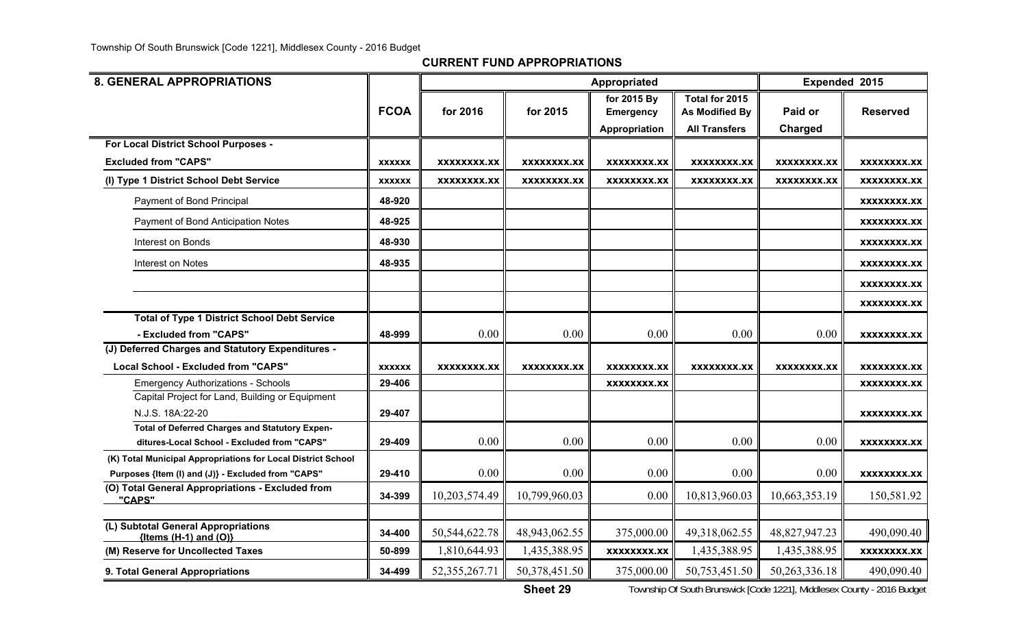## CURRENT FUND APPROPRIATIONS

| 8. GENERAL APPROPRIATIONS | FCOA | Appropriated for 2016 | Appropriated for 2015 | for 2015 By Emergency Appropriation | Total for 2015 As Modified By All Transfers | Expended 2015 Paid or Charged | Reserved |
|---|---|---|---|---|---|---|---|
| For Local District School Purposes - Excluded from "CAPS" | xxxxxx | xxxxxxxx.xx | xxxxxxxx.xx | xxxxxxxx.xx | xxxxxxxx.xx | xxxxxxxx.xx | xxxxxxxx.xx |
| (I) Type 1 District School Debt Service | xxxxxx | xxxxxxxx.xx | xxxxxxxx.xx | xxxxxxxx.xx | xxxxxxxx.xx | xxxxxxxx.xx | xxxxxxxx.xx |
| Payment of Bond Principal | 48-920 | | | | | | xxxxxxxx.xx |
| Payment of Bond Anticipation Notes | 48-925 | | | | | | xxxxxxxx.xx |
| Interest on Bonds | 48-930 | | | | | | xxxxxxxx.xx |
| Interest on Notes | 48-935 | | | | | | xxxxxxxx.xx |
| | | | | | | | xxxxxxxx.xx |
| | | | | | | | xxxxxxxx.xx |
| Total of Type 1 District School Debt Service - Excluded from "CAPS" | 48-999 | 0.00 | 0.00 | 0.00 | 0.00 | 0.00 | xxxxxxxx.xx |
| (J) Deferred Charges and Statutory Expenditures - Local School - Excluded from "CAPS" | xxxxxx | xxxxxxxx.xx | xxxxxxxx.xx | xxxxxxxx.xx | xxxxxxxx.xx | xxxxxxxx.xx | xxxxxxxx.xx |
| Emergency Authorizations - Schools | 29-406 | | | xxxxxxxx.xx | | | xxxxxxxx.xx |
| Capital Project for Land, Building or Equipment N.J.S. 18A:22-20 | 29-407 | | | | | | xxxxxxxx.xx |
| Total of Deferred Charges and Statutory Expenditures-Local School - Excluded from "CAPS" | 29-409 | 0.00 | 0.00 | 0.00 | 0.00 | 0.00 | xxxxxxxx.xx |
| (K) Total Municipal Appropriations for Local District School Purposes {Item (I) and (J)} - Excluded from "CAPS" | 29-410 | 0.00 | 0.00 | 0.00 | 0.00 | 0.00 | xxxxxxxx.xx |
| (O) Total General Appropriations - Excluded from "CAPS" | 34-399 | 10,203,574.49 | 10,799,960.03 | 0.00 | 10,813,960.03 | 10,663,353.19 | 150,581.92 |
| | | | | | | | |
| (L) Subtotal General Appropriations {Items (H-1) and (O)} | 34-400 | 50,544,622.78 | 48,943,062.55 | 375,000.00 | 49,318,062.55 | 48,827,947.23 | 490,090.40 |
| (M) Reserve for Uncollected Taxes | 50-899 | 1,810,644.93 | 1,435,388.95 | xxxxxxxx.xx | 1,435,388.95 | 1,435,388.95 | xxxxxxxx.xx |
| 9. Total General Appropriations | 34-499 | 52,355,267.71 | 50,378,451.50 | 375,000.00 | 50,753,451.50 | 50,263,336.18 | 490,090.40 |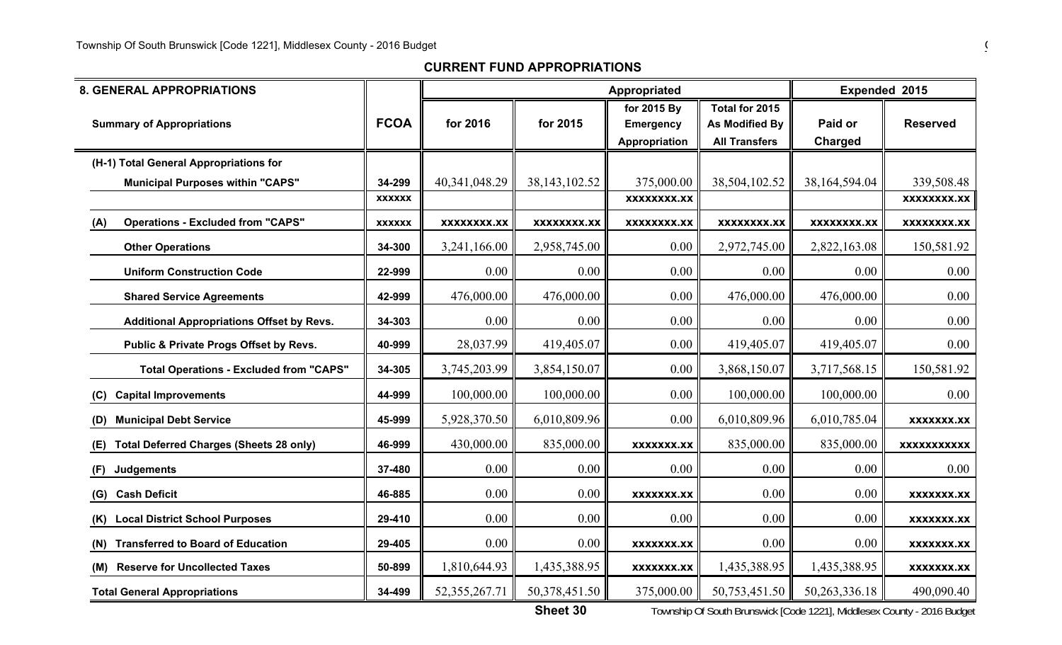## CURRENT FUND APPROPRIATIONS

| 8. GENERAL APPROPRIATIONS | | Appropriated | | | | Expended 2015 | |
|---|---|---|---|---|---|---|---|
| **Summary of Appropriations** | **FCOA** | **for 2016** | **for 2015** | **for 2015 By Emergency Appropriation** | **Total for 2015 As Modified By All Transfers** | **Paid or Charged** | **Reserved** |
| **(H-1) Total General Appropriations for Municipal Purposes within "CAPS"** | 34-299 | 40,341,048.29 | 38,143,102.52 | 375,000.00 | 38,504,102.52 | 38,164,594.04 | 339,508.48 |
| | xxxxxx | | | xxxxxxxx.xx | | | xxxxxxxx.xx |
| **(A) Operations - Excluded from "CAPS"** | xxxxxx | xxxxxxxx.xx | xxxxxxxx.xx | xxxxxxxx.xx | xxxxxxxx.xx | xxxxxxxx.xx | xxxxxxxx.xx |
| **Other Operations** | 34-300 | 3,241,166.00 | 2,958,745.00 | 0.00 | 2,972,745.00 | 2,822,163.08 | 150,581.92 |
| **Uniform Construction Code** | 22-999 | 0.00 | 0.00 | 0.00 | 0.00 | 0.00 | 0.00 |
| **Shared Service Agreements** | 42-999 | 476,000.00 | 476,000.00 | 0.00 | 476,000.00 | 476,000.00 | 0.00 |
| **Additional Appropriations Offset by Revs.** | 34-303 | 0.00 | 0.00 | 0.00 | 0.00 | 0.00 | 0.00 |
| **Public & Private Progs Offset by Revs.** | 40-999 | 28,037.99 | 419,405.07 | 0.00 | 419,405.07 | 419,405.07 | 0.00 |
| **Total Operations - Excluded from "CAPS"** | 34-305 | 3,745,203.99 | 3,854,150.07 | 0.00 | 3,868,150.07 | 3,717,568.15 | 150,581.92 |
| **(C) Capital Improvements** | 44-999 | 100,000.00 | 100,000.00 | 0.00 | 100,000.00 | 100,000.00 | 0.00 |
| **(D) Municipal Debt Service** | 45-999 | 5,928,370.50 | 6,010,809.96 | 0.00 | 6,010,809.96 | 6,010,785.04 | xxxxxxx.xx |
| **(E) Total Deferred Charges (Sheets 28 only)** | 46-999 | 430,000.00 | 835,000.00 | xxxxxxx.xx | 835,000.00 | 835,000.00 | xxxxxxxxxxx |
| **(F) Judgements** | 37-480 | 0.00 | 0.00 | 0.00 | 0.00 | 0.00 | 0.00 |
| **(G) Cash Deficit** | 46-885 | 0.00 | 0.00 | xxxxxxx.xx | 0.00 | 0.00 | xxxxxxx.xx |
| **(K) Local District School Purposes** | 29-410 | 0.00 | 0.00 | 0.00 | 0.00 | 0.00 | xxxxxxx.xx |
| **(N) Transferred to Board of Education** | 29-405 | 0.00 | 0.00 | xxxxxxx.xx | 0.00 | 0.00 | xxxxxxx.xx |
| **(M) Reserve for Uncollected Taxes** | 50-899 | 1,810,644.93 | 1,435,388.95 | xxxxxxx.xx | 1,435,388.95 | 1,435,388.95 | xxxxxxx.xx |
| **Total General Appropriations** | 34-499 | 52,355,267.71 | 50,378,451.50 | 375,000.00 | 50,753,451.50 | 50,263,336.18 | 490,090.40 |

**Sheet 30**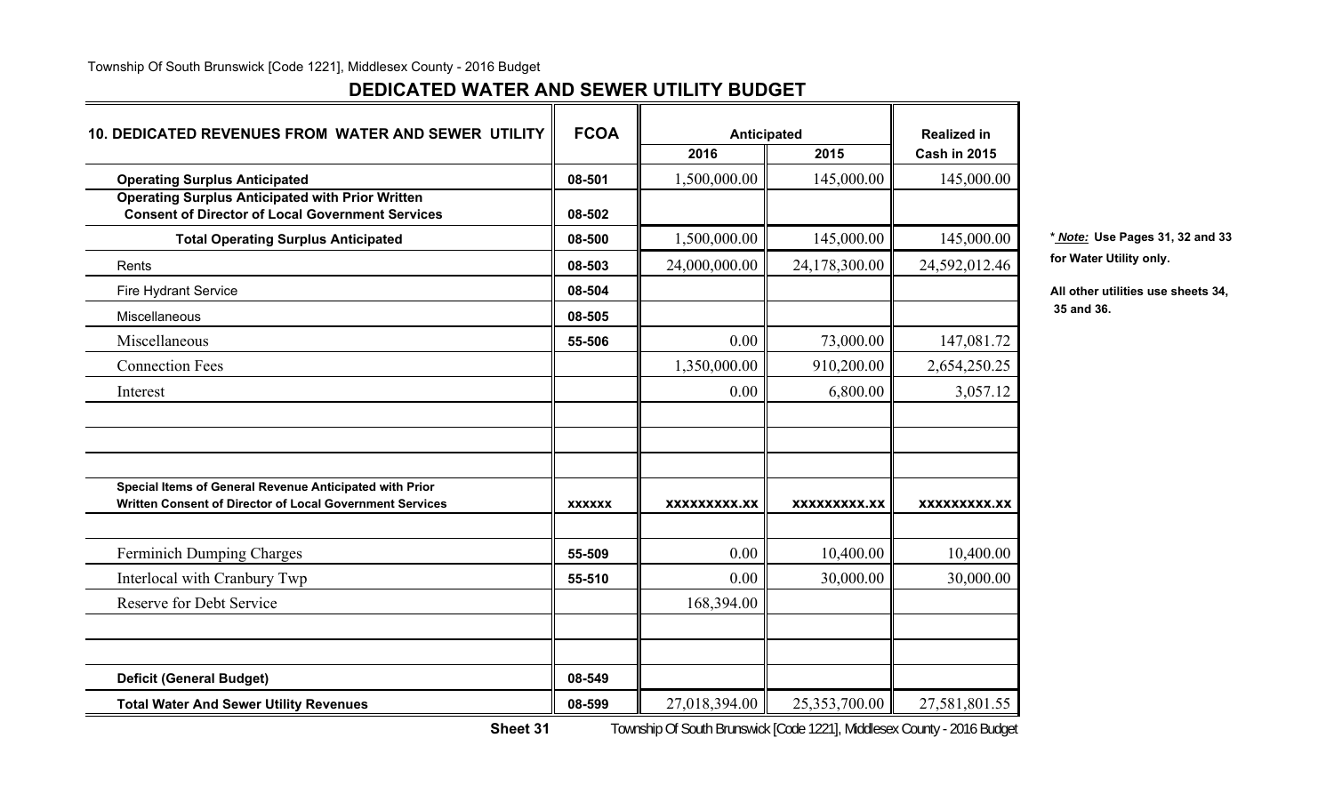## DEDICATED WATER AND SEWER UTILITY BUDGET

| 10. DEDICATED REVENUES FROM WATER AND SEWER UTILITY | FCOA | Anticipated 2016 | Anticipated 2015 | Realized in Cash in 2015 |
|---|---|---|---|---|
| **Operating Surplus Anticipated** | 08-501 | 1,500,000.00 | 145,000.00 | 145,000.00 |
| **Operating Surplus Anticipated with Prior Written Consent of Director of Local Government Services** | 08-502 | | | |
| **Total Operating Surplus Anticipated** | 08-500 | 1,500,000.00 | 145,000.00 | 145,000.00 |
| Rents | 08-503 | 24,000,000.00 | 24,178,300.00 | 24,592,012.46 |
| Fire Hydrant Service | 08-504 | | | |
| Miscellaneous | 08-505 | | | |
| Miscellaneous | 55-506 | 0.00 | 73,000.00 | 147,081.72 |
| Connection Fees | | 1,350,000.00 | 910,200.00 | 2,654,250.25 |
| Interest | | 0.00 | 6,800.00 | 3,057.12 |
| | | | | |
| | | | | |
| | | | | |
| **Special Items of General Revenue Anticipated with Prior Written Consent of Director of Local Government Services** | **xxxxxx** | **xxxxxxxxx.xx** | **xxxxxxxxx.xx** | **xxxxxxxxx.xx** |
| | | | | |
| Ferminich Dumping Charges | 55-509 | 0.00 | 10,400.00 | 10,400.00 |
| Interlocal with Cranbury Twp | 55-510 | 0.00 | 30,000.00 | 30,000.00 |
| Reserve for Debt Service | | 168,394.00 | | |
| | | | | |
| | | | | |
| **Deficit (General Budget)** | 08-549 | | | |
| **Total Water And Sewer Utility Revenues** | 08-599 | 27,018,394.00 | 25,353,700.00 | 27,581,801.55 |

**\* *Note:* Use Pages 31, 32 and 33 for Water Utility only.**

**All other utilities use sheets 34, 35 and 36.**

**Sheet 31**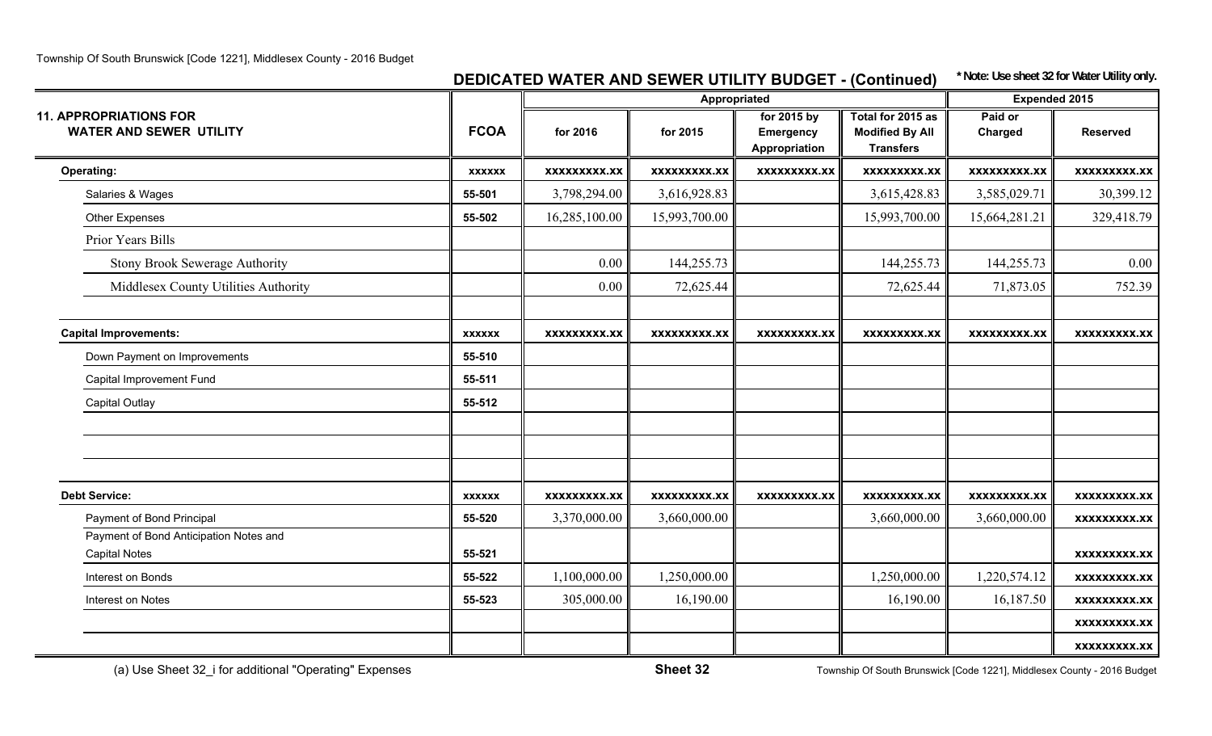## DEDICATED WATER AND SEWER UTILITY BUDGET - (Continued)

**\* Note: Use sheet 32 for Water Utility only.**

| 11. APPROPRIATIONS FOR WATER AND SEWER UTILITY | FCOA | Appropriated | | | | Expended 2015 | |
|---|---|---|---|---|---|---|---|
| | | for 2016 | for 2015 | for 2015 by Emergency Appropriation | Total for 2015 as Modified By All Transfers | Paid or Charged | Reserved |
| **Operating:** | xxxxxx | xxxxxxxxx.xx | xxxxxxxxx.xx | xxxxxxxxx.xx | xxxxxxxxx.xx | xxxxxxxxx.xx | xxxxxxxxx.xx |
| Salaries & Wages | 55-501 | 3,798,294.00 | 3,616,928.83 | | 3,615,428.83 | 3,585,029.71 | 30,399.12 |
| Other Expenses | 55-502 | 16,285,100.00 | 15,993,700.00 | | 15,993,700.00 | 15,664,281.21 | 329,418.79 |
| Prior Years Bills | | | | | | | |
| Stony Brook Sewerage Authority | | 0.00 | 144,255.73 | | 144,255.73 | 144,255.73 | 0.00 |
| Middlesex County Utilities Authority | | 0.00 | 72,625.44 | | 72,625.44 | 71,873.05 | 752.39 |
| | | | | | | | |
| **Capital Improvements:** | xxxxxx | xxxxxxxxx.xx | xxxxxxxxx.xx | xxxxxxxxx.xx | xxxxxxxxx.xx | xxxxxxxxx.xx | xxxxxxxxx.xx |
| Down Payment on Improvements | 55-510 | | | | | | |
| Capital Improvement Fund | 55-511 | | | | | | |
| Capital Outlay | 55-512 | | | | | | |
| | | | | | | | |
| | | | | | | | |
| | | | | | | | |
| **Debt Service:** | xxxxxx | xxxxxxxxx.xx | xxxxxxxxx.xx | xxxxxxxxx.xx | xxxxxxxxx.xx | xxxxxxxxx.xx | xxxxxxxxx.xx |
| Payment of Bond Principal | 55-520 | 3,370,000.00 | 3,660,000.00 | | 3,660,000.00 | 3,660,000.00 | xxxxxxxxx.xx |
| Payment of Bond Anticipation Notes and Capital Notes | 55-521 | | | | | | xxxxxxxxx.xx |
| Interest on Bonds | 55-522 | 1,100,000.00 | 1,250,000.00 | | 1,250,000.00 | 1,220,574.12 | xxxxxxxxx.xx |
| Interest on Notes | 55-523 | 305,000.00 | 16,190.00 | | 16,190.00 | 16,187.50 | xxxxxxxxx.xx |
| | | | | | | | xxxxxxxxx.xx |
| | | | | | | | xxxxxxxxx.xx |

(a) Use Sheet 32_i for additional "Operating" Expenses

**Sheet 32**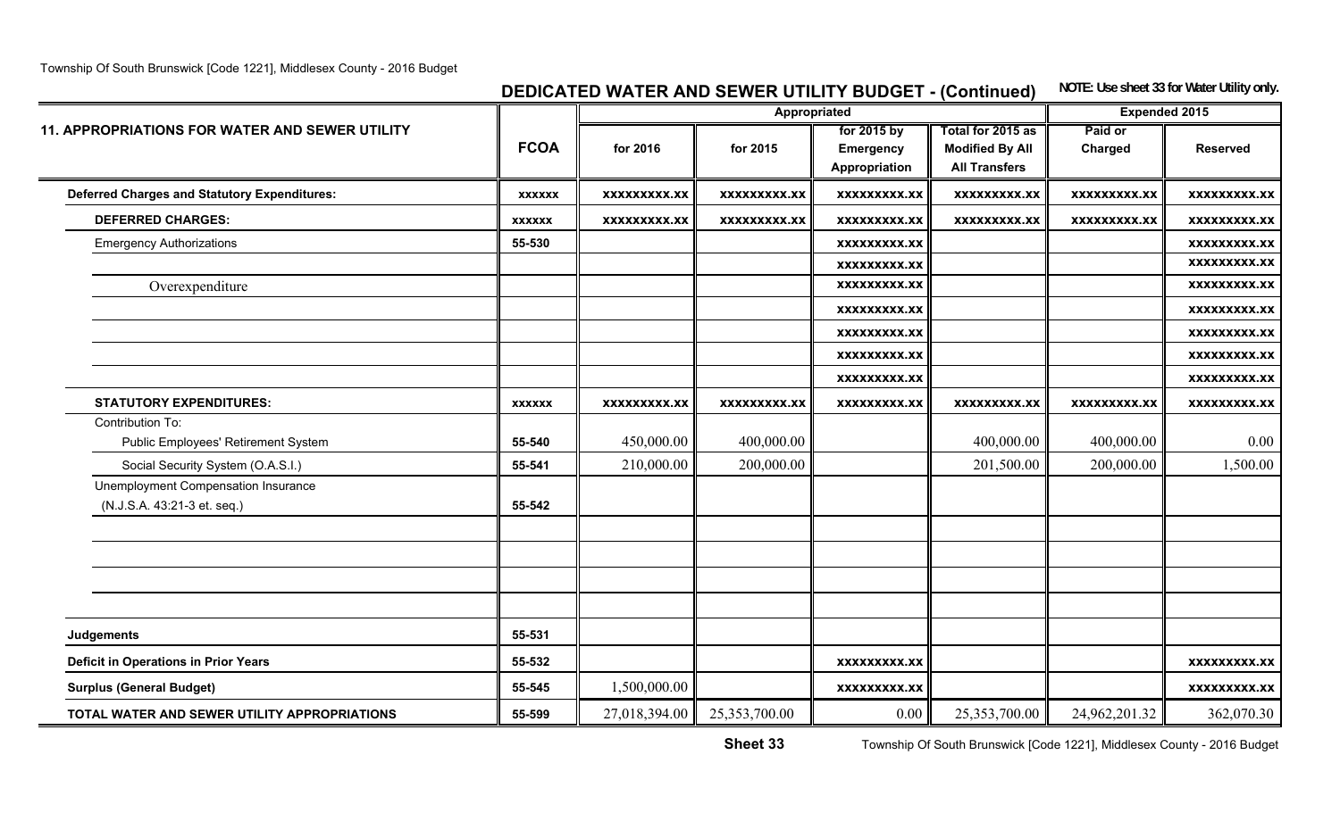## DEDICATED WATER AND SEWER UTILITY BUDGET - (Continued)

**NOTE: Use sheet 33 for Water Utility only.**

| 11. APPROPRIATIONS FOR WATER AND SEWER UTILITY | FCOA | Appropriated | | | | Expended 2015 | |
|---|---|---|---|---|---|---|---|
| | | for 2016 | for 2015 | for 2015 by Emergency Appropriation | Total for 2015 as Modified By All Transfers | Paid or Charged | Reserved |
| **Deferred Charges and Statutory Expenditures:** | xxxxxx | xxxxxxxxx.xx | xxxxxxxxx.xx | xxxxxxxxx.xx | xxxxxxxxx.xx | xxxxxxxxx.xx | xxxxxxxxx.xx |
| **DEFERRED CHARGES:** | xxxxxx | xxxxxxxxx.xx | xxxxxxxxx.xx | xxxxxxxxx.xx | xxxxxxxxx.xx | xxxxxxxxx.xx | xxxxxxxxx.xx |
| Emergency Authorizations | 55-530 | | | xxxxxxxxx.xx | | | xxxxxxxxx.xx |
| | | | | xxxxxxxxx.xx | | | xxxxxxxxx.xx |
| Overexpenditure | | | | xxxxxxxxx.xx | | | xxxxxxxxx.xx |
| | | | | xxxxxxxxx.xx | | | xxxxxxxxx.xx |
| | | | | xxxxxxxxx.xx | | | xxxxxxxxx.xx |
| | | | | xxxxxxxxx.xx | | | xxxxxxxxx.xx |
| | | | | xxxxxxxxx.xx | | | xxxxxxxxx.xx |
| **STATUTORY EXPENDITURES:** | xxxxxx | xxxxxxxxx.xx | xxxxxxxxx.xx | xxxxxxxxx.xx | xxxxxxxxx.xx | xxxxxxxxx.xx | xxxxxxxxx.xx |
| Contribution To: | | | | | | | |
| Public Employees' Retirement System | 55-540 | 450,000.00 | 400,000.00 | | 400,000.00 | 400,000.00 | 0.00 |
| Social Security System (O.A.S.I.) | 55-541 | 210,000.00 | 200,000.00 | | 201,500.00 | 200,000.00 | 1,500.00 |
| Unemployment Compensation Insurance (N.J.S.A. 43:21-3 et. seq.) | 55-542 | | | | | | |
| | | | | | | | |
| | | | | | | | |
| | | | | | | | |
| | | | | | | | |
| **Judgements** | 55-531 | | | | | | |
| **Deficit in Operations in Prior Years** | 55-532 | | | xxxxxxxxx.xx | | | xxxxxxxxx.xx |
| **Surplus (General Budget)** | 55-545 | 1,500,000.00 | | xxxxxxxxx.xx | | | xxxxxxxxx.xx |
| **TOTAL WATER AND SEWER UTILITY APPROPRIATIONS** | 55-599 | 27,018,394.00 | 25,353,700.00 | 0.00 | 25,353,700.00 | 24,962,201.32 | 362,070.30 |

**Sheet 33**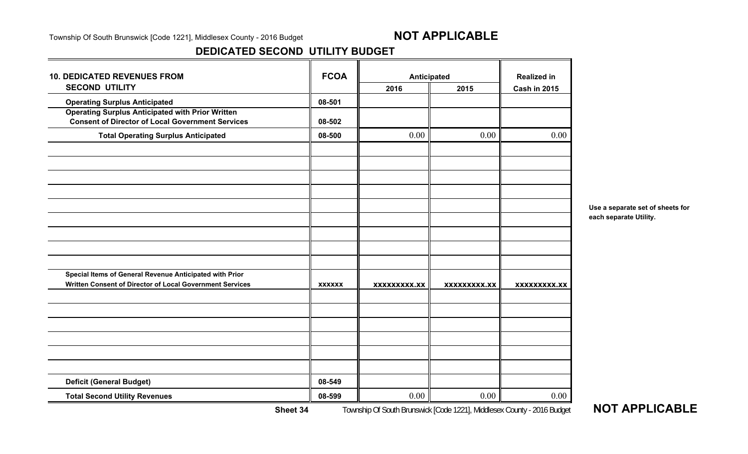**NOT APPLICABLE**

## DEDICATED SECOND UTILITY BUDGET

| 10. DEDICATED REVENUES FROM SECOND UTILITY | FCOA | Anticipated | | Realized in |
|---|---|---|---|---|
| | | 2016 | 2015 | Cash in 2015 |
| **Operating Surplus Anticipated** | 08-501 | | | |
| **Operating Surplus Anticipated with Prior Written Consent of Director of Local Government Services** | 08-502 | | | |
| **Total Operating Surplus Anticipated** | 08-500 | 0.00 | 0.00 | 0.00 |
| | | | | |
| | | | | |
| | | | | |
| | | | | |
| | | | | |
| | | | | |
| | | | | |
| | | | | |
| | | | | |
| **Special Items of General Revenue Anticipated with Prior Written Consent of Director of Local Government Services** | xxxxxx | xxxxxxxxx.xx | xxxxxxxxx.xx | xxxxxxxxx.xx |
| | | | | |
| | | | | |
| | | | | |
| | | | | |
| | | | | |
| | | | | |
| **Deficit (General Budget)** | 08-549 | | | |
| **Total Second Utility Revenues** | 08-599 | 0.00 | 0.00 | 0.00 |

Use a separate set of sheets for each separate Utility.

**Sheet 34**

**NOT APPLICABLE**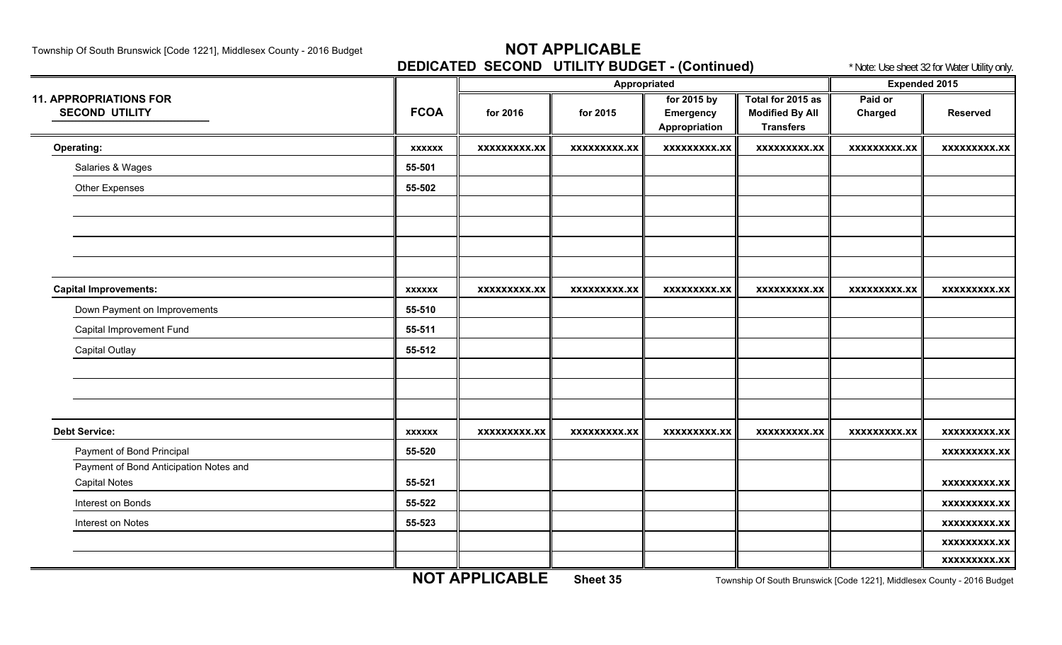## NOT APPLICABLE

## DEDICATED SECOND UTILITY BUDGET - (Continued)

* Note: Use sheet 32 for Water Utility only.

| 11. APPROPRIATIONS FOR SECOND UTILITY | FCOA | Appropriated for 2016 | Appropriated for 2015 | Appropriated for 2015 by Emergency Appropriation | Total for 2015 as Modified By All Transfers | Expended 2015 Paid or Charged | Expended 2015 Reserved |
|---|---|---|---|---|---|---|---|
| **Operating:** | xxxxxx | xxxxxxxxx.xx | xxxxxxxxx.xx | xxxxxxxxx.xx | xxxxxxxxx.xx | xxxxxxxxx.xx | xxxxxxxxx.xx |
| Salaries & Wages | 55-501 | | | | | | |
| Other Expenses | 55-502 | | | | | | |
| | | | | | | | |
| | | | | | | | |
| | | | | | | | |
| | | | | | | | |
| **Capital Improvements:** | xxxxxx | xxxxxxxxx.xx | xxxxxxxxx.xx | xxxxxxxxx.xx | xxxxxxxxx.xx | xxxxxxxxx.xx | xxxxxxxxx.xx |
| Down Payment on Improvements | 55-510 | | | | | | |
| Capital Improvement Fund | 55-511 | | | | | | |
| Capital Outlay | 55-512 | | | | | | |
| | | | | | | | |
| | | | | | | | |
| | | | | | | | |
| **Debt Service:** | xxxxxx | xxxxxxxxx.xx | xxxxxxxxx.xx | xxxxxxxxx.xx | xxxxxxxxx.xx | xxxxxxxxx.xx | xxxxxxxxx.xx |
| Payment of Bond Principal | 55-520 | | | | | | xxxxxxxxx.xx |
| Payment of Bond Anticipation Notes and Capital Notes | 55-521 | | | | | | xxxxxxxxx.xx |
| Interest on Bonds | 55-522 | | | | | | xxxxxxxxx.xx |
| Interest on Notes | 55-523 | | | | | | xxxxxxxxx.xx |
| | | | | | | | xxxxxxxxx.xx |
| | | | | | | | xxxxxxxxx.xx |

**NOT APPLICABLE** **Sheet 35**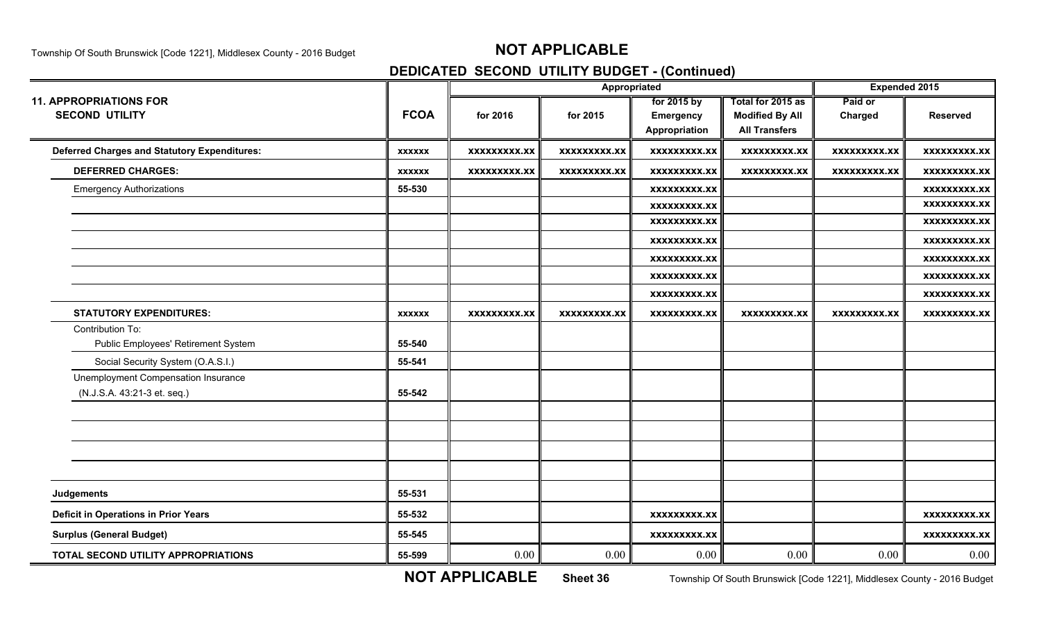# NOT APPLICABLE

## DEDICATED SECOND UTILITY BUDGET - (Continued)

| 11. APPROPRIATIONS FOR SECOND UTILITY | FCOA | Appropriated for 2016 | Appropriated for 2015 | Appropriated for 2015 by Emergency Appropriation | Total for 2015 as Modified By All Transfers | Expended 2015 Paid or Charged | Expended 2015 Reserved |
|---|---|---|---|---|---|---|---|
| **Deferred Charges and Statutory Expenditures:** | xxxxxx | xxxxxxxxx.xx | xxxxxxxxx.xx | xxxxxxxxx.xx | xxxxxxxxx.xx | xxxxxxxxx.xx | xxxxxxxxx.xx |
| **DEFERRED CHARGES:** | xxxxxx | xxxxxxxxx.xx | xxxxxxxxx.xx | xxxxxxxxx.xx | xxxxxxxxx.xx | xxxxxxxxx.xx | xxxxxxxxx.xx |
| Emergency Authorizations | 55-530 | | | xxxxxxxxx.xx | | | xxxxxxxxx.xx |
| | | | | xxxxxxxxx.xx | | | xxxxxxxxx.xx |
| | | | | xxxxxxxxx.xx | | | xxxxxxxxx.xx |
| | | | | xxxxxxxxx.xx | | | xxxxxxxxx.xx |
| | | | | xxxxxxxxx.xx | | | xxxxxxxxx.xx |
| | | | | xxxxxxxxx.xx | | | xxxxxxxxx.xx |
| | | | | xxxxxxxxx.xx | | | xxxxxxxxx.xx |
| **STATUTORY EXPENDITURES:** | xxxxxx | xxxxxxxxx.xx | xxxxxxxxx.xx | xxxxxxxxx.xx | xxxxxxxxx.xx | xxxxxxxxx.xx | xxxxxxxxx.xx |
| Contribution To: Public Employees' Retirement System | 55-540 | | | | | | |
| Social Security System (O.A.S.I.) | 55-541 | | | | | | |
| Unemployment Compensation Insurance (N.J.S.A. 43:21-3 et. seq.) | 55-542 | | | | | | |
| | | | | | | | |
| | | | | | | | |
| | | | | | | | |
| | | | | | | | |
| **Judgements** | 55-531 | | | | | | |
| **Deficit in Operations in Prior Years** | 55-532 | | | xxxxxxxxx.xx | | | xxxxxxxxx.xx |
| **Surplus (General Budget)** | 55-545 | | | xxxxxxxxx.xx | | | xxxxxxxxx.xx |
| **TOTAL SECOND UTILITY APPROPRIATIONS** | 55-599 | 0.00 | 0.00 | 0.00 | 0.00 | 0.00 | 0.00 |

**NOT APPLICABLE** **Sheet 36**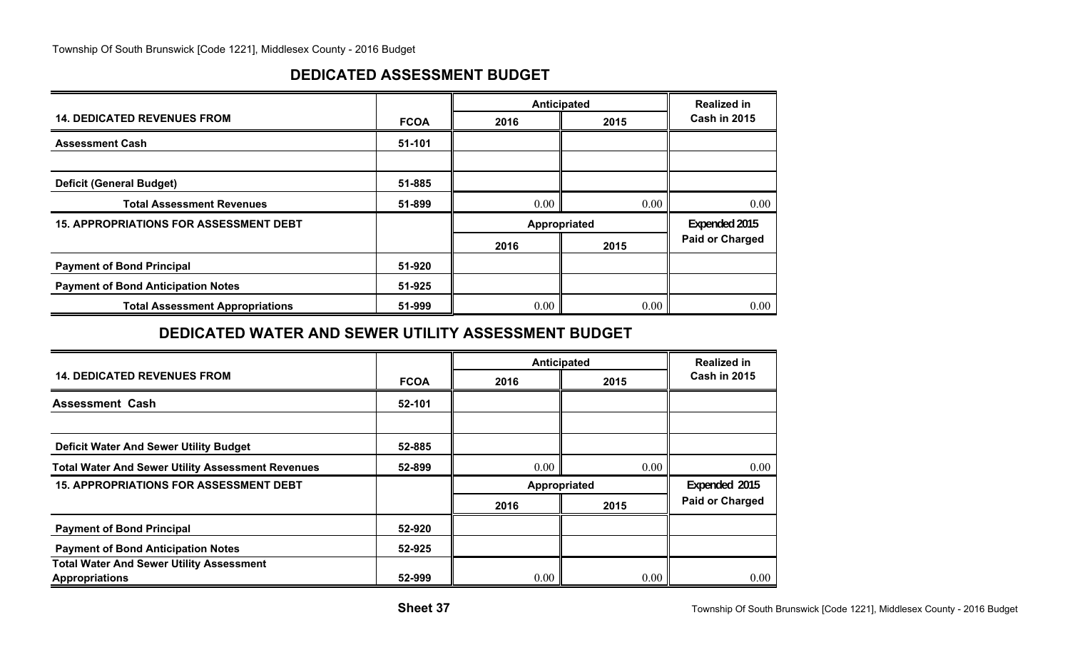## DEDICATED ASSESSMENT BUDGET

| 14. DEDICATED REVENUES FROM | FCOA | Anticipated 2016 | Anticipated 2015 | Realized in Cash in 2015 |
|---|---|---|---|---|
| Assessment Cash | 51-101 | | | |
| | | | | |
| Deficit (General Budget) | 51-885 | | | |
| Total Assessment Revenues | 51-899 | 0.00 | 0.00 | 0.00 |
| **15. APPROPRIATIONS FOR ASSESSMENT DEBT** | | **Appropriated 2016** | **Appropriated 2015** | **Expended 2015 Paid or Charged** |
| Payment of Bond Principal | 51-920 | | | |
| Payment of Bond Anticipation Notes | 51-925 | | | |
| Total Assessment Appropriations | 51-999 | 0.00 | 0.00 | 0.00 |

## DEDICATED WATER AND SEWER UTILITY ASSESSMENT BUDGET

| 14. DEDICATED REVENUES FROM | FCOA | Anticipated 2016 | Anticipated 2015 | Realized in Cash in 2015 |
|---|---|---|---|---|
| Assessment Cash | 52-101 | | | |
| | | | | |
| Deficit Water And Sewer Utility Budget | 52-885 | | | |
| Total Water And Sewer Utility Assessment Revenues | 52-899 | 0.00 | 0.00 | 0.00 |
| **15. APPROPRIATIONS FOR ASSESSMENT DEBT** | | **Appropriated 2016** | **Appropriated 2015** | **Expended 2015 Paid or Charged** |
| Payment of Bond Principal | 52-920 | | | |
| Payment of Bond Anticipation Notes | 52-925 | | | |
| Total Water And Sewer Utility Assessment Appropriations | 52-999 | 0.00 | 0.00 | 0.00 |

Sheet 37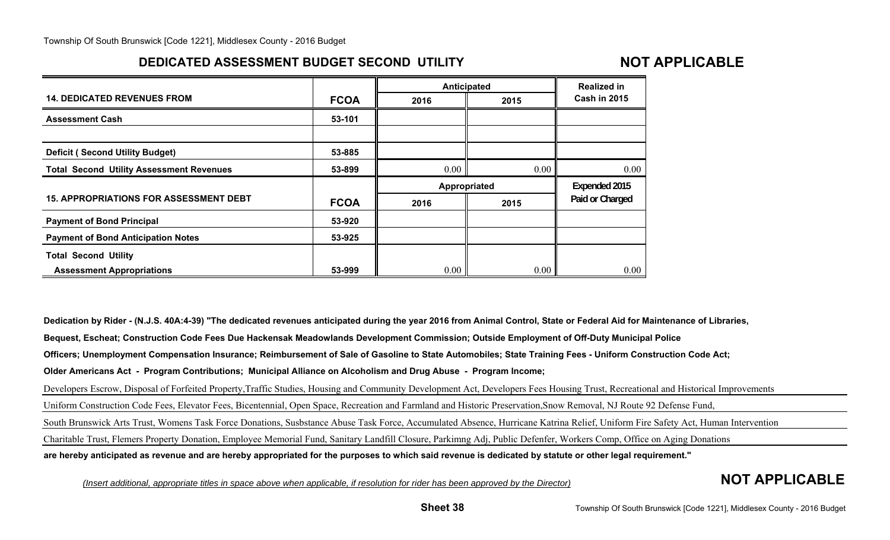## DEDICATED ASSESSMENT BUDGET SECOND UTILITY

**NOT APPLICABLE**

| 14. DEDICATED REVENUES FROM | FCOA | Anticipated 2016 | Anticipated 2015 | Realized in Cash in 2015 |
|---|---|---|---|---|
| Assessment Cash | 53-101 | | | |
| | | | | |
| Deficit ( Second Utility Budget) | 53-885 | | | |
| Total Second Utility Assessment Revenues | 53-899 | 0.00 | 0.00 | 0.00 |

| 15. APPROPRIATIONS FOR ASSESSMENT DEBT | FCOA | Appropriated 2016 | Appropriated 2015 | Expended 2015 Paid or Charged |
|---|---|---|---|---|
| Payment of Bond Principal | 53-920 | | | |
| Payment of Bond Anticipation Notes | 53-925 | | | |
| Total Second Utility Assessment Appropriations | 53-999 | 0.00 | 0.00 | 0.00 |

**Dedication by Rider - (N.J.S. 40A:4-39) "The dedicated revenues anticipated during the year 2016 from Animal Control, State or Federal Aid for Maintenance of Libraries, Bequest, Escheat; Construction Code Fees Due Hackensak Meadowlands Development Commission; Outside Employment of Off-Duty Municipal Police Officers; Unemployment Compensation Insurance; Reimbursement of Sale of Gasoline to State Automobiles; State Training Fees - Uniform Construction Code Act; Older Americans Act - Program Contributions; Municipal Alliance on Alcoholism and Drug Abuse - Program Income;**

Developers Escrow, Disposal of Forfeited Property,Traffic Studies, Housing and Community Development Act, Developers Fees Housing Trust, Recreational and Historical Improvements

Uniform Construction Code Fees, Elevator Fees, Bicentennial, Open Space, Recreation and Farmland and Historic Preservation,Snow Removal, NJ Route 92 Defense Fund,

South Brunswick Arts Trust, Womens Task Force Donations, Susbstance Abuse Task Force, Accumulated Absence, Hurricane Katrina Relief, Uniform Fire Safety Act, Human Intervention

Charitable Trust, Flemers Property Donation, Employee Memorial Fund, Sanitary Landfill Closure, Parkimng Adj, Public Defenfer, Workers Comp, Office on Aging Donations

**are hereby anticipated as revenue and are hereby appropriated for the purposes to which said revenue is dedicated by statute or other legal requirement."**

*(Insert additional, appropriate titles in space above when applicable, if resolution for rider has been approved by the Director)*

**NOT APPLICABLE**

**Sheet 38**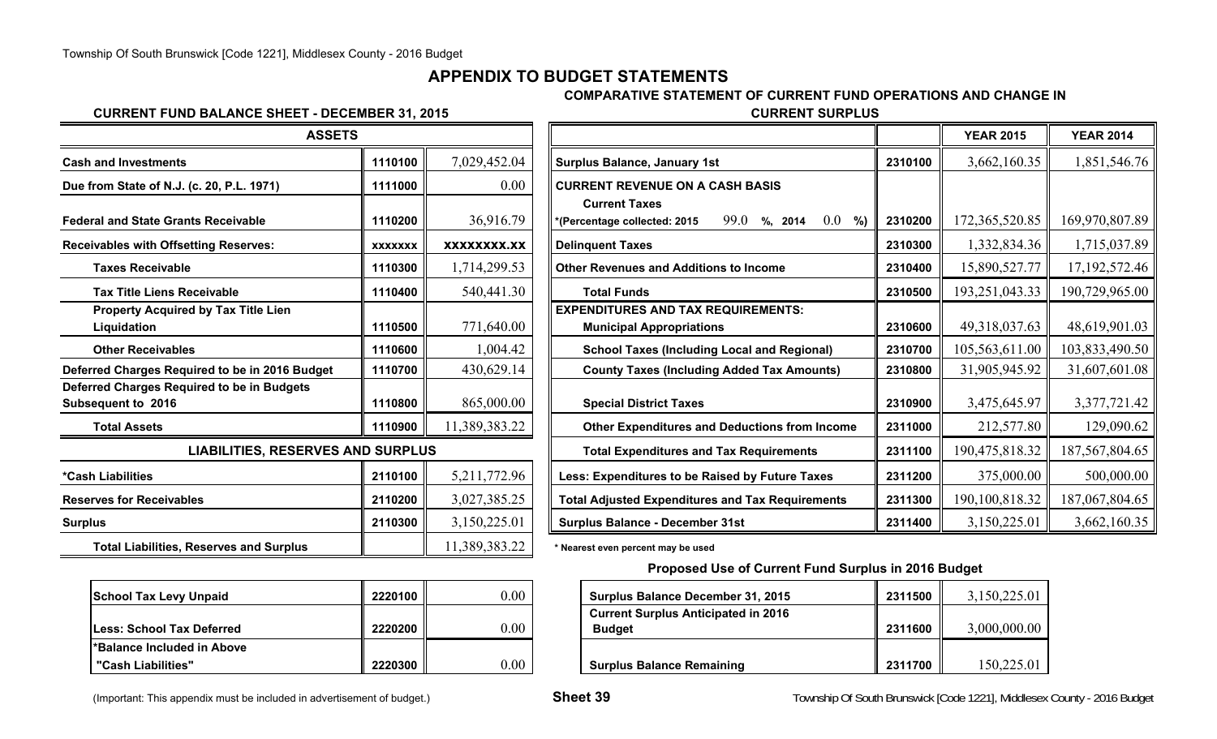# APPENDIX TO BUDGET STATEMENTS

## CURRENT FUND BALANCE SHEET - DECEMBER 31, 2015

| ASSETS | | |
|---|---|---|
| Cash and Investments | 1110100 | 7,029,452.04 |
| Due from State of N.J. (c. 20, P.L. 1971) | 1111000 | 0.00 |
| Federal and State Grants Receivable | 1110200 | 36,916.79 |
| Receivables with Offsetting Reserves: | xxxxxxx | xxxxxxxx.xx |
| Taxes Receivable | 1110300 | 1,714,299.53 |
| Tax Title Liens Receivable | 1110400 | 540,441.30 |
| Property Acquired by Tax Title Lien Liquidation | 1110500 | 771,640.00 |
| Other Receivables | 1110600 | 1,004.42 |
| Deferred Charges Required to be in 2016 Budget | 1110700 | 430,629.14 |
| Deferred Charges Required to be in Budgets Subsequent to 2016 | 1110800 | 865,000.00 |
| Total Assets | 1110900 | 11,389,383.22 |
| **LIABILITIES, RESERVES AND SURPLUS** | | |
| *Cash Liabilities | 2110100 | 5,211,772.96 |
| Reserves for Receivables | 2110200 | 3,027,385.25 |
| Surplus | 2110300 | 3,150,225.01 |
| Total Liabilities, Reserves and Surplus | | 11,389,383.22 |

| | | |
|---|---|---|
| School Tax Levy Unpaid | 2220100 | 0.00 |
| Less: School Tax Deferred | 2220200 | 0.00 |
| *Balance Included in Above "Cash Liabilities" | 2220300 | 0.00 |

## COMPARATIVE STATEMENT OF CURRENT FUND OPERATIONS AND CHANGE IN CURRENT SURPLUS

| | | YEAR 2015 | YEAR 2014 |
|---|---|---|---|
| Surplus Balance, January 1st | 2310100 | 3,662,160.35 | 1,851,546.76 |
| CURRENT REVENUE ON A CASH BASIS | | | |
| Current Taxes *(Percentage collected: 2015 99.0 %, 2014 0.0 %) | 2310200 | 172,365,520.85 | 169,970,807.89 |
| Delinquent Taxes | 2310300 | 1,332,834.36 | 1,715,037.89 |
| Other Revenues and Additions to Income | 2310400 | 15,890,527.77 | 17,192,572.46 |
| Total Funds | 2310500 | 193,251,043.33 | 190,729,965.00 |
| EXPENDITURES AND TAX REQUIREMENTS: | | | |
| Municipal Appropriations | 2310600 | 49,318,037.63 | 48,619,901.03 |
| School Taxes (Including Local and Regional) | 2310700 | 105,563,611.00 | 103,833,490.50 |
| County Taxes (Including Added Tax Amounts) | 2310800 | 31,905,945.92 | 31,607,601.08 |
| Special District Taxes | 2310900 | 3,475,645.97 | 3,377,721.42 |
| Other Expenditures and Deductions from Income | 2311000 | 212,577.80 | 129,090.62 |
| Total Expenditures and Tax Requirements | 2311100 | 190,475,818.32 | 187,567,804.65 |
| Less: Expenditures to be Raised by Future Taxes | 2311200 | 375,000.00 | 500,000.00 |
| Total Adjusted Expenditures and Tax Requirements | 2311300 | 190,100,818.32 | 187,067,804.65 |
| Surplus Balance - December 31st | 2311400 | 3,150,225.01 | 3,662,160.35 |

* Nearest even percent may be used

### Proposed Use of Current Fund Surplus in 2016 Budget

| | | |
|---|---|---|
| Surplus Balance December 31, 2015 | 2311500 | 3,150,225.01 |
| Current Surplus Anticipated in 2016 Budget | 2311600 | 3,000,000.00 |
| Surplus Balance Remaining | 2311700 | 150,225.01 |

(Important: This appendix must be included in advertisement of budget.)

Sheet 39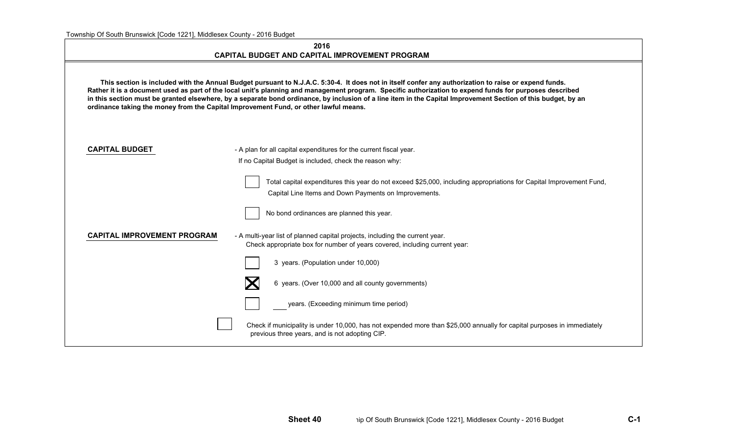## 2016
## CAPITAL BUDGET AND CAPITAL IMPROVEMENT PROGRAM

**This section is included with the Annual Budget pursuant to N.J.A.C. 5:30-4. It does not in itself confer any authorization to raise or expend funds. Rather it is a document used as part of the local unit's planning and management program. Specific authorization to expend funds for purposes described in this section must be granted elsewhere, by a separate bond ordinance, by inclusion of a line item in the Capital Improvement Section of this budget, by an ordinance taking the money from the Capital Improvement Fund, or other lawful means.**

**CAPITAL BUDGET** - A plan for all capital expenditures for the current fiscal year.

If no Capital Budget is included, check the reason why:

- [ ] Total capital expenditures this year do not exceed $25,000, including appropriations for Capital Improvement Fund, Capital Line Items and Down Payments on Improvements.
- [ ] No bond ordinances are planned this year.

**CAPITAL IMPROVEMENT PROGRAM** - A multi-year list of planned capital projects, including the current year.

Check appropriate box for number of years covered, including current year:

- [ ] 3 years. (Population under 10,000)
- [x] 6 years. (Over 10,000 and all county governments)
- [ ] ___ years. (Exceeding minimum time period)

- [ ] Check if municipality is under 10,000, has not expended more than $25,000 annually for capital purposes in immediately previous three years, and is not adopting CIP.

**Sheet 40**

C-1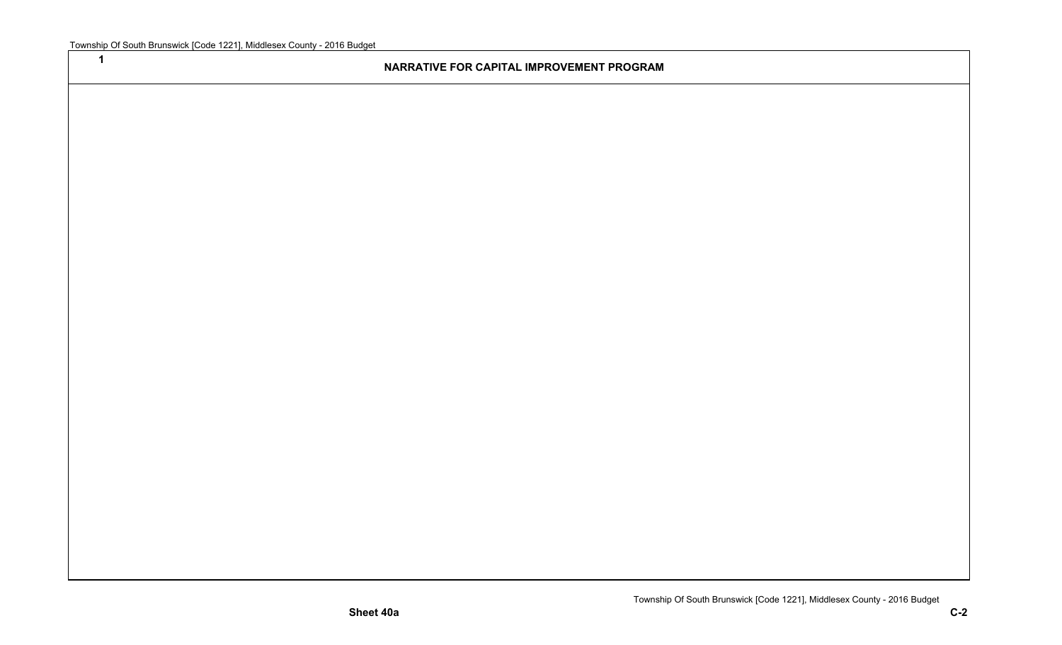1

## NARRATIVE FOR CAPITAL IMPROVEMENT PROGRAM

Sheet 40a

C-2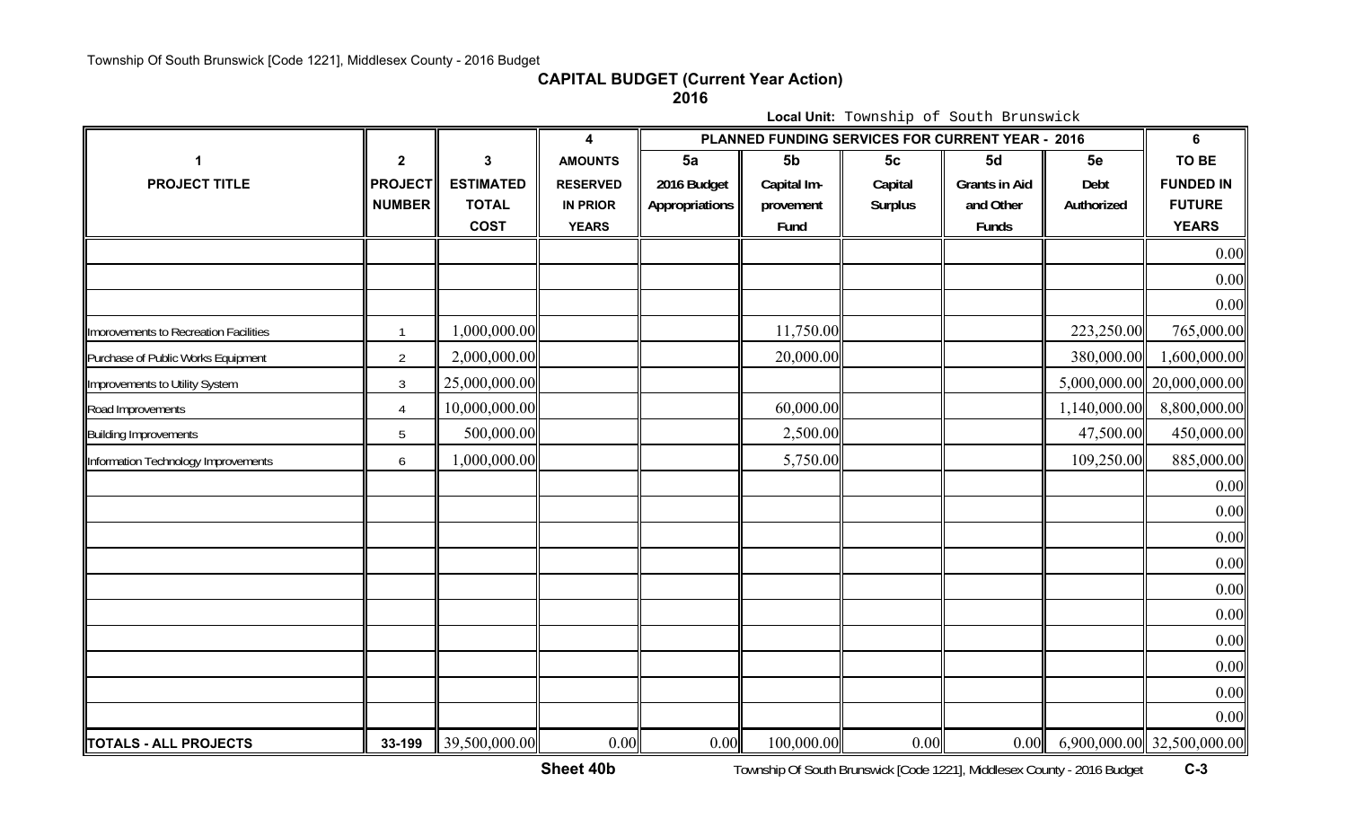## CAPITAL BUDGET (Current Year Action)

## 2016

**Local Unit:** Township of South Brunswick

| 1 | 2 | 3 | 4 | PLANNED FUNDING SERVICES FOR CURRENT YEAR - 2016 | | | | | 6 |
|---|---|---|---|---|---|---|---|---|---|
| PROJECT TITLE | PROJECT NUMBER | ESTIMATED TOTAL COST | AMOUNTS RESERVED IN PRIOR YEARS | 5a 2016 Budget Appropriations | 5b Capital Improvement Fund | 5c Capital Surplus | 5d Grants in Aid and Other Funds | 5e Debt Authorized | TO BE FUNDED IN FUTURE YEARS |
| | | | | | | | | | 0.00 |
| | | | | | | | | | 0.00 |
| | | | | | | | | | 0.00 |
| Improvements to Recreation Facilities | 1 | 1,000,000.00 | | | 11,750.00 | | | 223,250.00 | 765,000.00 |
| Purchase of Public Works Equipment | 2 | 2,000,000.00 | | | 20,000.00 | | | 380,000.00 | 1,600,000.00 |
| Improvements to Utility System | 3 | 25,000,000.00 | | | | | | 5,000,000.00 | 20,000,000.00 |
| Road Improvements | 4 | 10,000,000.00 | | | 60,000.00 | | | 1,140,000.00 | 8,800,000.00 |
| Building Improvements | 5 | 500,000.00 | | | 2,500.00 | | | 47,500.00 | 450,000.00 |
| Information Technology Improvements | 6 | 1,000,000.00 | | | 5,750.00 | | | 109,250.00 | 885,000.00 |
| | | | | | | | | | 0.00 |
| | | | | | | | | | 0.00 |
| | | | | | | | | | 0.00 |
| | | | | | | | | | 0.00 |
| | | | | | | | | | 0.00 |
| | | | | | | | | | 0.00 |
| | | | | | | | | | 0.00 |
| | | | | | | | | | 0.00 |
| | | | | | | | | | 0.00 |
| | | | | | | | | | 0.00 |
| **TOTALS - ALL PROJECTS** | 33-199 | 39,500,000.00 | 0.00 | 0.00 | 100,000.00 | 0.00 | 0.00 | 6,900,000.00 | 32,500,000.00 |

Sheet 40b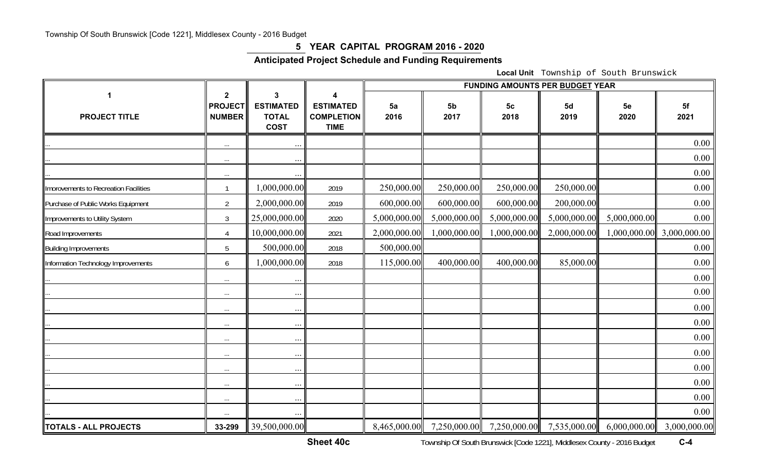Township Of South Brunswick [Code 1221], Middlesex County - 2016 Budget

## 5 YEAR CAPITAL PROGRAM 2016 - 2020

### Anticipated Project Schedule and Funding Requirements

**Local Unit** Township of South Brunswick

| 1 | 2 | 3 | 4 | FUNDING AMOUNTS PER BUDGET YEAR | | | | | |
|---|---|---|---|---|---|---|---|---|---|
| PROJECT TITLE | PROJECT NUMBER | ESTIMATED TOTAL COST | ESTIMATED COMPLETION TIME | 5a 2016 | 5b 2017 | 5c 2018 | 5d 2019 | 5e 2020 | 5f 2021 |
| ... | ... | ... | | | | | | | 0.00 |
| ... | ... | ... | | | | | | | 0.00 |
| ... | ... | ... | | | | | | | 0.00 |
| Improvements to Recreation Facilities | 1 | 1,000,000.00 | 2019 | 250,000.00 | 250,000.00 | 250,000.00 | 250,000.00 | | 0.00 |
| Purchase of Public Works Equipment | 2 | 2,000,000.00 | 2019 | 600,000.00 | 600,000.00 | 600,000.00 | 200,000.00 | | 0.00 |
| Improvements to Utility System | 3 | 25,000,000.00 | 2020 | 5,000,000.00 | 5,000,000.00 | 5,000,000.00 | 5,000,000.00 | 5,000,000.00 | 0.00 |
| Road Improvements | 4 | 10,000,000.00 | 2021 | 2,000,000.00 | 1,000,000.00 | 1,000,000.00 | 2,000,000.00 | 1,000,000.00 | 3,000,000.00 |
| Building Improvements | 5 | 500,000.00 | 2018 | 500,000.00 | | | | | 0.00 |
| Information Technology Improvements | 6 | 1,000,000.00 | 2018 | 115,000.00 | 400,000.00 | 400,000.00 | 85,000.00 | | 0.00 |
| ... | ... | ... | | | | | | | 0.00 |
| ... | ... | ... | | | | | | | 0.00 |
| ... | ... | ... | | | | | | | 0.00 |
| ... | ... | ... | | | | | | | 0.00 |
| ... | ... | ... | | | | | | | 0.00 |
| ... | ... | ... | | | | | | | 0.00 |
| ... | ... | ... | | | | | | | 0.00 |
| ... | ... | ... | | | | | | | 0.00 |
| ... | ... | ... | | | | | | | 0.00 |
| ... | ... | ... | | | | | | | 0.00 |
| **TOTALS - ALL PROJECTS** | 33-299 | 39,500,000.00 | | 8,465,000.00 | 7,250,000.00 | 7,250,000.00 | 7,535,000.00 | 6,000,000.00 | 3,000,000.00 |

**Sheet 40c**

C-4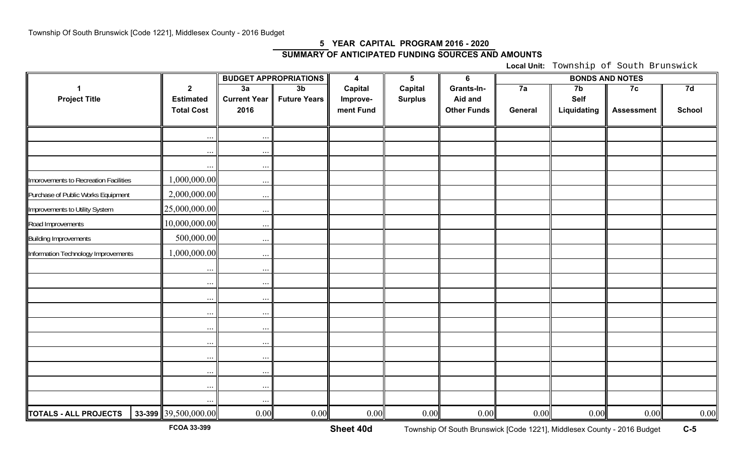## 5 YEAR CAPITAL PROGRAM 2016 - 2020

### SUMMARY OF ANTICIPATED FUNDING SOURCES AND AMOUNTS

**Local Unit:** Township of South Brunswick

| 1 | | 2 | BUDGET APPROPRIATIONS | | 4 | 5 | 6 | BONDS AND NOTES | | | |
|---|---|---|---|---|---|---|---|---|---|---|---|
| **Project Title** | | **Estimated Total Cost** | **3a Current Year 2016** | **3b Future Years** | **Capital Improve-ment Fund** | **Capital Surplus** | **Grants-In-Aid and Other Funds** | **7a General** | **7b Self Liquidating** | **7c Assessment** | **7d School** |
| | | ... | ... | | | | | | | | |
| | | ... | ... | | | | | | | | |
| | | ... | ... | | | | | | | | |
| Improvements to Recreation Facilities | | 1,000,000.00 | ... | | | | | | | | |
| Purchase of Public Works Equipment | | 2,000,000.00 | ... | | | | | | | | |
| Improvements to Utility System | | 25,000,000.00 | ... | | | | | | | | |
| Road Improvements | | 10,000,000.00 | ... | | | | | | | | |
| Building Improvements | | 500,000.00 | ... | | | | | | | | |
| Information Technology Improvements | | 1,000,000.00 | ... | | | | | | | | |
| | | ... | ... | | | | | | | | |
| | | ... | ... | | | | | | | | |
| | | ... | ... | | | | | | | | |
| | | ... | ... | | | | | | | | |
| | | ... | ... | | | | | | | | |
| | | ... | ... | | | | | | | | |
| | | ... | ... | | | | | | | | |
| | | ... | ... | | | | | | | | |
| | | ... | ... | | | | | | | | |
| | | ... | ... | | | | | | | | |
| **TOTALS - ALL PROJECTS** | 33-399 | 39,500,000.00 | 0.00 | 0.00 | 0.00 | 0.00 | 0.00 | 0.00 | 0.00 | 0.00 | 0.00 |

FCOA 33-399

Sheet 40d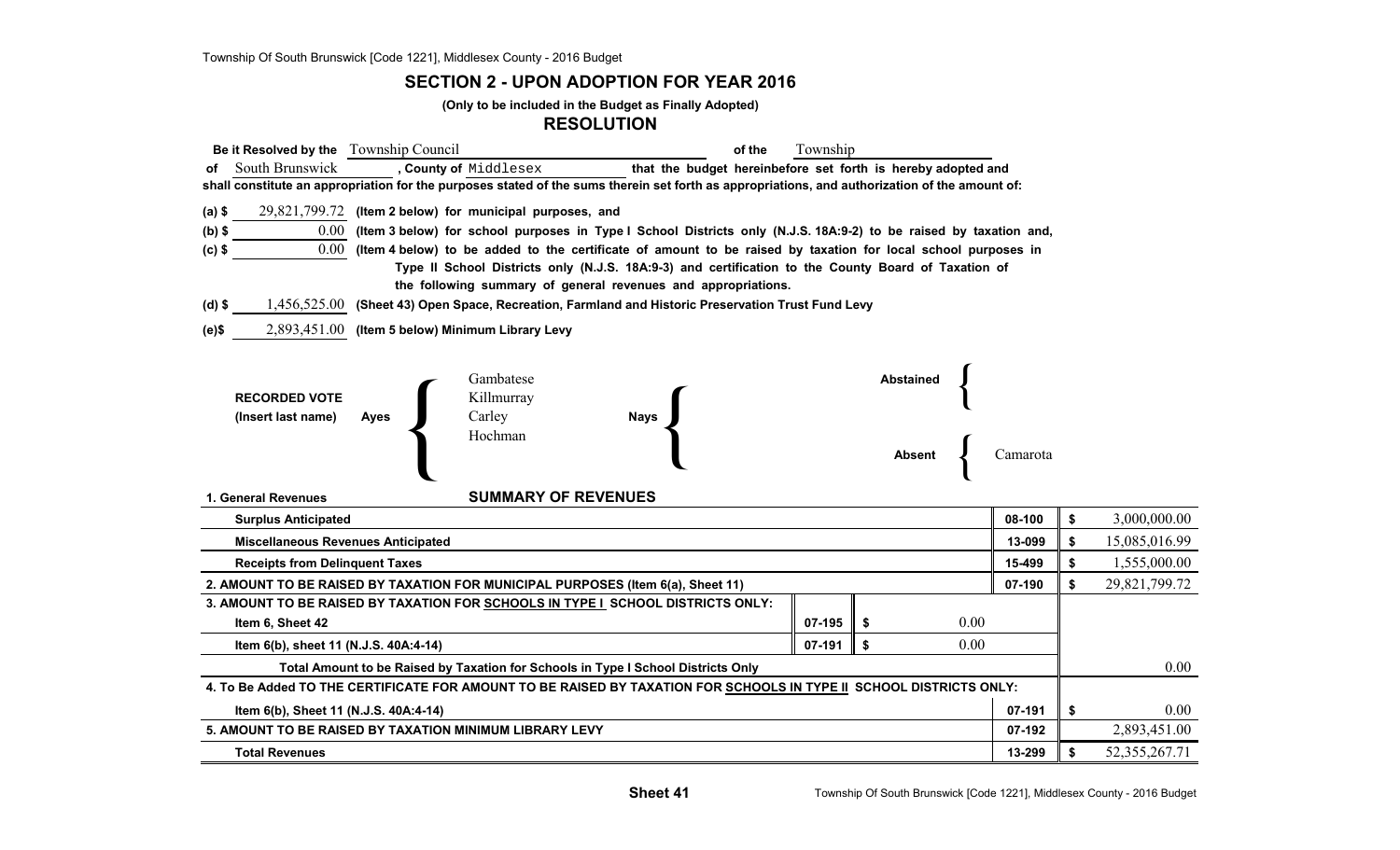## SECTION 2 - UPON ADOPTION FOR YEAR 2016

**(Only to be included in the Budget as Finally Adopted)**

### RESOLUTION

**Be it Resolved by the** Township Council **of the** Township **of** South Brunswick **, County of** Middlesex **that the budget hereinbefore set forth is hereby adopted and shall constitute an appropriation for the purposes stated of the sums therein set forth as appropriations, and authorization of the amount of:**

**(a) $** 29,821,799.72 **(Item 2 below) for municipal purposes, and**

**(b) $** 0.00 **(Item 3 below) for school purposes in Type I School Districts only (N.J.S. 18A:9-2) to be raised by taxation and,**

**(c) $** 0.00 **(Item 4 below) to be added to the certificate of amount to be raised by taxation for local school purposes in Type II School Districts only (N.J.S. 18A:9-3) and certification to the County Board of Taxation of the following summary of general revenues and appropriations.**

**(d) $** 1,456,525.00 **(Sheet 43) Open Space, Recreation, Farmland and Historic Preservation Trust Fund Levy**

**(e)$** 2,893,451.00 **(Item 5 below) Minimum Library Levy**

**RECORDED VOTE (Insert last name)**

**Ayes:** Gambatese, Killmurray, Carley, Hochman

**Nays:**

**Abstained:**

**Absent:** Camarota

### SUMMARY OF REVENUES

| | | | | |
|---|---|---|---|---|
| **1. General Revenues** | | | | |
| **Surplus Anticipated** | | | 08-100 | $ 3,000,000.00 |
| **Miscellaneous Revenues Anticipated** | | | 13-099 | $ 15,085,016.99 |
| **Receipts from Delinquent Taxes** | | | 15-499 | $ 1,555,000.00 |
| **2. AMOUNT TO BE RAISED BY TAXATION FOR MUNICIPAL PURPOSES (Item 6(a), Sheet 11)** | | | 07-190 | $ 29,821,799.72 |
| **3. AMOUNT TO BE RAISED BY TAXATION FOR SCHOOLS IN TYPE I SCHOOL DISTRICTS ONLY:** | | | | |
| **Item 6, Sheet 42** | 07-195 | $ 0.00 | | |
| **Item 6(b), sheet 11 (N.J.S. 40A:4-14)** | 07-191 | $ 0.00 | | |
| **Total Amount to be Raised by Taxation for Schools in Type I School Districts Only** | | | | 0.00 |
| **4. To Be Added TO THE CERTIFICATE FOR AMOUNT TO BE RAISED BY TAXATION FOR SCHOOLS IN TYPE II SCHOOL DISTRICTS ONLY:** | | | | |
| **Item 6(b), Sheet 11 (N.J.S. 40A:4-14)** | | | 07-191 | $ 0.00 |
| **5. AMOUNT TO BE RAISED BY TAXATION MINIMUM LIBRARY LEVY** | | | 07-192 | 2,893,451.00 |
| **Total Revenues** | | | 13-299 | $ 52,355,267.71 |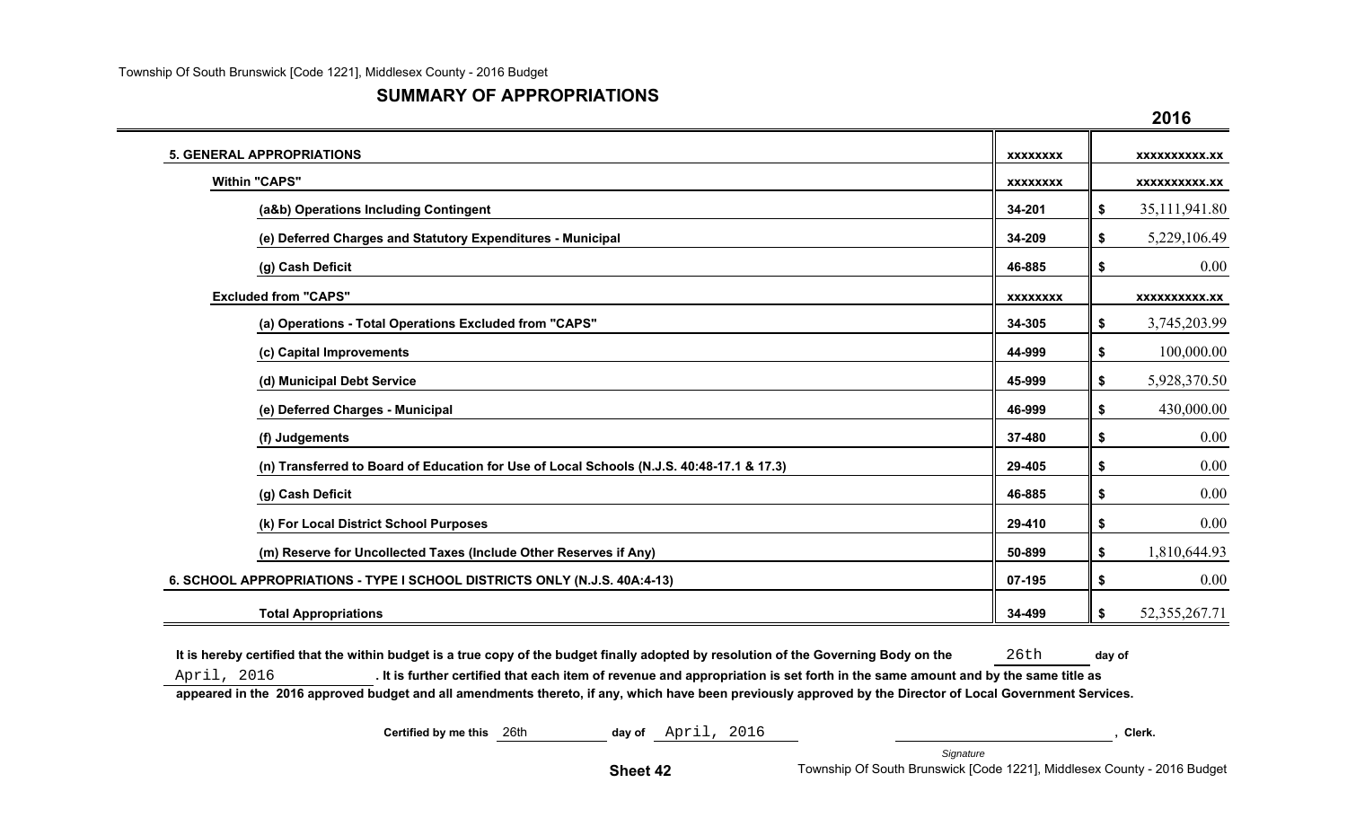## SUMMARY OF APPROPRIATIONS

| | | 2016 |
|---|---|---|
| **5. GENERAL APPROPRIATIONS** | xxxxxxxx | xxxxxxxxxx.xx |
| **Within "CAPS"** | xxxxxxxx | xxxxxxxxxx.xx |
| **(a&b) Operations Including Contingent** | 34-201 | $ 35,111,941.80 |
| **(e) Deferred Charges and Statutory Expenditures - Municipal** | 34-209 | $ 5,229,106.49 |
| **(g) Cash Deficit** | 46-885 | $ 0.00 |
| **Excluded from "CAPS"** | xxxxxxxx | xxxxxxxxxx.xx |
| **(a) Operations - Total Operations Excluded from "CAPS"** | 34-305 | $ 3,745,203.99 |
| **(c) Capital Improvements** | 44-999 | $ 100,000.00 |
| **(d) Municipal Debt Service** | 45-999 | $ 5,928,370.50 |
| **(e) Deferred Charges - Municipal** | 46-999 | $ 430,000.00 |
| **(f) Judgements** | 37-480 | $ 0.00 |
| **(n) Transferred to Board of Education for Use of Local Schools (N.J.S. 40:48-17.1 & 17.3)** | 29-405 | $ 0.00 |
| **(g) Cash Deficit** | 46-885 | $ 0.00 |
| **(k) For Local District School Purposes** | 29-410 | $ 0.00 |
| **(m) Reserve for Uncollected Taxes (Include Other Reserves if Any)** | 50-899 | $ 1,810,644.93 |
| **6. SCHOOL APPROPRIATIONS - TYPE I SCHOOL DISTRICTS ONLY (N.J.S. 40A:4-13)** | 07-195 | $ 0.00 |
| **Total Appropriations** | 34-499 | $ 52,355,267.71 |

**It is hereby certified that the within budget is a true copy of the budget finally adopted by resolution of the Governing Body on the** 26th **day of** April, 2016 **. It is further certified that each item of revenue and appropriation is set forth in the same amount and by the same title as appeared in the 2016 approved budget and all amendments thereto, if any, which have been previously approved by the Director of Local Government Services.**

**Certified by me this** 26th **day of** April, 2016 \_\_\_\_\_\_\_\_\_\_\_\_\_\_\_\_\_\_\_\_ **, Clerk.**

*Signature*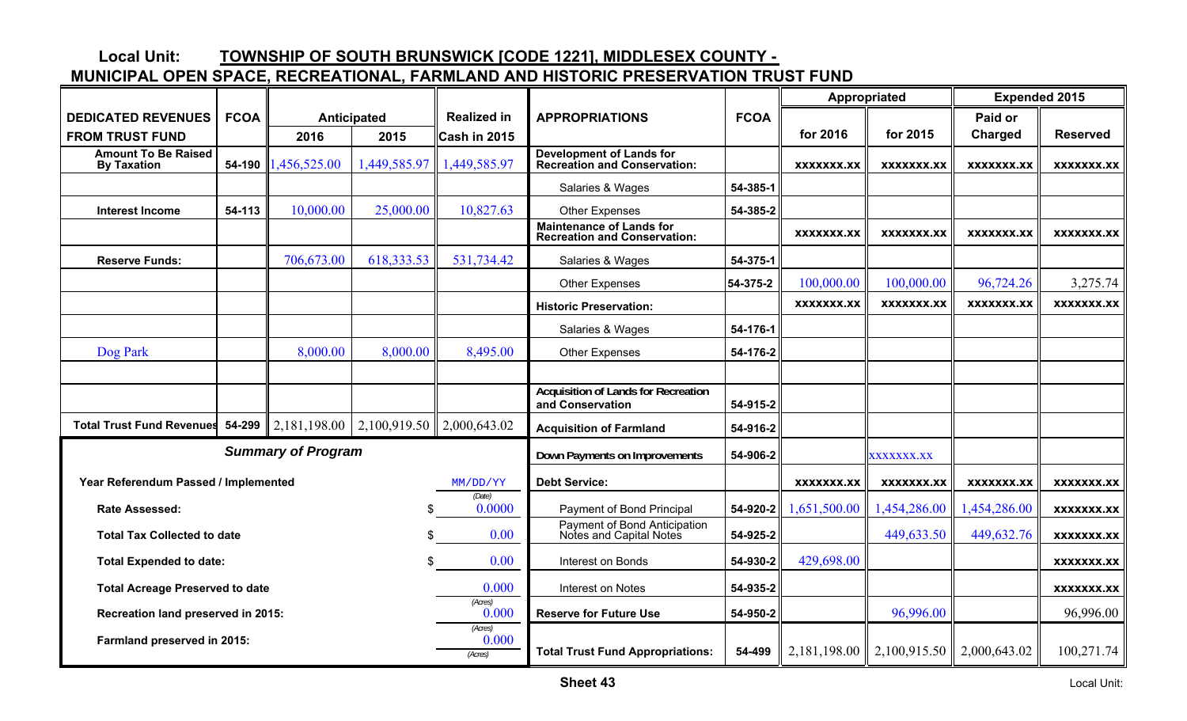**Local Unit: TOWNSHIP OF SOUTH BRUNSWICK [CODE 1221], MIDDLESEX COUNTY -**
**MUNICIPAL OPEN SPACE, RECREATIONAL, FARMLAND AND HISTORIC PRESERVATION TRUST FUND**

| DEDICATED REVENUES FROM TRUST FUND | FCOA | Anticipated 2016 | Anticipated 2015 | Realized in Cash in 2015 | APPROPRIATIONS | FCOA | Appropriated for 2016 | Appropriated for 2015 | Expended 2015 Paid or Charged | Expended 2015 Reserved |
|---|---|---|---|---|---|---|---|---|---|---|
| Amount To Be Raised By Taxation | 54-190 | 1,456,525.00 | 1,449,585.97 | 1,449,585.97 | Development of Lands for Recreation and Conservation: | | xxxxxxx.xx | xxxxxxx.xx | xxxxxxx.xx | xxxxxxx.xx |
| | | | | | Salaries & Wages | 54-385-1 | | | | |
| Interest Income | 54-113 | 10,000.00 | 25,000.00 | 10,827.63 | Other Expenses | 54-385-2 | | | | |
| | | | | | Maintenance of Lands for Recreation and Conservation: | | xxxxxxx.xx | xxxxxxx.xx | xxxxxxx.xx | xxxxxxx.xx |
| Reserve Funds: | | 706,673.00 | 618,333.53 | 531,734.42 | Salaries & Wages | 54-375-1 | | | | |
| | | | | | Other Expenses | 54-375-2 | 100,000.00 | 100,000.00 | 96,724.26 | 3,275.74 |
| | | | | | Historic Preservation: | | xxxxxxx.xx | xxxxxxx.xx | xxxxxxx.xx | xxxxxxx.xx |
| | | | | | Salaries & Wages | 54-176-1 | | | | |
| Dog Park | | 8,000.00 | 8,000.00 | 8,495.00 | Other Expenses | 54-176-2 | | | | |
| | | | | | | | | | | |
| | | | | | Acquisition of Lands for Recreation and Conservation | 54-915-2 | | | | |
| Total Trust Fund Revenues | 54-299 | 2,181,198.00 | 2,100,919.50 | 2,000,643.02 | Acquisition of Farmland | 54-916-2 | | | | |
| ***Summary of Program*** | | | | | Down Payments on Improvements | 54-906-2 | | xxxxxxx.xx | | |
| Year Referendum Passed / Implemented | | | | MM/DD/YY (Date) | Debt Service: | | xxxxxxx.xx | xxxxxxx.xx | xxxxxxx.xx | xxxxxxx.xx |
| Rate Assessed: | | | | $ 0.0000 | Payment of Bond Principal | 54-920-2 | 1,651,500.00 | 1,454,286.00 | 1,454,286.00 | xxxxxxx.xx |
| Total Tax Collected to date | | | | $ 0.00 | Payment of Bond Anticipation Notes and Capital Notes | 54-925-2 | | 449,633.50 | 449,632.76 | xxxxxxx.xx |
| Total Expended to date: | | | | $ 0.00 | Interest on Bonds | 54-930-2 | 429,698.00 | | | xxxxxxx.xx |
| Total Acreage Preserved to date | | | | 0.000 (Acres) | Interest on Notes | 54-935-2 | | | | xxxxxxx.xx |
| Recreation land preserved in 2015: | | | | 0.000 (Acres) | Reserve for Future Use | 54-950-2 | | 96,996.00 | | 96,996.00 |
| Farmland preserved in 2015: | | | | 0.000 (Acres) | Total Trust Fund Appropriations: | 54-499 | 2,181,198.00 | 2,100,915.50 | 2,000,643.02 | 100,271.74 |

**Sheet 43**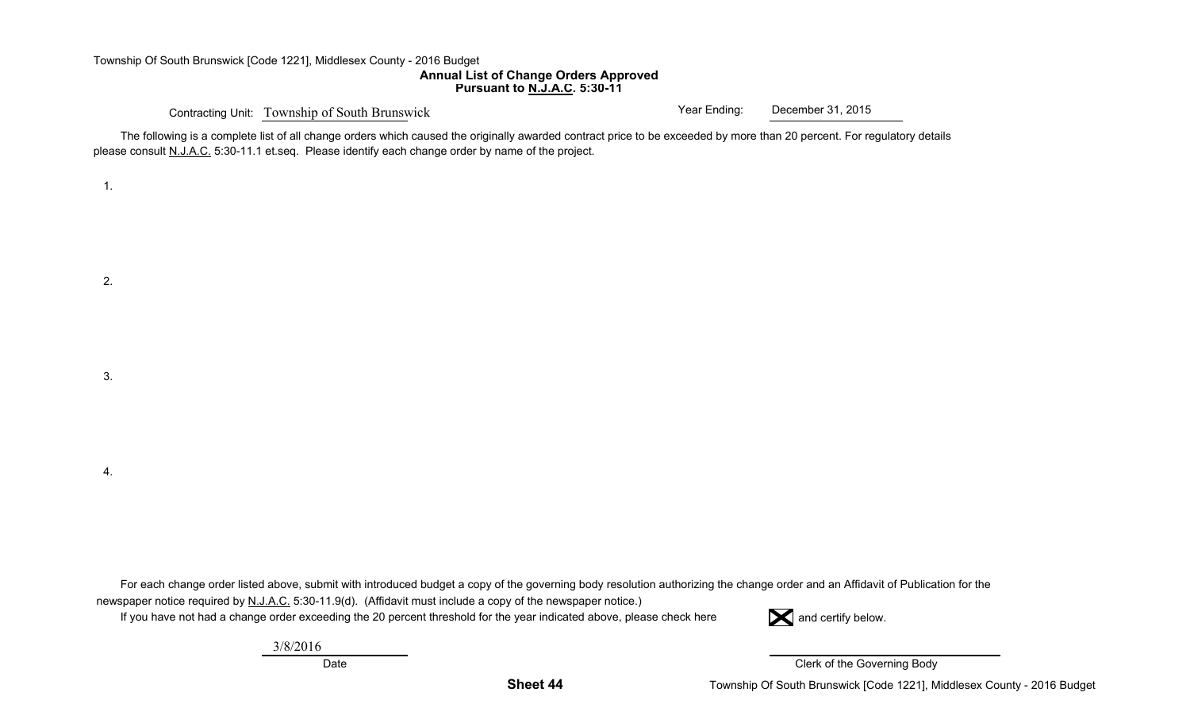## Annual List of Change Orders Approved
### Pursuant to N.J.A.C. 5:30-11

Contracting Unit: Township of South Brunswick

Year Ending: December 31, 2015

The following is a complete list of all change orders which caused the originally awarded contract price to be exceeded by more than 20 percent. For regulatory details please consult N.J.A.C. 5:30-11.1 et.seq. Please identify each change order by name of the project.

1.

2.

3.

4.

For each change order listed above, submit with introduced budget a copy of the governing body resolution authorizing the change order and an Affidavit of Publication for the newspaper notice required by N.J.A.C. 5:30-11.9(d). (Affidavit must include a copy of the newspaper notice.)

If you have not had a change order exceeding the 20 percent threshold for the year indicated above, please check here ☒ and certify below.

3/8/2016

Date

Clerk of the Governing Body

**Sheet 44**